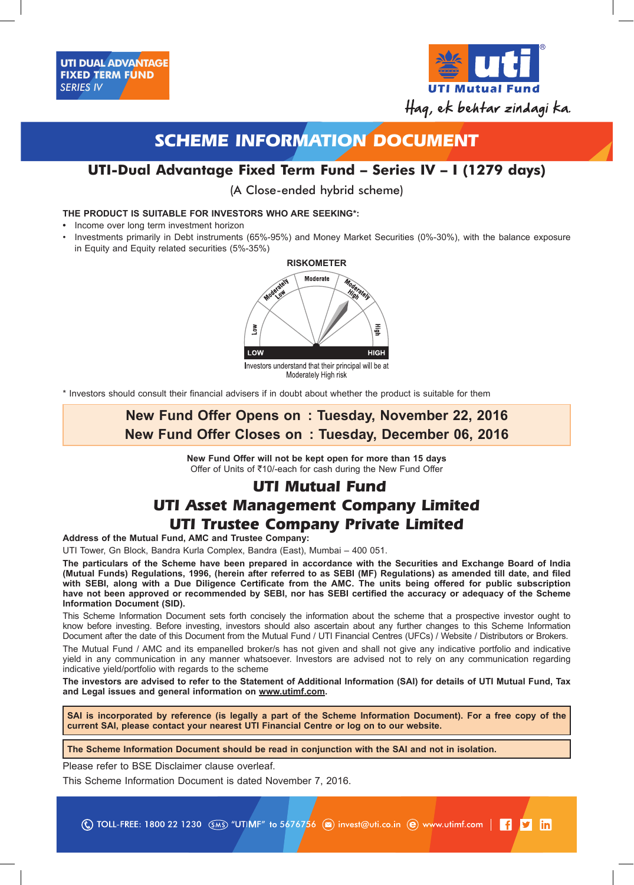UTI DUAL ADVANTAGE FIXED TERM FUND SERIES IV

UTI Mutual Fund

Haq, ek behtar zindagi ka.

# SCHEME INFORMATION DOCUMENT

## UTI-Dual Advantage Fixed Term Fund – Series IV – I (1279 days)

(A Close-ended hybrid scheme)

**THE PRODUCT IS SUITABLE FOR INVESTORS WHO ARE SEEKING*:**

- Income over long term investment horizon
- Investments primarily in Debt instruments (65%-95%) and Money Market Securities (0%-30%), with the balance exposure in Equity and Equity related securities (5%-35%)

**RISKOMETER**

Low | Moderately Low | Moderate | Moderately High | High

LOW — HIGH

Investors understand that their principal will be at Moderately High risk

* Investors should consult their financial advisers if in doubt about whether the product is suitable for them

**New Fund Offer Opens on : Tuesday, November 22, 2016**
**New Fund Offer Closes on : Tuesday, December 06, 2016**

**New Fund Offer will not be kept open for more than 15 days**
Offer of Units of ₹10/-each for cash during the New Fund Offer

## UTI Mutual Fund
## UTI Asset Management Company Limited
## UTI Trustee Company Private Limited

**Address of the Mutual Fund, AMC and Trustee Company:**

UTI Tower, Gn Block, Bandra Kurla Complex, Bandra (East), Mumbai – 400 051.

**The particulars of the Scheme have been prepared in accordance with the Securities and Exchange Board of India (Mutual Funds) Regulations, 1996, (herein after referred to as SEBI (MF) Regulations) as amended till date, and filed with SEBI, along with a Due Diligence Certificate from the AMC. The units being offered for public subscription have not been approved or recommended by SEBI, nor has SEBI certified the accuracy or adequacy of the Scheme Information Document (SID).**

This Scheme Information Document sets forth concisely the information about the scheme that a prospective investor ought to know before investing. Before investing, investors should also ascertain about any further changes to this Scheme Information Document after the date of this Document from the Mutual Fund / UTI Financial Centres (UFCs) / Website / Distributors or Brokers.

The Mutual Fund / AMC and its empanelled broker/s has not given and shall not give any indicative portfolio and indicative yield in any communication in any manner whatsoever. Investors are advised not to rely on any communication regarding indicative yield/portfolio with regards to the scheme

**The investors are advised to refer to the Statement of Additional Information (SAI) for details of UTI Mutual Fund, Tax and Legal issues and general information on www.utimf.com.**

**SAI is incorporated by reference (is legally a part of the Scheme Information Document). For a free copy of the current SAI, please contact your nearest UTI Financial Centre or log on to our website.**

**The Scheme Information Document should be read in conjunction with the SAI and not in isolation.**

Please refer to BSE Disclaimer clause overleaf.

This Scheme Information Document is dated November 7, 2016.

TOLL-FREE: 1800 22 1230 | SMS "UTIMF" to 5676756 | invest@uti.co.in | www.utimf.com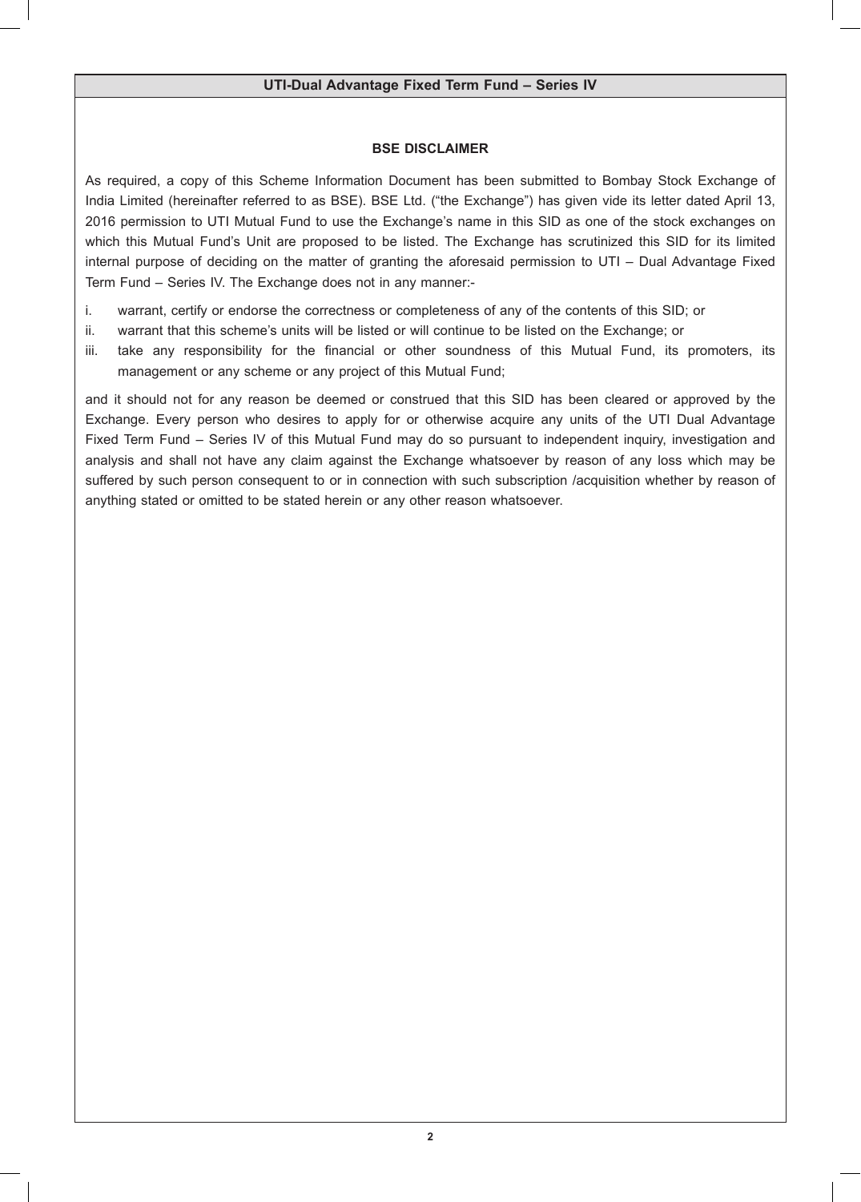## BSE DISCLAIMER

As required, a copy of this Scheme Information Document has been submitted to Bombay Stock Exchange of India Limited (hereinafter referred to as BSE). BSE Ltd. ("the Exchange") has given vide its letter dated April 13, 2016 permission to UTI Mutual Fund to use the Exchange's name in this SID as one of the stock exchanges on which this Mutual Fund's Unit are proposed to be listed. The Exchange has scrutinized this SID for its limited internal purpose of deciding on the matter of granting the aforesaid permission to UTI – Dual Advantage Fixed Term Fund – Series IV. The Exchange does not in any manner:-

i. warrant, certify or endorse the correctness or completeness of any of the contents of this SID; or
ii. warrant that this scheme's units will be listed or will continue to be listed on the Exchange; or
iii. take any responsibility for the financial or other soundness of this Mutual Fund, its promoters, its management or any scheme or any project of this Mutual Fund;

and it should not for any reason be deemed or construed that this SID has been cleared or approved by the Exchange. Every person who desires to apply for or otherwise acquire any units of the UTI Dual Advantage Fixed Term Fund – Series IV of this Mutual Fund may do so pursuant to independent inquiry, investigation and analysis and shall not have any claim against the Exchange whatsoever by reason of any loss which may be suffered by such person consequent to or in connection with such subscription /acquisition whether by reason of anything stated or omitted to be stated herein or any other reason whatsoever.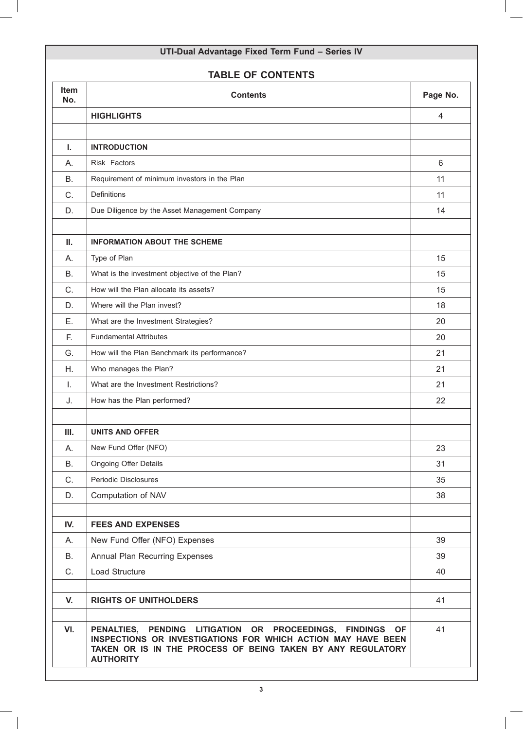UTI-Dual Advantage Fixed Term Fund – Series IV

## TABLE OF CONTENTS

| Item No. | Contents | Page No. |
|---|---|---|
| | **HIGHLIGHTS** | 4 |
| | | |
| **I.** | **INTRODUCTION** | |
| A. | Risk Factors | 6 |
| B. | Requirement of minimum investors in the Plan | 11 |
| C. | Definitions | 11 |
| D. | Due Diligence by the Asset Management Company | 14 |
| | | |
| **II.** | **INFORMATION ABOUT THE SCHEME** | |
| A. | Type of Plan | 15 |
| B. | What is the investment objective of the Plan? | 15 |
| C. | How will the Plan allocate its assets? | 15 |
| D. | Where will the Plan invest? | 18 |
| E. | What are the Investment Strategies? | 20 |
| F. | Fundamental Attributes | 20 |
| G. | How will the Plan Benchmark its performance? | 21 |
| H. | Who manages the Plan? | 21 |
| I. | What are the Investment Restrictions? | 21 |
| J. | How has the Plan performed? | 22 |
| | | |
| **III.** | **UNITS AND OFFER** | |
| A. | New Fund Offer (NFO) | 23 |
| B. | Ongoing Offer Details | 31 |
| C. | Periodic Disclosures | 35 |
| D. | Computation of NAV | 38 |
| | | |
| **IV.** | **FEES AND EXPENSES** | |
| A. | New Fund Offer (NFO) Expenses | 39 |
| B. | Annual Plan Recurring Expenses | 39 |
| C. | Load Structure | 40 |
| | | |
| **V.** | **RIGHTS OF UNITHOLDERS** | 41 |
| | | |
| **VI.** | **PENALTIES, PENDING LITIGATION OR PROCEEDINGS, FINDINGS OF INSPECTIONS OR INVESTIGATIONS FOR WHICH ACTION MAY HAVE BEEN TAKEN OR IS IN THE PROCESS OF BEING TAKEN BY ANY REGULATORY AUTHORITY** | 41 |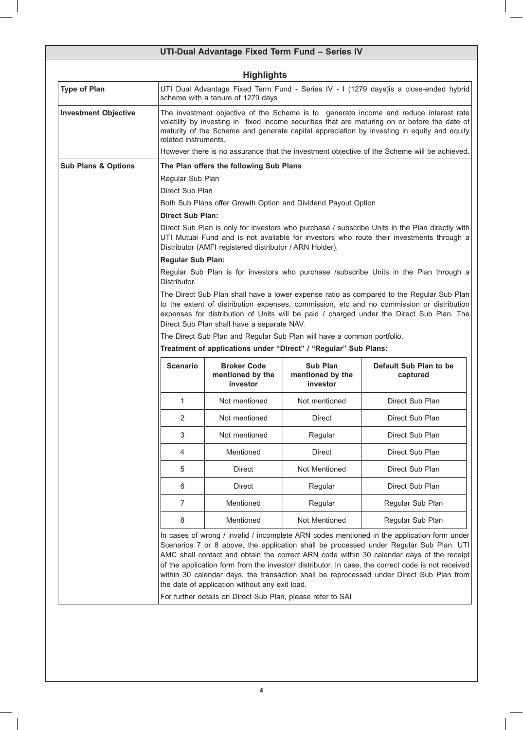## UTI-Dual Advantage Fixed Term Fund – Series IV

### Highlights

**Type of Plan**

UTI Dual Advantage Fixed Term Fund - Series IV - I (1279 days)is a close-ended hybrid scheme with a tenure of 1279 days

**Investment Objective**

The investment objective of the Scheme is to generate income and reduce interest rate volatility by investing in fixed income securities that are maturing on or before the date of maturity of the Scheme and generate capital appreciation by investing in equity and equity related instruments.

However there is no assurance that the investment objective of the Scheme will be achieved.

**Sub Plans & Options**

**The Plan offers the following Sub Plans**

Regular Sub Plan

Direct Sub Plan

Both Sub Plans offer Growth Option and Dividend Payout Option

**Direct Sub Plan:**

Direct Sub Plan is only for investors who purchase / subscribe Units in the Plan directly with UTI Mutual Fund and is not available for investors who route their investments through a Distributor (AMFI registered distributor / ARN Holder).

**Regular Sub Plan:**

Regular Sub Plan is for investors who purchase /subscribe Units in the Plan through a Distributor.

The Direct Sub Plan shall have a lower expense ratio as compared to the Regular Sub Plan to the extent of distribution expenses, commission, etc and no commission or distribution expenses for distribution of Units will be paid / charged under the Direct Sub Plan. The Direct Sub Plan shall have a separate NAV.

The Direct Sub Plan and Regular Sub Plan will have a common portfolio.

**Treatment of applications under "Direct" / "Regular" Sub Plans:**

| Scenario | Broker Code mentioned by the investor | Sub Plan mentioned by the investor | Default Sub Plan to be captured |
|---|---|---|---|
| 1 | Not mentioned | Not mentioned | Direct Sub Plan |
| 2 | Not mentioned | Direct | Direct Sub Plan |
| 3 | Not mentioned | Regular | Direct Sub Plan |
| 4 | Mentioned | Direct | Direct Sub Plan |
| 5 | Direct | Not Mentioned | Direct Sub Plan |
| 6 | Direct | Regular | Direct Sub Plan |
| 7 | Mentioned | Regular | Regular Sub Plan |
| 8 | Mentioned | Not Mentioned | Regular Sub Plan |

In cases of wrong / invalid / incomplete ARN codes mentioned in the application form under Scenarios 7 or 8 above, the application shall be processed under Regular Sub Plan. UTI AMC shall contact and obtain the correct ARN code within 30 calendar days of the receipt of the application form from the investor/ distributor. In case, the correct code is not received within 30 calendar days, the transaction shall be reprocessed under Direct Sub Plan from the date of application without any exit load.

For further details on Direct Sub Plan, please refer to SAI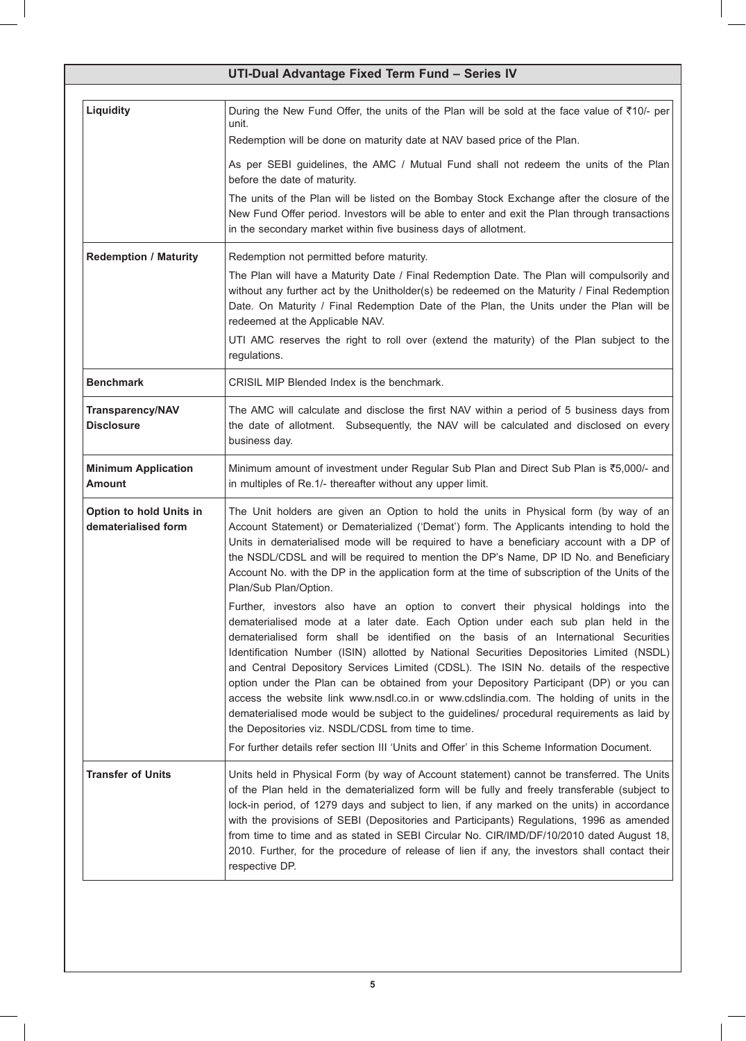## UTI-Dual Advantage Fixed Term Fund – Series IV

| | |
|---|---|
| **Liquidity** | During the New Fund Offer, the units of the Plan will be sold at the face value of ₹10/- per unit.<br>Redemption will be done on maturity date at NAV based price of the Plan.<br>As per SEBI guidelines, the AMC / Mutual Fund shall not redeem the units of the Plan before the date of maturity.<br>The units of the Plan will be listed on the Bombay Stock Exchange after the closure of the New Fund Offer period. Investors will be able to enter and exit the Plan through transactions in the secondary market within five business days of allotment. |
| **Redemption / Maturity** | Redemption not permitted before maturity.<br>The Plan will have a Maturity Date / Final Redemption Date. The Plan will compulsorily and without any further act by the Unitholder(s) be redeemed on the Maturity / Final Redemption Date. On Maturity / Final Redemption Date of the Plan, the Units under the Plan will be redeemed at the Applicable NAV.<br>UTI AMC reserves the right to roll over (extend the maturity) of the Plan subject to the regulations. |
| **Benchmark** | CRISIL MIP Blended Index is the benchmark. |
| **Transparency/NAV Disclosure** | The AMC will calculate and disclose the first NAV within a period of 5 business days from the date of allotment. Subsequently, the NAV will be calculated and disclosed on every business day. |
| **Minimum Application Amount** | Minimum amount of investment under Regular Sub Plan and Direct Sub Plan is ₹5,000/- and in multiples of Re.1/- thereafter without any upper limit. |
| **Option to hold Units in dematerialised form** | The Unit holders are given an Option to hold the units in Physical form (by way of an Account Statement) or Dematerialized ('Demat') form. The Applicants intending to hold the Units in dematerialised mode will be required to have a beneficiary account with a DP of the NSDL/CDSL and will be required to mention the DP's Name, DP ID No. and Beneficiary Account No. with the DP in the application form at the time of subscription of the Units of the Plan/Sub Plan/Option.<br>Further, investors also have an option to convert their physical holdings into the dematerialised mode at a later date. Each Option under each sub plan held in the dematerialised form shall be identified on the basis of an International Securities Identification Number (ISIN) allotted by National Securities Depositories Limited (NSDL) and Central Depository Services Limited (CDSL). The ISIN No. details of the respective option under the Plan can be obtained from your Depository Participant (DP) or you can access the website link www.nsdl.co.in or www.cdslindia.com. The holding of units in the dematerialised mode would be subject to the guidelines/ procedural requirements as laid by the Depositories viz. NSDL/CDSL from time to time.<br>For further details refer section III 'Units and Offer' in this Scheme Information Document. |
| **Transfer of Units** | Units held in Physical Form (by way of Account statement) cannot be transferred. The Units of the Plan held in the dematerialized form will be fully and freely transferable (subject to lock-in period, of 1279 days and subject to lien, if any marked on the units) in accordance with the provisions of SEBI (Depositories and Participants) Regulations, 1996 as amended from time to time and as stated in SEBI Circular No. CIR/IMD/DF/10/2010 dated August 18, 2010. Further, for the procedure of release of lien if any, the investors shall contact their respective DP. |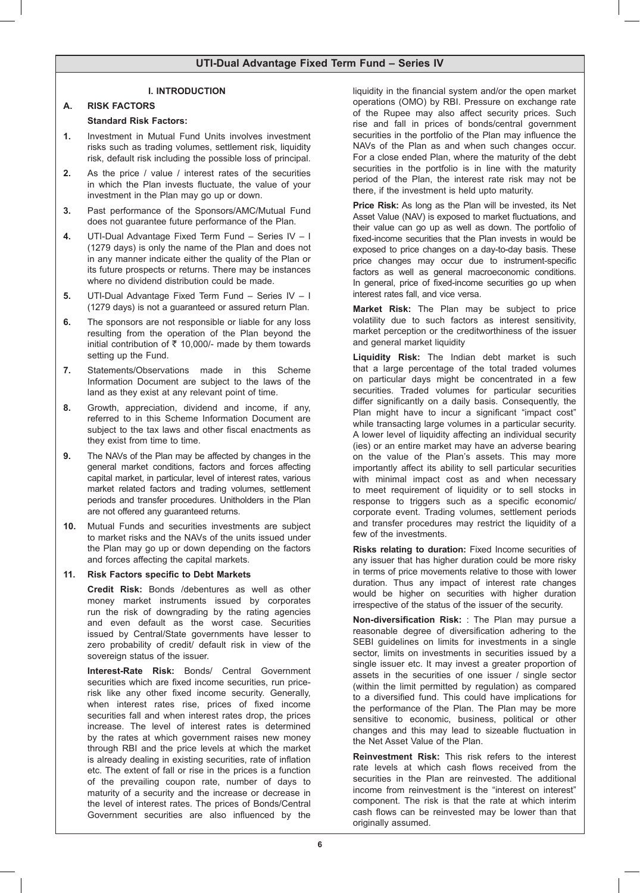## I. INTRODUCTION

### A. RISK FACTORS

**Standard Risk Factors:**

1. Investment in Mutual Fund Units involves investment risks such as trading volumes, settlement risk, liquidity risk, default risk including the possible loss of principal.
2. As the price / value / interest rates of the securities in which the Plan invests fluctuate, the value of your investment in the Plan may go up or down.
3. Past performance of the Sponsors/AMC/Mutual Fund does not guarantee future performance of the Plan.
4. UTI-Dual Advantage Fixed Term Fund – Series IV – I (1279 days) is only the name of the Plan and does not in any manner indicate either the quality of the Plan or its future prospects or returns. There may be instances where no dividend distribution could be made.
5. UTI-Dual Advantage Fixed Term Fund – Series IV – I (1279 days) is not a guaranteed or assured return Plan.
6. The sponsors are not responsible or liable for any loss resulting from the operation of the Plan beyond the initial contribution of ₹ 10,000/- made by them towards setting up the Fund.
7. Statements/Observations made in this Scheme Information Document are subject to the laws of the land as they exist at any relevant point of time.
8. Growth, appreciation, dividend and income, if any, referred to in this Scheme Information Document are subject to the tax laws and other fiscal enactments as they exist from time to time.
9. The NAVs of the Plan may be affected by changes in the general market conditions, factors and forces affecting capital market, in particular, level of interest rates, various market related factors and trading volumes, settlement periods and transfer procedures. Unitholders in the Plan are not offered any guaranteed returns.
10. Mutual Funds and securities investments are subject to market risks and the NAVs of the units issued under the Plan may go up or down depending on the factors and forces affecting the capital markets.
11. **Risk Factors specific to Debt Markets**

    **Credit Risk:** Bonds /debentures as well as other money market instruments issued by corporates run the risk of downgrading by the rating agencies and even default as the worst case. Securities issued by Central/State governments have lesser to zero probability of credit/ default risk in view of the sovereign status of the issuer.

    **Interest-Rate Risk:** Bonds/ Central Government securities which are fixed income securities, run price-risk like any other fixed income security. Generally, when interest rates rise, prices of fixed income securities fall and when interest rates drop, the prices increase. The level of interest rates is determined by the rates at which government raises new money through RBI and the price levels at which the market is already dealing in existing securities, rate of inflation etc. The extent of fall or rise in the prices is a function of the prevailing coupon rate, number of days to maturity of a security and the increase or decrease in the level of interest rates. The prices of Bonds/Central Government securities are also influenced by the liquidity in the financial system and/or the open market operations (OMO) by RBI. Pressure on exchange rate of the Rupee may also affect security prices. Such rise and fall in prices of bonds/central government securities in the portfolio of the Plan may influence the NAVs of the Plan as and when such changes occur. For a close ended Plan, where the maturity of the debt securities in the portfolio is in line with the maturity period of the Plan, the interest rate risk may not be there, if the investment is held upto maturity.

    **Price Risk:** As long as the Plan will be invested, its Net Asset Value (NAV) is exposed to market fluctuations, and their value can go up as well as down. The portfolio of fixed-income securities that the Plan invests in would be exposed to price changes on a day-to-day basis. These price changes may occur due to instrument-specific factors as well as general macroeconomic conditions. In general, price of fixed-income securities go up when interest rates fall, and vice versa.

    **Market Risk:** The Plan may be subject to price volatility due to such factors as interest sensitivity, market perception or the creditworthiness of the issuer and general market liquidity

    **Liquidity Risk:** The Indian debt market is such that a large percentage of the total traded volumes on particular days might be concentrated in a few securities. Traded volumes for particular securities differ significantly on a daily basis. Consequently, the Plan might have to incur a significant "impact cost" while transacting large volumes in a particular security. A lower level of liquidity affecting an individual security (ies) or an entire market may have an adverse bearing on the value of the Plan's assets. This may more importantly affect its ability to sell particular securities with minimal impact cost as and when necessary to meet requirement of liquidity or to sell stocks in response to triggers such as a specific economic/ corporate event. Trading volumes, settlement periods and transfer procedures may restrict the liquidity of a few of the investments.

    **Risks relating to duration:** Fixed Income securities of any issuer that has higher duration could be more risky in terms of price movements relative to those with lower duration. Thus any impact of interest rate changes would be higher on securities with higher duration irrespective of the status of the issuer of the security.

    **Non-diversification Risk:** : The Plan may pursue a reasonable degree of diversification adhering to the SEBI guidelines on limits for investments in a single sector, limits on investments in securities issued by a single issuer etc. It may invest a greater proportion of assets in the securities of one issuer / single sector (within the limit permitted by regulation) as compared to a diversified fund. This could have implications for the performance of the Plan. The Plan may be more sensitive to economic, business, political or other changes and this may lead to sizeable fluctuation in the Net Asset Value of the Plan.

    **Reinvestment Risk:** This risk refers to the interest rate levels at which cash flows received from the securities in the Plan are reinvested. The additional income from reinvestment is the "interest on interest" component. The risk is that the rate at which interim cash flows can be reinvested may be lower than that originally assumed.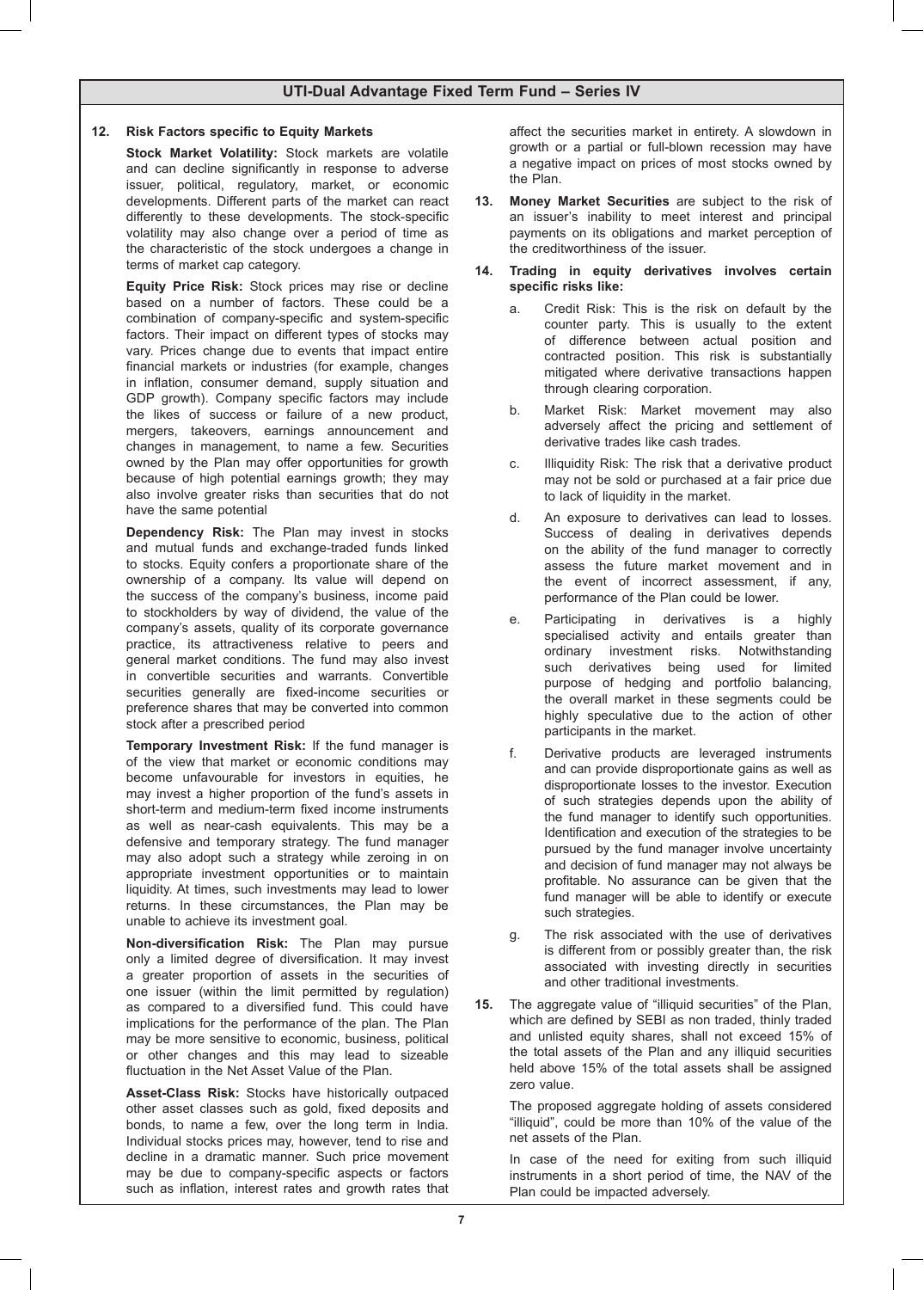**12. Risk Factors specific to Equity Markets**

**Stock Market Volatility:** Stock markets are volatile and can decline significantly in response to adverse issuer, political, regulatory, market, or economic developments. Different parts of the market can react differently to these developments. The stock-specific volatility may also change over a period of time as the characteristic of the stock undergoes a change in terms of market cap category.

**Equity Price Risk:** Stock prices may rise or decline based on a number of factors. These could be a combination of company-specific and system-specific factors. Their impact on different types of stocks may vary. Prices change due to events that impact entire financial markets or industries (for example, changes in inflation, consumer demand, supply situation and GDP growth). Company specific factors may include the likes of success or failure of a new product, mergers, takeovers, earnings announcement and changes in management, to name a few. Securities owned by the Plan may offer opportunities for growth because of high potential earnings growth; they may also involve greater risks than securities that do not have the same potential

**Dependency Risk:** The Plan may invest in stocks and mutual funds and exchange-traded funds linked to stocks. Equity confers a proportionate share of the ownership of a company. Its value will depend on the success of the company's business, income paid to stockholders by way of dividend, the value of the company's assets, quality of its corporate governance practice, its attractiveness relative to peers and general market conditions. The fund may also invest in convertible securities and warrants. Convertible securities generally are fixed-income securities or preference shares that may be converted into common stock after a prescribed period

**Temporary Investment Risk:** If the fund manager is of the view that market or economic conditions may become unfavourable for investors in equities, he may invest a higher proportion of the fund's assets in short-term and medium-term fixed income instruments as well as near-cash equivalents. This may be a defensive and temporary strategy. The fund manager may also adopt such a strategy while zeroing in on appropriate investment opportunities or to maintain liquidity. At times, such investments may lead to lower returns. In these circumstances, the Plan may be unable to achieve its investment goal.

**Non-diversification Risk:** The Plan may pursue only a limited degree of diversification. It may invest a greater proportion of assets in the securities of one issuer (within the limit permitted by regulation) as compared to a diversified fund. This could have implications for the performance of the plan. The Plan may be more sensitive to economic, business, political or other changes and this may lead to sizeable fluctuation in the Net Asset Value of the Plan.

**Asset-Class Risk:** Stocks have historically outpaced other asset classes such as gold, fixed deposits and bonds, to name a few, over the long term in India. Individual stocks prices may, however, tend to rise and decline in a dramatic manner. Such price movement may be due to company-specific aspects or factors such as inflation, interest rates and growth rates that affect the securities market in entirety. A slowdown in growth or a partial or full-blown recession may have a negative impact on prices of most stocks owned by the Plan.

**13. Money Market Securities** are subject to the risk of an issuer's inability to meet interest and principal payments on its obligations and market perception of the creditworthiness of the issuer.

**14. Trading in equity derivatives involves certain specific risks like:**

a. Credit Risk: This is the risk on default by the counter party. This is usually to the extent of difference between actual position and contracted position. This risk is substantially mitigated where derivative transactions happen through clearing corporation.

b. Market Risk: Market movement may also adversely affect the pricing and settlement of derivative trades like cash trades.

c. Illiquidity Risk: The risk that a derivative product may not be sold or purchased at a fair price due to lack of liquidity in the market.

d. An exposure to derivatives can lead to losses. Success of dealing in derivatives depends on the ability of the fund manager to correctly assess the future market movement and in the event of incorrect assessment, if any, performance of the Plan could be lower.

e. Participating in derivatives is a highly specialised activity and entails greater than ordinary investment risks. Notwithstanding such derivatives being used for limited purpose of hedging and portfolio balancing, the overall market in these segments could be highly speculative due to the action of other participants in the market.

f. Derivative products are leveraged instruments and can provide disproportionate gains as well as disproportionate losses to the investor. Execution of such strategies depends upon the ability of the fund manager to identify such opportunities. Identification and execution of the strategies to be pursued by the fund manager involve uncertainty and decision of fund manager may not always be profitable. No assurance can be given that the fund manager will be able to identify or execute such strategies.

g. The risk associated with the use of derivatives is different from or possibly greater than, the risk associated with investing directly in securities and other traditional investments.

**15.** The aggregate value of "illiquid securities" of the Plan, which are defined by SEBI as non traded, thinly traded and unlisted equity shares, shall not exceed 15% of the total assets of the Plan and any illiquid securities held above 15% of the total assets shall be assigned zero value.

The proposed aggregate holding of assets considered "illiquid", could be more than 10% of the value of the net assets of the Plan.

In case of the need for exiting from such illiquid instruments in a short period of time, the NAV of the Plan could be impacted adversely.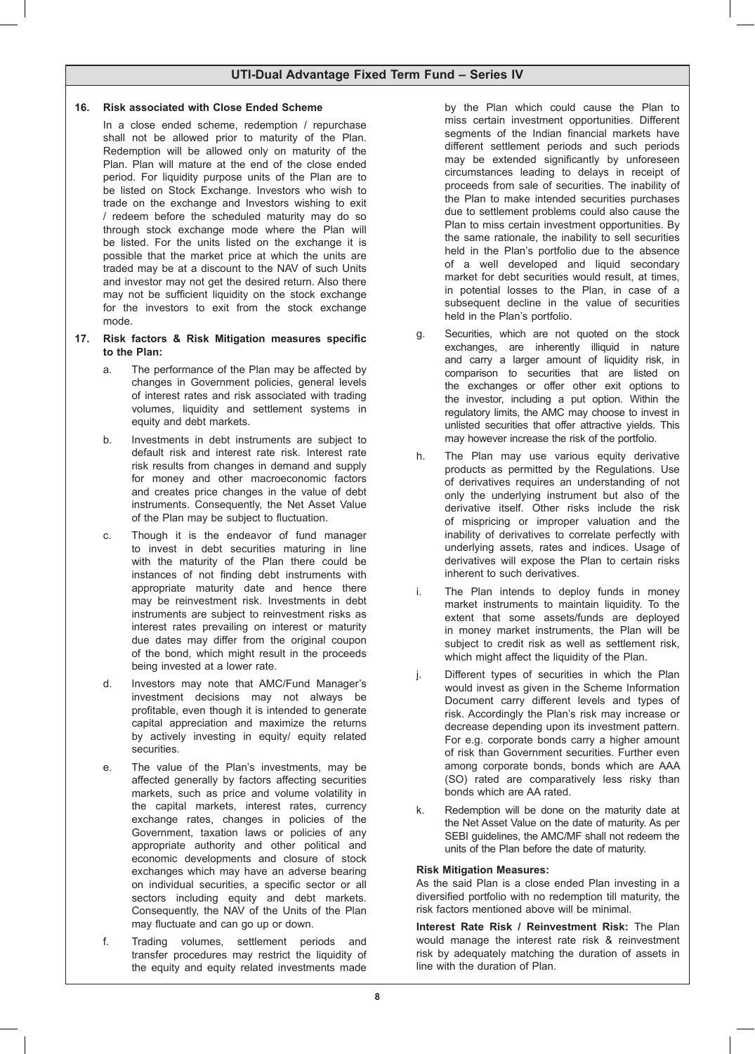**16. Risk associated with Close Ended Scheme**

In a close ended scheme, redemption / repurchase shall not be allowed prior to maturity of the Plan. Redemption will be allowed only on maturity of the Plan. Plan will mature at the end of the close ended period. For liquidity purpose units of the Plan are to be listed on Stock Exchange. Investors who wish to trade on the exchange and Investors wishing to exit / redeem before the scheduled maturity may do so through stock exchange mode where the Plan will be listed. For the units listed on the exchange it is possible that the market price at which the units are traded may be at a discount to the NAV of such Units and investor may not get the desired return. Also there may not be sufficient liquidity on the stock exchange for the investors to exit from the stock exchange mode.

**17. Risk factors & Risk Mitigation measures specific to the Plan:**

a. The performance of the Plan may be affected by changes in Government policies, general levels of interest rates and risk associated with trading volumes, liquidity and settlement systems in equity and debt markets.

b. Investments in debt instruments are subject to default risk and interest rate risk. Interest rate risk results from changes in demand and supply for money and other macroeconomic factors and creates price changes in the value of debt instruments. Consequently, the Net Asset Value of the Plan may be subject to fluctuation.

c. Though it is the endeavor of fund manager to invest in debt securities maturing in line with the maturity of the Plan there could be instances of not finding debt instruments with appropriate maturity date and hence there may be reinvestment risk. Investments in debt instruments are subject to reinvestment risks as interest rates prevailing on interest or maturity due dates may differ from the original coupon of the bond, which might result in the proceeds being invested at a lower rate.

d. Investors may note that AMC/Fund Manager's investment decisions may not always be profitable, even though it is intended to generate capital appreciation and maximize the returns by actively investing in equity/ equity related securities.

e. The value of the Plan's investments, may be affected generally by factors affecting securities markets, such as price and volume volatility in the capital markets, interest rates, currency exchange rates, changes in policies of the Government, taxation laws or policies of any appropriate authority and other political and economic developments and closure of stock exchanges which may have an adverse bearing on individual securities, a specific sector or all sectors including equity and debt markets. Consequently, the NAV of the Units of the Plan may fluctuate and can go up or down.

f. Trading volumes, settlement periods and transfer procedures may restrict the liquidity of the equity and equity related investments made by the Plan which could cause the Plan to miss certain investment opportunities. Different segments of the Indian financial markets have different settlement periods and such periods may be extended significantly by unforeseen circumstances leading to delays in receipt of proceeds from sale of securities. The inability of the Plan to make intended securities purchases due to settlement problems could also cause the Plan to miss certain investment opportunities. By the same rationale, the inability to sell securities held in the Plan's portfolio due to the absence of a well developed and liquid secondary market for debt securities would result, at times, in potential losses to the Plan, in case of a subsequent decline in the value of securities held in the Plan's portfolio.

g. Securities, which are not quoted on the stock exchanges, are inherently illiquid in nature and carry a larger amount of liquidity risk, in comparison to securities that are listed on the exchanges or offer other exit options to the investor, including a put option. Within the regulatory limits, the AMC may choose to invest in unlisted securities that offer attractive yields. This may however increase the risk of the portfolio.

h. The Plan may use various equity derivative products as permitted by the Regulations. Use of derivatives requires an understanding of not only the underlying instrument but also of the derivative itself. Other risks include the risk of mispricing or improper valuation and the inability of derivatives to correlate perfectly with underlying assets, rates and indices. Usage of derivatives will expose the Plan to certain risks inherent to such derivatives.

i. The Plan intends to deploy funds in money market instruments to maintain liquidity. To the extent that some assets/funds are deployed in money market instruments, the Plan will be subject to credit risk as well as settlement risk, which might affect the liquidity of the Plan.

j. Different types of securities in which the Plan would invest as given in the Scheme Information Document carry different levels and types of risk. Accordingly the Plan's risk may increase or decrease depending upon its investment pattern. For e.g. corporate bonds carry a higher amount of risk than Government securities. Further even among corporate bonds, bonds which are AAA (SO) rated are comparatively less risky than bonds which are AA rated.

k. Redemption will be done on the maturity date at the Net Asset Value on the date of maturity. As per SEBI guidelines, the AMC/MF shall not redeem the units of the Plan before the date of maturity.

**Risk Mitigation Measures:**

As the said Plan is a close ended Plan investing in a diversified portfolio with no redemption till maturity, the risk factors mentioned above will be minimal.

**Interest Rate Risk / Reinvestment Risk:** The Plan would manage the interest rate risk & reinvestment risk by adequately matching the duration of assets in line with the duration of Plan.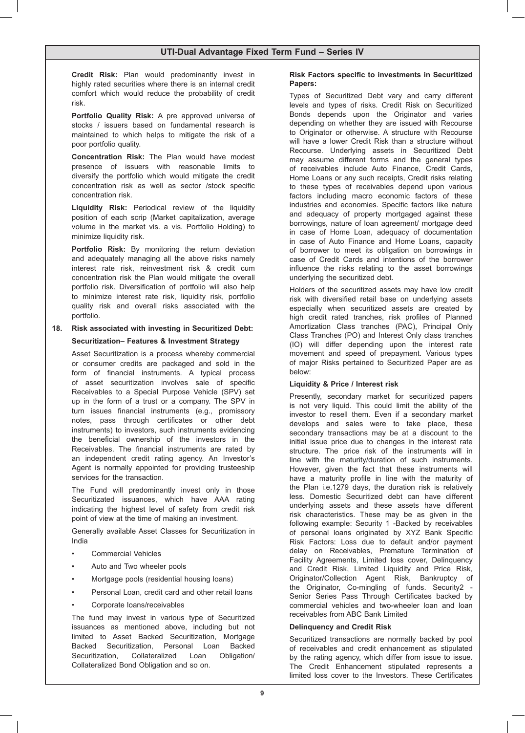**Credit Risk:** Plan would predominantly invest in highly rated securities where there is an internal credit comfort which would reduce the probability of credit risk.

**Portfolio Quality Risk:** A pre approved universe of stocks / issuers based on fundamental research is maintained to which helps to mitigate the risk of a poor portfolio quality.

**Concentration Risk:** The Plan would have modest presence of issuers with reasonable limits to diversify the portfolio which would mitigate the credit concentration risk as well as sector /stock specific concentration risk.

**Liquidity Risk:** Periodical review of the liquidity position of each scrip (Market capitalization, average volume in the market vis. a vis. Portfolio Holding) to minimize liquidity risk.

**Portfolio Risk:** By monitoring the return deviation and adequately managing all the above risks namely interest rate risk, reinvestment risk & credit cum concentration risk the Plan would mitigate the overall portfolio risk. Diversification of portfolio will also help to minimize interest rate risk, liquidity risk, portfolio quality risk and overall risks associated with the portfolio.

**18. Risk associated with investing in Securitized Debt:**

**Securitization– Features & Investment Strategy**

Asset Securitization is a process whereby commercial or consumer credits are packaged and sold in the form of financial instruments. A typical process of asset securitization involves sale of specific Receivables to a Special Purpose Vehicle (SPV) set up in the form of a trust or a company. The SPV in turn issues financial instruments (e.g., promissory notes, pass through certificates or other debt instruments) to investors, such instruments evidencing the beneficial ownership of the investors in the Receivables. The financial instruments are rated by an independent credit rating agency. An Investor's Agent is normally appointed for providing trusteeship services for the transaction.

The Fund will predominantly invest only in those Securitizated issuances, which have AAA rating indicating the highest level of safety from credit risk point of view at the time of making an investment.

Generally available Asset Classes for Securitization in India

- Commercial Vehicles
- Auto and Two wheeler pools
- Mortgage pools (residential housing loans)
- Personal Loan, credit card and other retail loans
- Corporate loans/receivables

The fund may invest in various type of Securitized issuances as mentioned above, including but not limited to Asset Backed Securitization, Mortgage Backed Securitization, Personal Loan Backed Securitization, Collateralized Loan Obligation/ Collateralized Bond Obligation and so on.

**Risk Factors specific to investments in Securitized Papers:**

Types of Securitized Debt vary and carry different levels and types of risks. Credit Risk on Securitized Bonds depends upon the Originator and varies depending on whether they are issued with Recourse to Originator or otherwise. A structure with Recourse will have a lower Credit Risk than a structure without Recourse. Underlying assets in Securitized Debt may assume different forms and the general types of receivables include Auto Finance, Credit Cards, Home Loans or any such receipts, Credit risks relating to these types of receivables depend upon various factors including macro economic factors of these industries and economies. Specific factors like nature and adequacy of property mortgaged against these borrowings, nature of loan agreement/ mortgage deed in case of Home Loan, adequacy of documentation in case of Auto Finance and Home Loans, capacity of borrower to meet its obligation on borrowings in case of Credit Cards and intentions of the borrower influence the risks relating to the asset borrowings underlying the securitized debt.

Holders of the securitized assets may have low credit risk with diversified retail base on underlying assets especially when securitized assets are created by high credit rated tranches, risk profiles of Planned Amortization Class tranches (PAC), Principal Only Class Tranches (PO) and Interest Only class tranches (IO) will differ depending upon the interest rate movement and speed of prepayment. Various types of major Risks pertained to Securitized Paper are as below:

**Liquidity & Price / Interest risk**

Presently, secondary market for securitized papers is not very liquid. This could limit the ability of the investor to resell them. Even if a secondary market develops and sales were to take place, these secondary transactions may be at a discount to the initial issue price due to changes in the interest rate structure. The price risk of the instruments will in line with the maturity/duration of such instruments. However, given the fact that these instruments will have a maturity profile in line with the maturity of the Plan i.e.1279 days, the duration risk is relatively less. Domestic Securitized debt can have different underlying assets and these assets have different risk characteristics. These may be as given in the following example: Security 1 -Backed by receivables of personal loans originated by XYZ Bank Specific Risk Factors: Loss due to default and/or payment delay on Receivables, Premature Termination of Facility Agreements, Limited loss cover, Delinquency and Credit Risk, Limited Liquidity and Price Risk, Originator/Collection Agent Risk, Bankruptcy of the Originator, Co-mingling of funds. Security2 - Senior Series Pass Through Certificates backed by commercial vehicles and two-wheeler loan and loan receivables from ABC Bank Limited

**Delinquency and Credit Risk**

Securitized transactions are normally backed by pool of receivables and credit enhancement as stipulated by the rating agency, which differ from issue to issue. The Credit Enhancement stipulated represents a limited loss cover to the Investors. These Certificates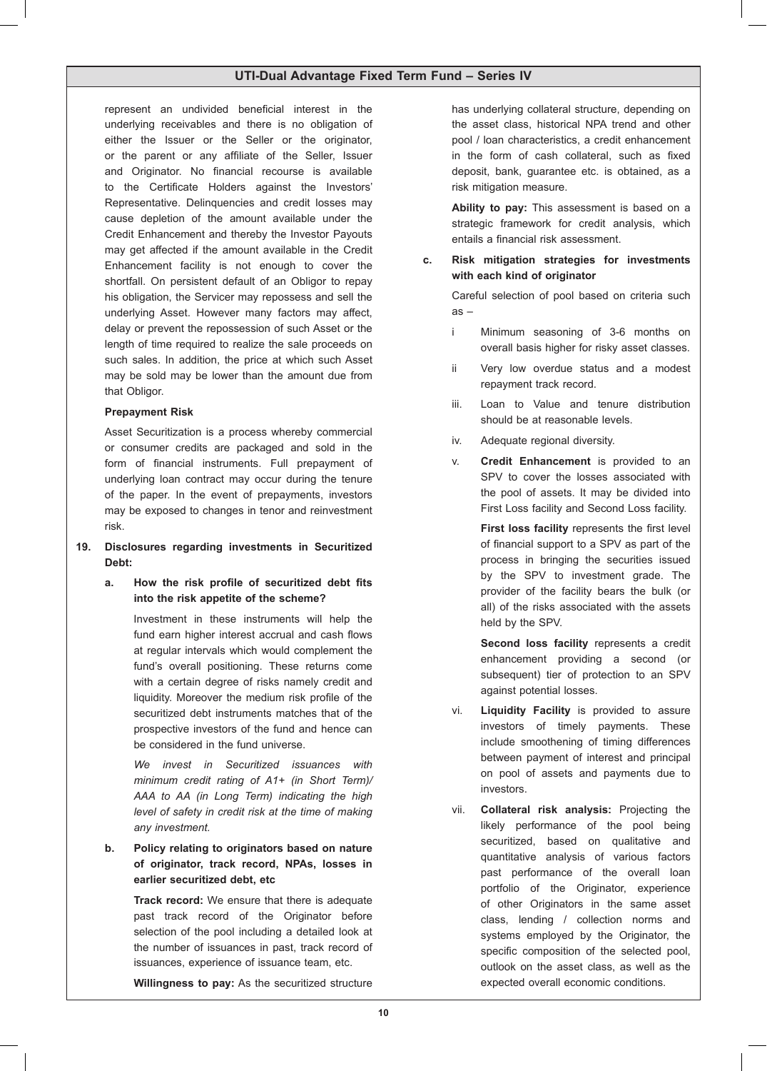represent an undivided beneficial interest in the underlying receivables and there is no obligation of either the Issuer or the Seller or the originator, or the parent or any affiliate of the Seller, Issuer and Originator. No financial recourse is available to the Certificate Holders against the Investors' Representative. Delinquencies and credit losses may cause depletion of the amount available under the Credit Enhancement and thereby the Investor Payouts may get affected if the amount available in the Credit Enhancement facility is not enough to cover the shortfall. On persistent default of an Obligor to repay his obligation, the Servicer may repossess and sell the underlying Asset. However many factors may affect, delay or prevent the repossession of such Asset or the length of time required to realize the sale proceeds on such sales. In addition, the price at which such Asset may be sold may be lower than the amount due from that Obligor.

**Prepayment Risk**

Asset Securitization is a process whereby commercial or consumer credits are packaged and sold in the form of financial instruments. Full prepayment of underlying loan contract may occur during the tenure of the paper. In the event of prepayments, investors may be exposed to changes in tenor and reinvestment risk.

**19. Disclosures regarding investments in Securitized Debt:**

**a. How the risk profile of securitized debt fits into the risk appetite of the scheme?**

Investment in these instruments will help the fund earn higher interest accrual and cash flows at regular intervals which would complement the fund's overall positioning. These returns come with a certain degree of risks namely credit and liquidity. Moreover the medium risk profile of the securitized debt instruments matches that of the prospective investors of the fund and hence can be considered in the fund universe.

*We invest in Securitized issuances with minimum credit rating of A1+ (in Short Term)/ AAA to AA (in Long Term) indicating the high level of safety in credit risk at the time of making any investment.*

**b. Policy relating to originators based on nature of originator, track record, NPAs, losses in earlier securitized debt, etc**

**Track record:** We ensure that there is adequate past track record of the Originator before selection of the pool including a detailed look at the number of issuances in past, track record of issuances, experience of issuance team, etc.

**Willingness to pay:** As the securitized structure has underlying collateral structure, depending on the asset class, historical NPA trend and other pool / loan characteristics, a credit enhancement in the form of cash collateral, such as fixed deposit, bank, guarantee etc. is obtained, as a risk mitigation measure.

**Ability to pay:** This assessment is based on a strategic framework for credit analysis, which entails a financial risk assessment.

**c. Risk mitigation strategies for investments with each kind of originator**

Careful selection of pool based on criteria such as –

i. Minimum seasoning of 3-6 months on overall basis higher for risky asset classes.

ii. Very low overdue status and a modest repayment track record.

iii. Loan to Value and tenure distribution should be at reasonable levels.

iv. Adequate regional diversity.

v. **Credit Enhancement** is provided to an SPV to cover the losses associated with the pool of assets. It may be divided into First Loss facility and Second Loss facility.

**First loss facility** represents the first level of financial support to a SPV as part of the process in bringing the securities issued by the SPV to investment grade. The provider of the facility bears the bulk (or all) of the risks associated with the assets held by the SPV.

**Second loss facility** represents a credit enhancement providing a second (or subsequent) tier of protection to an SPV against potential losses.

vi. **Liquidity Facility** is provided to assure investors of timely payments. These include smoothening of timing differences between payment of interest and principal on pool of assets and payments due to investors.

vii. **Collateral risk analysis:** Projecting the likely performance of the pool being securitized, based on qualitative and quantitative analysis of various factors past performance of the overall loan portfolio of the Originator, experience of other Originators in the same asset class, lending / collection norms and systems employed by the Originator, the specific composition of the selected pool, outlook on the asset class, as well as the expected overall economic conditions.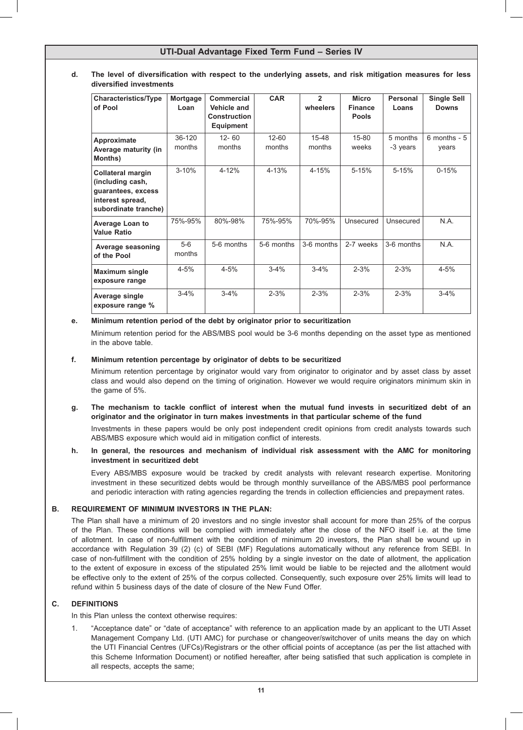**d. The level of diversification with respect to the underlying assets, and risk mitigation measures for less diversified investments**

| Characteristics/Type of Pool | Mortgage Loan | Commercial Vehicle and Construction Equipment | CAR | 2 wheelers | Micro Finance Pools | Personal Loans | Single Sell Downs |
|---|---|---|---|---|---|---|---|
| Approximate Average maturity (in Months) | 36-120 months | 12- 60 months | 12-60 months | 15-48 months | 15-80 weeks | 5 months -3 years | 6 months - 5 years |
| Collateral margin (including cash, guarantees, excess interest spread, subordinate tranche) | 3-10% | 4-12% | 4-13% | 4-15% | 5-15% | 5-15% | 0-15% |
| Average Loan to Value Ratio | 75%-95% | 80%-98% | 75%-95% | 70%-95% | Unsecured | Unsecured | N.A. |
| Average seasoning of the Pool | 5-6 months | 5-6 months | 5-6 months | 3-6 months | 2-7 weeks | 3-6 months | N.A. |
| Maximum single exposure range | 4-5% | 4-5% | 3-4% | 3-4% | 2-3% | 2-3% | 4-5% |
| Average single exposure range % | 3-4% | 3-4% | 2-3% | 2-3% | 2-3% | 2-3% | 3-4% |

**e. Minimum retention period of the debt by originator prior to securitization**

Minimum retention period for the ABS/MBS pool would be 3-6 months depending on the asset type as mentioned in the above table.

**f. Minimum retention percentage by originator of debts to be securitized**

Minimum retention percentage by originator would vary from originator to originator and by asset class by asset class and would also depend on the timing of origination. However we would require originators minimum skin in the game of 5%.

**g. The mechanism to tackle conflict of interest when the mutual fund invests in securitized debt of an originator and the originator in turn makes investments in that particular scheme of the fund**

Investments in these papers would be only post independent credit opinions from credit analysts towards such ABS/MBS exposure which would aid in mitigation conflict of interests.

**h. In general, the resources and mechanism of individual risk assessment with the AMC for monitoring investment in securitized debt**

Every ABS/MBS exposure would be tracked by credit analysts with relevant research expertise. Monitoring investment in these securitized debts would be through monthly surveillance of the ABS/MBS pool performance and periodic interaction with rating agencies regarding the trends in collection efficiencies and prepayment rates.

## B. REQUIREMENT OF MINIMUM INVESTORS IN THE PLAN:

The Plan shall have a minimum of 20 investors and no single investor shall account for more than 25% of the corpus of the Plan. These conditions will be complied with immediately after the close of the NFO itself i.e. at the time of allotment. In case of non-fulfillment with the condition of minimum 20 investors, the Plan shall be wound up in accordance with Regulation 39 (2) (c) of SEBI (MF) Regulations automatically without any reference from SEBI. In case of non-fulfillment with the condition of 25% holding by a single investor on the date of allotment, the application to the extent of exposure in excess of the stipulated 25% limit would be liable to be rejected and the allotment would be effective only to the extent of 25% of the corpus collected. Consequently, such exposure over 25% limits will lead to refund within 5 business days of the date of closure of the New Fund Offer.

## C. DEFINITIONS

In this Plan unless the context otherwise requires:

1. "Acceptance date" or "date of acceptance" with reference to an application made by an applicant to the UTI Asset Management Company Ltd. (UTI AMC) for purchase or changeover/switchover of units means the day on which the UTI Financial Centres (UFCs)/Registrars or the other official points of acceptance (as per the list attached with this Scheme Information Document) or notified hereafter, after being satisfied that such application is complete in all respects, accepts the same;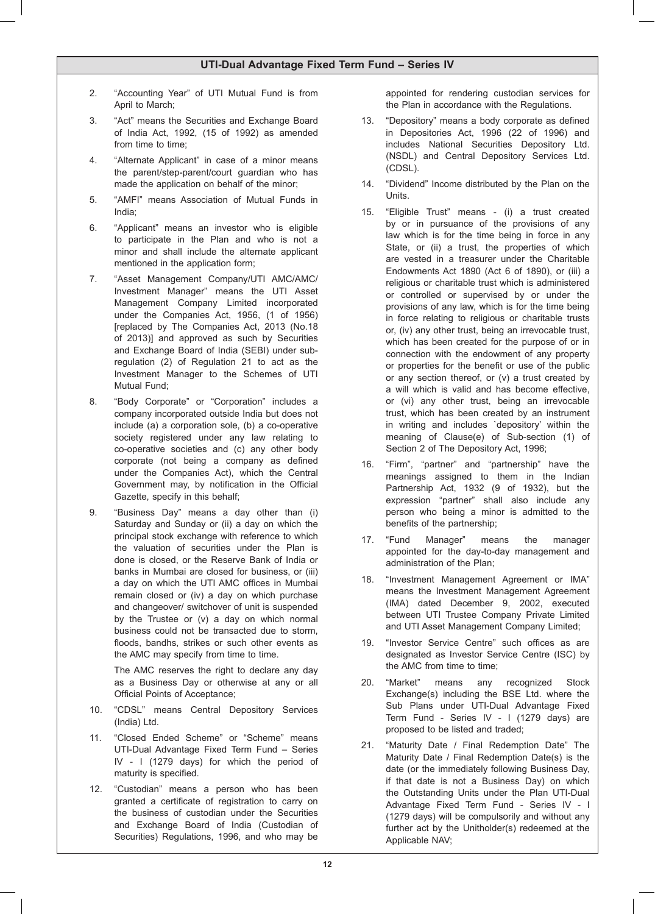2. "Accounting Year" of UTI Mutual Fund is from April to March;

3. "Act" means the Securities and Exchange Board of India Act, 1992, (15 of 1992) as amended from time to time;

4. "Alternate Applicant" in case of a minor means the parent/step-parent/court guardian who has made the application on behalf of the minor;

5. "AMFI" means Association of Mutual Funds in India;

6. "Applicant" means an investor who is eligible to participate in the Plan and who is not a minor and shall include the alternate applicant mentioned in the application form;

7. "Asset Management Company/UTI AMC/AMC/ Investment Manager" means the UTI Asset Management Company Limited incorporated under the Companies Act, 1956, (1 of 1956) [replaced by The Companies Act, 2013 (No.18 of 2013)] and approved as such by Securities and Exchange Board of India (SEBI) under sub-regulation (2) of Regulation 21 to act as the Investment Manager to the Schemes of UTI Mutual Fund;

8. "Body Corporate" or "Corporation" includes a company incorporated outside India but does not include (a) a corporation sole, (b) a co-operative society registered under any law relating to co-operative societies and (c) any other body corporate (not being a company as defined under the Companies Act), which the Central Government may, by notification in the Official Gazette, specify in this behalf;

9. "Business Day" means a day other than (i) Saturday and Sunday or (ii) a day on which the principal stock exchange with reference to which the valuation of securities under the Plan is done is closed, or the Reserve Bank of India or banks in Mumbai are closed for business, or (iii) a day on which the UTI AMC offices in Mumbai remain closed or (iv) a day on which purchase and changeover/ switchover of unit is suspended by the Trustee or (v) a day on which normal business could not be transacted due to storm, floods, bandhs, strikes or such other events as the AMC may specify from time to time.

   The AMC reserves the right to declare any day as a Business Day or otherwise at any or all Official Points of Acceptance;

10. "CDSL" means Central Depository Services (India) Ltd.

11. "Closed Ended Scheme" or "Scheme" means UTI-Dual Advantage Fixed Term Fund – Series IV - I (1279 days) for which the period of maturity is specified.

12. "Custodian" means a person who has been granted a certificate of registration to carry on the business of custodian under the Securities and Exchange Board of India (Custodian of Securities) Regulations, 1996, and who may be appointed for rendering custodian services for the Plan in accordance with the Regulations.

13. "Depository" means a body corporate as defined in Depositories Act, 1996 (22 of 1996) and includes National Securities Depository Ltd. (NSDL) and Central Depository Services Ltd. (CDSL).

14. "Dividend" Income distributed by the Plan on the Units.

15. "Eligible Trust" means - (i) a trust created by or in pursuance of the provisions of any law which is for the time being in force in any State, or (ii) a trust, the properties of which are vested in a treasurer under the Charitable Endowments Act 1890 (Act 6 of 1890), or (iii) a religious or charitable trust which is administered or controlled or supervised by or under the provisions of any law, which is for the time being in force relating to religious or charitable trusts or, (iv) any other trust, being an irrevocable trust, which has been created for the purpose of or in connection with the endowment of any property or properties for the benefit or use of the public or any section thereof, or (v) a trust created by a will which is valid and has become effective, or (vi) any other trust, being an irrevocable trust, which has been created by an instrument in writing and includes `depository' within the meaning of Clause(e) of Sub-section (1) of Section 2 of The Depository Act, 1996;

16. "Firm", "partner" and "partnership" have the meanings assigned to them in the Indian Partnership Act, 1932 (9 of 1932), but the expression "partner" shall also include any person who being a minor is admitted to the benefits of the partnership;

17. "Fund Manager" means the manager appointed for the day-to-day management and administration of the Plan;

18. "Investment Management Agreement or IMA" means the Investment Management Agreement (IMA) dated December 9, 2002, executed between UTI Trustee Company Private Limited and UTI Asset Management Company Limited;

19. "Investor Service Centre" such offices as are designated as Investor Service Centre (ISC) by the AMC from time to time;

20. "Market" means any recognized Stock Exchange(s) including the BSE Ltd. where the Sub Plans under UTI-Dual Advantage Fixed Term Fund - Series IV - I (1279 days) are proposed to be listed and traded;

21. "Maturity Date / Final Redemption Date" The Maturity Date / Final Redemption Date(s) is the date (or the immediately following Business Day, if that date is not a Business Day) on which the Outstanding Units under the Plan UTI-Dual Advantage Fixed Term Fund - Series IV - I (1279 days) will be compulsorily and without any further act by the Unitholder(s) redeemed at the Applicable NAV;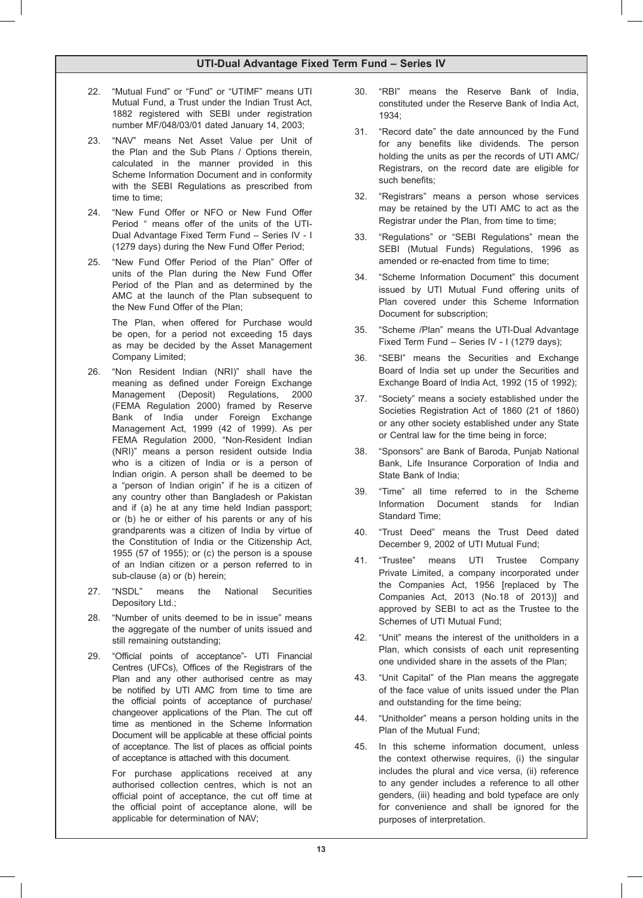22. "Mutual Fund" or "Fund" or "UTIMF" means UTI Mutual Fund, a Trust under the Indian Trust Act, 1882 registered with SEBI under registration number MF/048/03/01 dated January 14, 2003;

23. "NAV" means Net Asset Value per Unit of the Plan and the Sub Plans / Options therein, calculated in the manner provided in this Scheme Information Document and in conformity with the SEBI Regulations as prescribed from time to time;

24. "New Fund Offer or NFO or New Fund Offer Period " means offer of the units of the UTI-Dual Advantage Fixed Term Fund – Series IV - I (1279 days) during the New Fund Offer Period;

25. "New Fund Offer Period of the Plan" Offer of units of the Plan during the New Fund Offer Period of the Plan and as determined by the AMC at the launch of the Plan subsequent to the New Fund Offer of the Plan;

    The Plan, when offered for Purchase would be open, for a period not exceeding 15 days as may be decided by the Asset Management Company Limited;

26. "Non Resident Indian (NRI)" shall have the meaning as defined under Foreign Exchange Management (Deposit) Regulations, 2000 (FEMA Regulation 2000) framed by Reserve Bank of India under Foreign Exchange Management Act, 1999 (42 of 1999). As per FEMA Regulation 2000, "Non-Resident Indian (NRI)" means a person resident outside India who is a citizen of India or is a person of Indian origin. A person shall be deemed to be a "person of Indian origin" if he is a citizen of any country other than Bangladesh or Pakistan and if (a) he at any time held Indian passport; or (b) he or either of his parents or any of his grandparents was a citizen of India by virtue of the Constitution of India or the Citizenship Act, 1955 (57 of 1955); or (c) the person is a spouse of an Indian citizen or a person referred to in sub-clause (a) or (b) herein;

27. "NSDL" means the National Securities Depository Ltd.;

28. "Number of units deemed to be in issue" means the aggregate of the number of units issued and still remaining outstanding;

29. "Official points of acceptance"- UTI Financial Centres (UFCs), Offices of the Registrars of the Plan and any other authorised centre as may be notified by UTI AMC from time to time are the official points of acceptance of purchase/ changeover applications of the Plan. The cut off time as mentioned in the Scheme Information Document will be applicable at these official points of acceptance. The list of places as official points of acceptance is attached with this document.

    For purchase applications received at any authorised collection centres, which is not an official point of acceptance, the cut off time at the official point of acceptance alone, will be applicable for determination of NAV;

30. "RBI" means the Reserve Bank of India, constituted under the Reserve Bank of India Act, 1934;

31. "Record date" the date announced by the Fund for any benefits like dividends. The person holding the units as per the records of UTI AMC/ Registrars, on the record date are eligible for such benefits;

32. "Registrars" means a person whose services may be retained by the UTI AMC to act as the Registrar under the Plan, from time to time;

33. "Regulations" or "SEBI Regulations" mean the SEBI (Mutual Funds) Regulations, 1996 as amended or re-enacted from time to time;

34. "Scheme Information Document" this document issued by UTI Mutual Fund offering units of Plan covered under this Scheme Information Document for subscription;

35. "Scheme /Plan" means the UTI-Dual Advantage Fixed Term Fund – Series IV - I (1279 days);

36. "SEBI" means the Securities and Exchange Board of India set up under the Securities and Exchange Board of India Act, 1992 (15 of 1992);

37. "Society" means a society established under the Societies Registration Act of 1860 (21 of 1860) or any other society established under any State or Central law for the time being in force;

38. "Sponsors" are Bank of Baroda, Punjab National Bank, Life Insurance Corporation of India and State Bank of India;

39. "Time" all time referred to in the Scheme Information Document stands for Indian Standard Time;

40. "Trust Deed" means the Trust Deed dated December 9, 2002 of UTI Mutual Fund;

41. "Trustee" means UTI Trustee Company Private Limited, a company incorporated under the Companies Act, 1956 [replaced by The Companies Act, 2013 (No.18 of 2013)] and approved by SEBI to act as the Trustee to the Schemes of UTI Mutual Fund;

42. "Unit" means the interest of the unitholders in a Plan, which consists of each unit representing one undivided share in the assets of the Plan;

43. "Unit Capital" of the Plan means the aggregate of the face value of units issued under the Plan and outstanding for the time being;

44. "Unitholder" means a person holding units in the Plan of the Mutual Fund;

45. In this scheme information document, unless the context otherwise requires, (i) the singular includes the plural and vice versa, (ii) reference to any gender includes a reference to all other genders, (iii) heading and bold typeface are only for convenience and shall be ignored for the purposes of interpretation.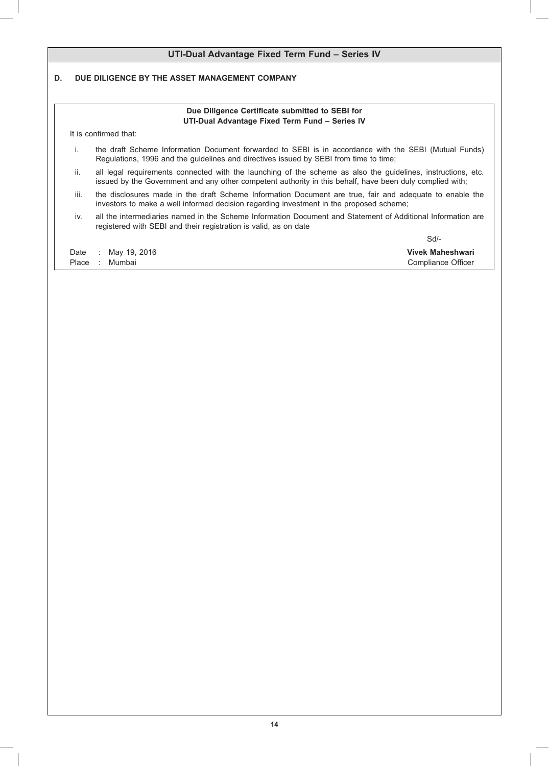### D. DUE DILIGENCE BY THE ASSET MANAGEMENT COMPANY

**Due Diligence Certificate submitted to SEBI for**
**UTI-Dual Advantage Fixed Term Fund – Series IV**

It is confirmed that:

i. the draft Scheme Information Document forwarded to SEBI is in accordance with the SEBI (Mutual Funds) Regulations, 1996 and the guidelines and directives issued by SEBI from time to time;

ii. all legal requirements connected with the launching of the scheme as also the guidelines, instructions, etc. issued by the Government and any other competent authority in this behalf, have been duly complied with;

iii. the disclosures made in the draft Scheme Information Document are true, fair and adequate to enable the investors to make a well informed decision regarding investment in the proposed scheme;

iv. all the intermediaries named in the Scheme Information Document and Statement of Additional Information are registered with SEBI and their registration is valid, as on date

Sd/-

**Vivek Maheshwari**
Compliance Officer

Date : May 19, 2016
Place : Mumbai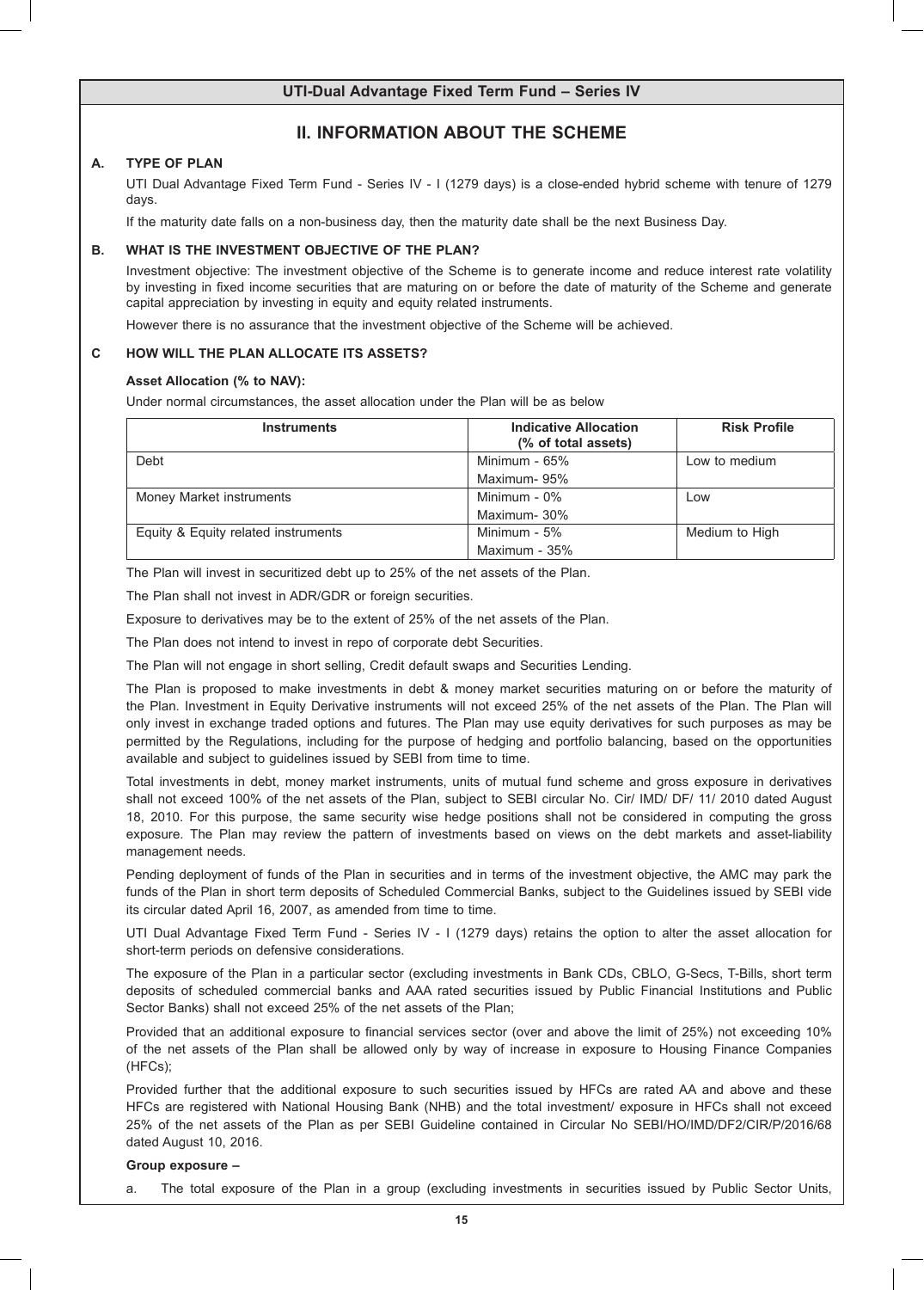## II. INFORMATION ABOUT THE SCHEME

### A. TYPE OF PLAN

UTI Dual Advantage Fixed Term Fund - Series IV - I (1279 days) is a close-ended hybrid scheme with tenure of 1279 days.

If the maturity date falls on a non-business day, then the maturity date shall be the next Business Day.

### B. WHAT IS THE INVESTMENT OBJECTIVE OF THE PLAN?

Investment objective: The investment objective of the Scheme is to generate income and reduce interest rate volatility by investing in fixed income securities that are maturing on or before the date of maturity of the Scheme and generate capital appreciation by investing in equity and equity related instruments.

However there is no assurance that the investment objective of the Scheme will be achieved.

### C HOW WILL THE PLAN ALLOCATE ITS ASSETS?

**Asset Allocation (% to NAV):**

Under normal circumstances, the asset allocation under the Plan will be as below

| Instruments | Indicative Allocation (% of total assets) | Risk Profile |
|---|---|---|
| Debt | Minimum - 65% Maximum- 95% | Low to medium |
| Money Market instruments | Minimum - 0% Maximum- 30% | Low |
| Equity & Equity related instruments | Minimum - 5% Maximum - 35% | Medium to High |

The Plan will invest in securitized debt up to 25% of the net assets of the Plan.

The Plan shall not invest in ADR/GDR or foreign securities.

Exposure to derivatives may be to the extent of 25% of the net assets of the Plan.

The Plan does not intend to invest in repo of corporate debt Securities.

The Plan will not engage in short selling, Credit default swaps and Securities Lending.

The Plan is proposed to make investments in debt & money market securities maturing on or before the maturity of the Plan. Investment in Equity Derivative instruments will not exceed 25% of the net assets of the Plan. The Plan will only invest in exchange traded options and futures. The Plan may use equity derivatives for such purposes as may be permitted by the Regulations, including for the purpose of hedging and portfolio balancing, based on the opportunities available and subject to guidelines issued by SEBI from time to time.

Total investments in debt, money market instruments, units of mutual fund scheme and gross exposure in derivatives shall not exceed 100% of the net assets of the Plan, subject to SEBI circular No. Cir/ IMD/ DF/ 11/ 2010 dated August 18, 2010. For this purpose, the same security wise hedge positions shall not be considered in computing the gross exposure. The Plan may review the pattern of investments based on views on the debt markets and asset-liability management needs.

Pending deployment of funds of the Plan in securities and in terms of the investment objective, the AMC may park the funds of the Plan in short term deposits of Scheduled Commercial Banks, subject to the Guidelines issued by SEBI vide its circular dated April 16, 2007, as amended from time to time.

UTI Dual Advantage Fixed Term Fund - Series IV - I (1279 days) retains the option to alter the asset allocation for short-term periods on defensive considerations.

The exposure of the Plan in a particular sector (excluding investments in Bank CDs, CBLO, G-Secs, T-Bills, short term deposits of scheduled commercial banks and AAA rated securities issued by Public Financial Institutions and Public Sector Banks) shall not exceed 25% of the net assets of the Plan;

Provided that an additional exposure to financial services sector (over and above the limit of 25%) not exceeding 10% of the net assets of the Plan shall be allowed only by way of increase in exposure to Housing Finance Companies (HFCs);

Provided further that the additional exposure to such securities issued by HFCs are rated AA and above and these HFCs are registered with National Housing Bank (NHB) and the total investment/ exposure in HFCs shall not exceed 25% of the net assets of the Plan as per SEBI Guideline contained in Circular No SEBI/HO/IMD/DF2/CIR/P/2016/68 dated August 10, 2016.

**Group exposure –**

a. The total exposure of the Plan in a group (excluding investments in securities issued by Public Sector Units,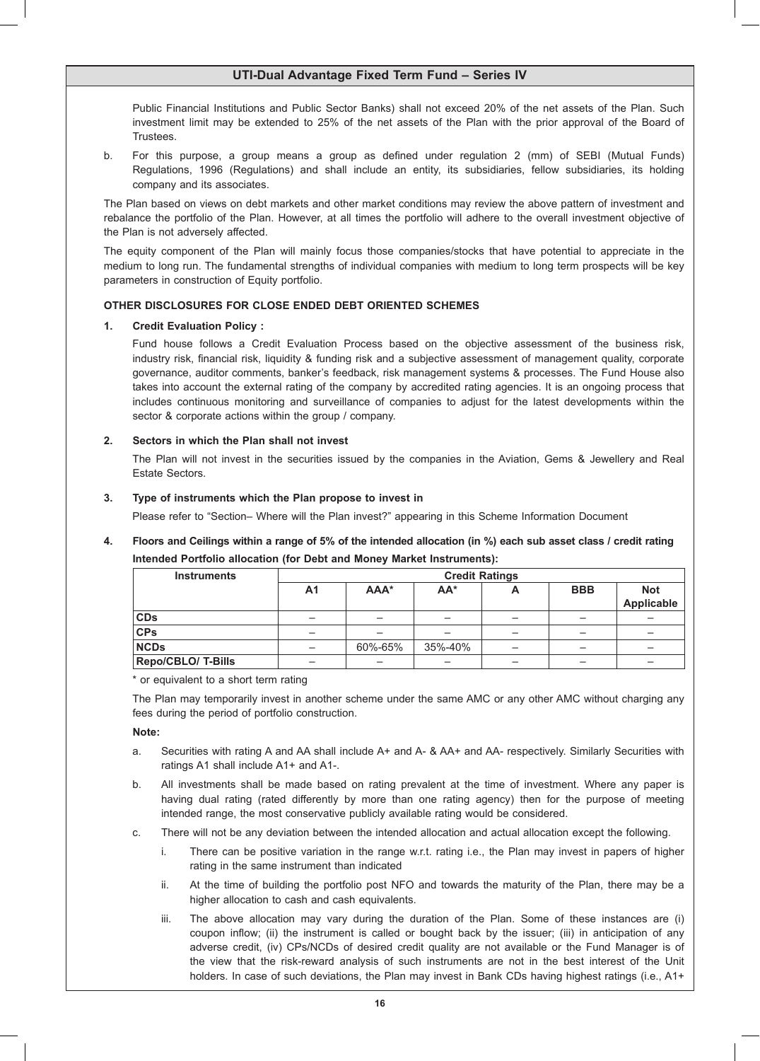Public Financial Institutions and Public Sector Banks) shall not exceed 20% of the net assets of the Plan. Such investment limit may be extended to 25% of the net assets of the Plan with the prior approval of the Board of Trustees.

b. For this purpose, a group means a group as defined under regulation 2 (mm) of SEBI (Mutual Funds) Regulations, 1996 (Regulations) and shall include an entity, its subsidiaries, fellow subsidiaries, its holding company and its associates.

The Plan based on views on debt markets and other market conditions may review the above pattern of investment and rebalance the portfolio of the Plan. However, at all times the portfolio will adhere to the overall investment objective of the Plan is not adversely affected.

The equity component of the Plan will mainly focus those companies/stocks that have potential to appreciate in the medium to long run. The fundamental strengths of individual companies with medium to long term prospects will be key parameters in construction of Equity portfolio.

**OTHER DISCLOSURES FOR CLOSE ENDED DEBT ORIENTED SCHEMES**

**1. Credit Evaluation Policy :**

Fund house follows a Credit Evaluation Process based on the objective assessment of the business risk, industry risk, financial risk, liquidity & funding risk and a subjective assessment of management quality, corporate governance, auditor comments, banker's feedback, risk management systems & processes. The Fund House also takes into account the external rating of the company by accredited rating agencies. It is an ongoing process that includes continuous monitoring and surveillance of companies to adjust for the latest developments within the sector & corporate actions within the group / company.

**2. Sectors in which the Plan shall not invest**

The Plan will not invest in the securities issued by the companies in the Aviation, Gems & Jewellery and Real Estate Sectors.

**3. Type of instruments which the Plan propose to invest in**

Please refer to "Section– Where will the Plan invest?" appearing in this Scheme Information Document

**4. Floors and Ceilings within a range of 5% of the intended allocation (in %) each sub asset class / credit rating**

**Intended Portfolio allocation (for Debt and Money Market Instruments):**

| Instruments | Credit Ratings | | | | | |
|---|---|---|---|---|---|---|
| | A1 | AAA* | AA* | A | BBB | Not Applicable |
| **CDs** | – | – | – | – | – | – |
| **CPs** | – | – | – | – | – | – |
| **NCDs** | – | 60%-65% | 35%-40% | – | – | – |
| **Repo/CBLO/ T-Bills** | – | – | – | – | – | – |

* or equivalent to a short term rating

The Plan may temporarily invest in another scheme under the same AMC or any other AMC without charging any fees during the period of portfolio construction.

**Note:**

a. Securities with rating A and AA shall include A+ and A- & AA+ and AA- respectively. Similarly Securities with ratings A1 shall include A1+ and A1-.

b. All investments shall be made based on rating prevalent at the time of investment. Where any paper is having dual rating (rated differently by more than one rating agency) then for the purpose of meeting intended range, the most conservative publicly available rating would be considered.

c. There will not be any deviation between the intended allocation and actual allocation except the following.

   i. There can be positive variation in the range w.r.t. rating i.e., the Plan may invest in papers of higher rating in the same instrument than indicated

   ii. At the time of building the portfolio post NFO and towards the maturity of the Plan, there may be a higher allocation to cash and cash equivalents.

   iii. The above allocation may vary during the duration of the Plan. Some of these instances are (i) coupon inflow; (ii) the instrument is called or bought back by the issuer; (iii) in anticipation of any adverse credit, (iv) CPs/NCDs of desired credit quality are not available or the Fund Manager is of the view that the risk-reward analysis of such instruments are not in the best interest of the Unit holders. In case of such deviations, the Plan may invest in Bank CDs having highest ratings (i.e., A1+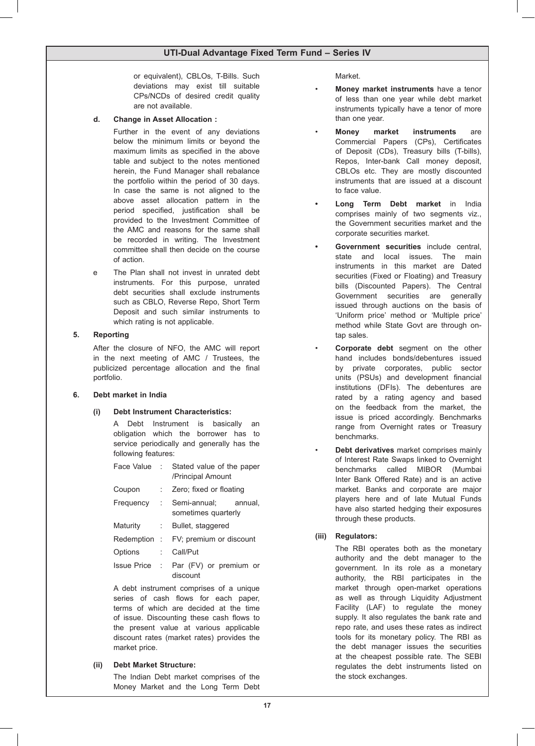or equivalent), CBLOs, T-Bills. Such deviations may exist till suitable CPs/NCDs of desired credit quality are not available.

**d. Change in Asset Allocation :**

Further in the event of any deviations below the minimum limits or beyond the maximum limits as specified in the above table and subject to the notes mentioned herein, the Fund Manager shall rebalance the portfolio within the period of 30 days. In case the same is not aligned to the above asset allocation pattern in the period specified, justification shall be provided to the Investment Committee of the AMC and reasons for the same shall be recorded in writing. The Investment committee shall then decide on the course of action.

e The Plan shall not invest in unrated debt instruments. For this purpose, unrated debt securities shall exclude instruments such as CBLO, Reverse Repo, Short Term Deposit and such similar instruments to which rating is not applicable.

## 5. Reporting

After the closure of NFO, the AMC will report in the next meeting of AMC / Trustees, the publicized percentage allocation and the final portfolio.

## 6. Debt market in India

### (i) Debt Instrument Characteristics:

A Debt Instrument is basically an obligation which the borrower has to service periodically and generally has the following features:

| | | |
|---|---|---|
| Face Value | : | Stated value of the paper /Principal Amount |
| Coupon | : | Zero; fixed or floating |
| Frequency | : | Semi-annual; annual, sometimes quarterly |
| Maturity | : | Bullet, staggered |
| Redemption | : | FV; premium or discount |
| Options | : | Call/Put |
| Issue Price | : | Par (FV) or premium or discount |

A debt instrument comprises of a unique series of cash flows for each paper, terms of which are decided at the time of issue. Discounting these cash flows to the present value at various applicable discount rates (market rates) provides the market price.

### (ii) Debt Market Structure:

The Indian Debt market comprises of the Money Market and the Long Term Debt Market.

- **Money market instruments** have a tenor of less than one year while debt market instruments typically have a tenor of more than one year.
- **Money market instruments** are Commercial Papers (CPs), Certificates of Deposit (CDs), Treasury bills (T-bills), Repos, Inter-bank Call money deposit, CBLOs etc. They are mostly discounted instruments that are issued at a discount to face value.
- **Long Term Debt market** in India comprises mainly of two segments viz., the Government securities market and the corporate securities market.
- **Government securities** include central, state and local issues. The main instruments in this market are Dated securities (Fixed or Floating) and Treasury bills (Discounted Papers). The Central Government securities are generally issued through auctions on the basis of 'Uniform price' method or 'Multiple price' method while State Govt are through on-tap sales.
- **Corporate debt** segment on the other hand includes bonds/debentures issued by private corporates, public sector units (PSUs) and development financial institutions (DFIs). The debentures are rated by a rating agency and based on the feedback from the market, the issue is priced accordingly. Benchmarks range from Overnight rates or Treasury benchmarks.
- **Debt derivatives** market comprises mainly of Interest Rate Swaps linked to Overnight benchmarks called MIBOR (Mumbai Inter Bank Offered Rate) and is an active market. Banks and corporate are major players here and of late Mutual Funds have also started hedging their exposures through these products.

### (iii) Regulators:

The RBI operates both as the monetary authority and the debt manager to the government. In its role as a monetary authority, the RBI participates in the market through open-market operations as well as through Liquidity Adjustment Facility (LAF) to regulate the money supply. It also regulates the bank rate and repo rate, and uses these rates as indirect tools for its monetary policy. The RBI as the debt manager issues the securities at the cheapest possible rate. The SEBI regulates the debt instruments listed on the stock exchanges.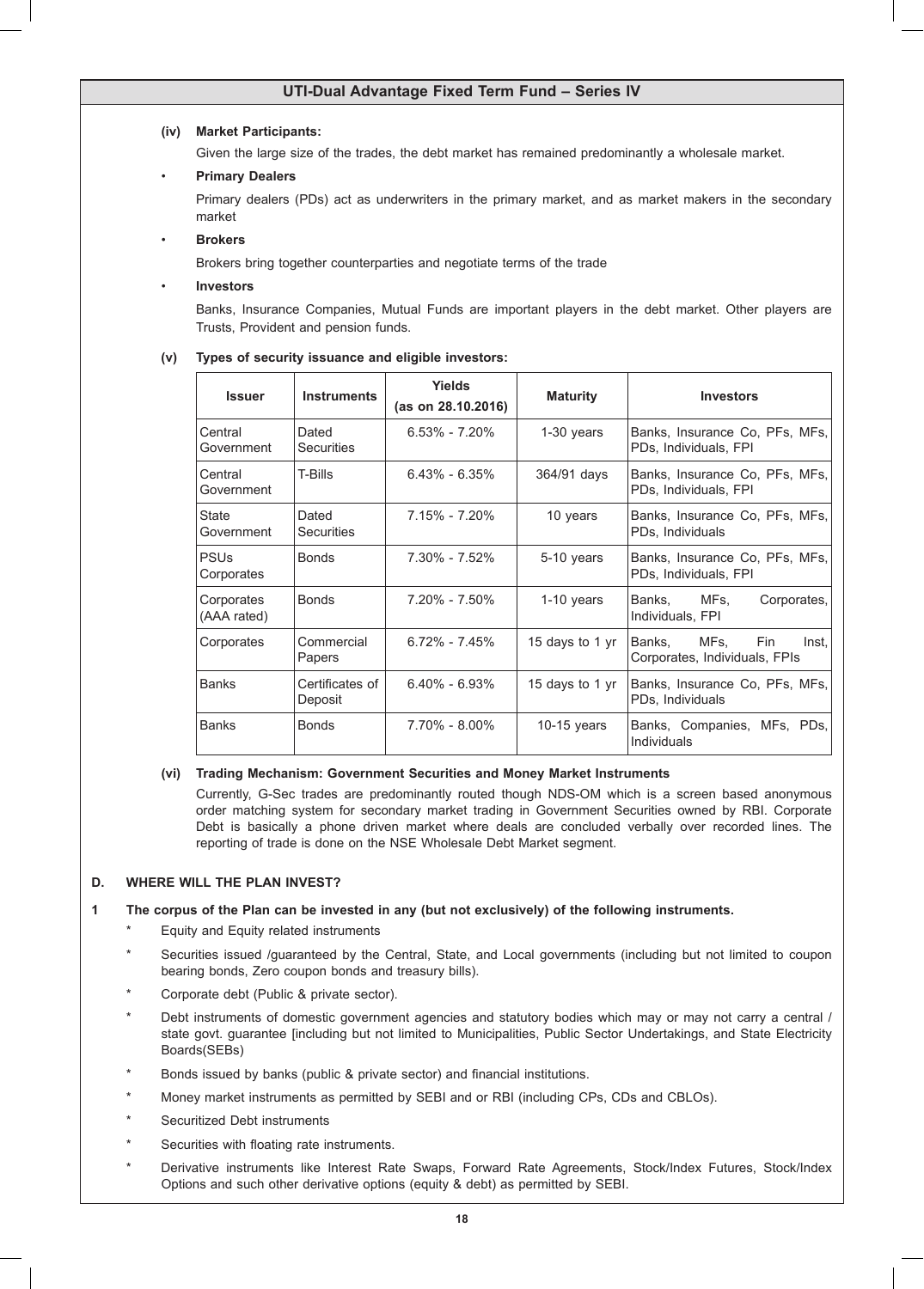**(iv) Market Participants:**

Given the large size of the trades, the debt market has remained predominantly a wholesale market.

- **Primary Dealers**

  Primary dealers (PDs) act as underwriters in the primary market, and as market makers in the secondary market

- **Brokers**

  Brokers bring together counterparties and negotiate terms of the trade

- **Investors**

  Banks, Insurance Companies, Mutual Funds are important players in the debt market. Other players are Trusts, Provident and pension funds.

**(v) Types of security issuance and eligible investors:**

| Issuer | Instruments | Yields (as on 28.10.2016) | Maturity | Investors |
|---|---|---|---|---|
| Central Government | Dated Securities | 6.53% - 7.20% | 1-30 years | Banks, Insurance Co, PFs, MFs, PDs, Individuals, FPI |
| Central Government | T-Bills | 6.43% - 6.35% | 364/91 days | Banks, Insurance Co, PFs, MFs, PDs, Individuals, FPI |
| State Government | Dated Securities | 7.15% - 7.20% | 10 years | Banks, Insurance Co, PFs, MFs, PDs, Individuals |
| PSUs Corporates | Bonds | 7.30% - 7.52% | 5-10 years | Banks, Insurance Co, PFs, MFs, PDs, Individuals, FPI |
| Corporates (AAA rated) | Bonds | 7.20% - 7.50% | 1-10 years | Banks, MFs, Corporates, Individuals, FPI |
| Corporates | Commercial Papers | 6.72% - 7.45% | 15 days to 1 yr | Banks, MFs, Fin Inst, Corporates, Individuals, FPIs |
| Banks | Certificates of Deposit | 6.40% - 6.93% | 15 days to 1 yr | Banks, Insurance Co, PFs, MFs, PDs, Individuals |
| Banks | Bonds | 7.70% - 8.00% | 10-15 years | Banks, Companies, MFs, PDs, Individuals |

**(vi) Trading Mechanism: Government Securities and Money Market Instruments**

Currently, G-Sec trades are predominantly routed though NDS-OM which is a screen based anonymous order matching system for secondary market trading in Government Securities owned by RBI. Corporate Debt is basically a phone driven market where deals are concluded verbally over recorded lines. The reporting of trade is done on the NSE Wholesale Debt Market segment.

## D. WHERE WILL THE PLAN INVEST?

**1 The corpus of the Plan can be invested in any (but not exclusively) of the following instruments.**

- Equity and Equity related instruments
- Securities issued /guaranteed by the Central, State, and Local governments (including but not limited to coupon bearing bonds, Zero coupon bonds and treasury bills).
- Corporate debt (Public & private sector).
- Debt instruments of domestic government agencies and statutory bodies which may or may not carry a central / state govt. guarantee [including but not limited to Municipalities, Public Sector Undertakings, and State Electricity Boards(SEBs)
- Bonds issued by banks (public & private sector) and financial institutions.
- Money market instruments as permitted by SEBI and or RBI (including CPs, CDs and CBLOs).
- Securitized Debt instruments
- Securities with floating rate instruments.
- Derivative instruments like Interest Rate Swaps, Forward Rate Agreements, Stock/Index Futures, Stock/Index Options and such other derivative options (equity & debt) as permitted by SEBI.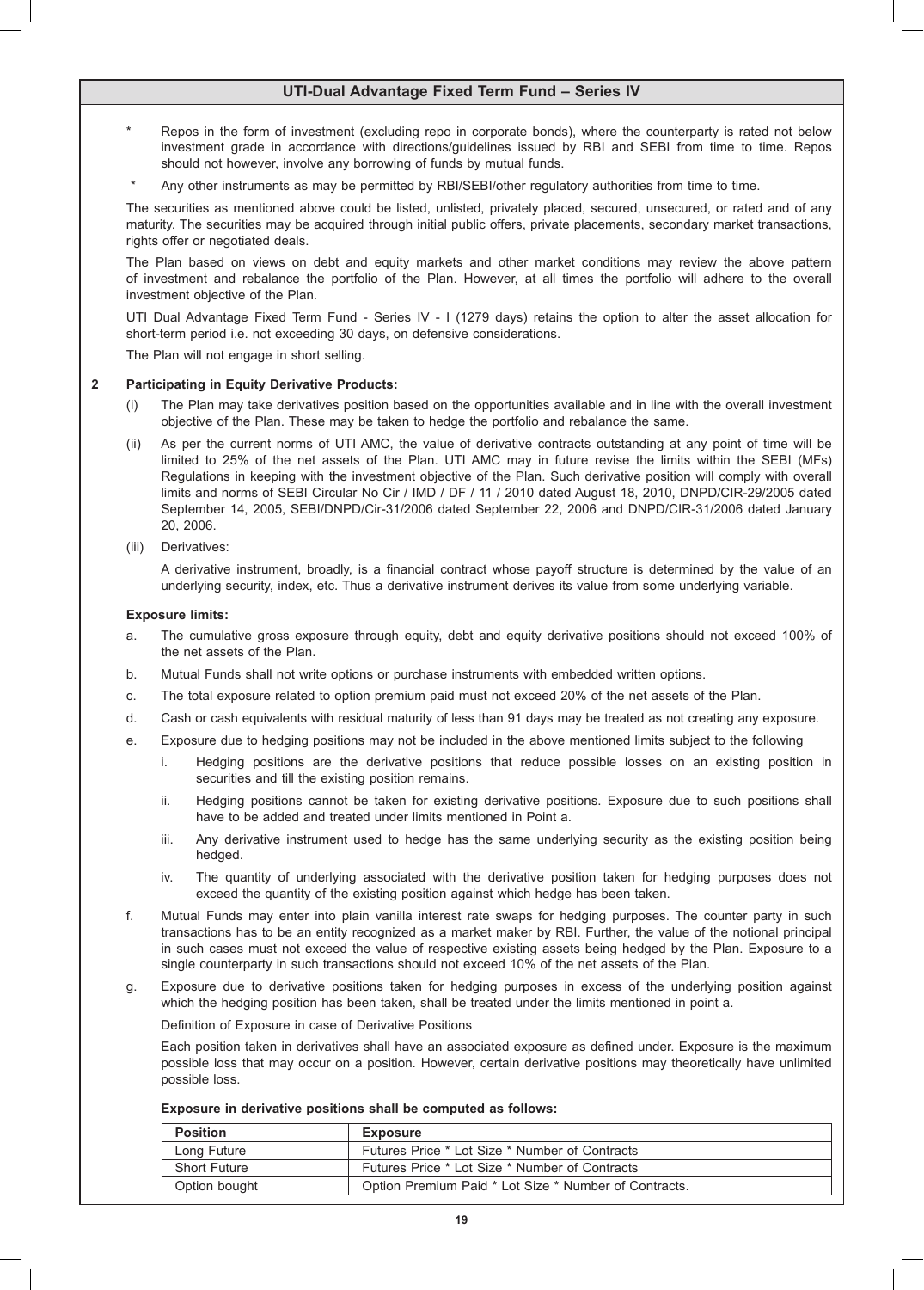- Repos in the form of investment (excluding repo in corporate bonds), where the counterparty is rated not below investment grade in accordance with directions/guidelines issued by RBI and SEBI from time to time. Repos should not however, involve any borrowing of funds by mutual funds.
- Any other instruments as may be permitted by RBI/SEBI/other regulatory authorities from time to time.

The securities as mentioned above could be listed, unlisted, privately placed, secured, unsecured, or rated and of any maturity. The securities may be acquired through initial public offers, private placements, secondary market transactions, rights offer or negotiated deals.

The Plan based on views on debt and equity markets and other market conditions may review the above pattern of investment and rebalance the portfolio of the Plan. However, at all times the portfolio will adhere to the overall investment objective of the Plan.

UTI Dual Advantage Fixed Term Fund - Series IV - I (1279 days) retains the option to alter the asset allocation for short-term period i.e. not exceeding 30 days, on defensive considerations.

The Plan will not engage in short selling.

**2 Participating in Equity Derivative Products:**

(i) The Plan may take derivatives position based on the opportunities available and in line with the overall investment objective of the Plan. These may be taken to hedge the portfolio and rebalance the same.

(ii) As per the current norms of UTI AMC, the value of derivative contracts outstanding at any point of time will be limited to 25% of the net assets of the Plan. UTI AMC may in future revise the limits within the SEBI (MFs) Regulations in keeping with the investment objective of the Plan. Such derivative position will comply with overall limits and norms of SEBI Circular No Cir / IMD / DF / 11 / 2010 dated August 18, 2010, DNPD/CIR-29/2005 dated September 14, 2005, SEBI/DNPD/Cir-31/2006 dated September 22, 2006 and DNPD/CIR-31/2006 dated January 20, 2006.

(iii) Derivatives:

A derivative instrument, broadly, is a financial contract whose payoff structure is determined by the value of an underlying security, index, etc. Thus a derivative instrument derives its value from some underlying variable.

**Exposure limits:**

a. The cumulative gross exposure through equity, debt and equity derivative positions should not exceed 100% of the net assets of the Plan.

b. Mutual Funds shall not write options or purchase instruments with embedded written options.

c. The total exposure related to option premium paid must not exceed 20% of the net assets of the Plan.

d. Cash or cash equivalents with residual maturity of less than 91 days may be treated as not creating any exposure.

e. Exposure due to hedging positions may not be included in the above mentioned limits subject to the following

  i. Hedging positions are the derivative positions that reduce possible losses on an existing position in securities and till the existing position remains.

  ii. Hedging positions cannot be taken for existing derivative positions. Exposure due to such positions shall have to be added and treated under limits mentioned in Point a.

  iii. Any derivative instrument used to hedge has the same underlying security as the existing position being hedged.

  iv. The quantity of underlying associated with the derivative position taken for hedging purposes does not exceed the quantity of the existing position against which hedge has been taken.

f. Mutual Funds may enter into plain vanilla interest rate swaps for hedging purposes. The counter party in such transactions has to be an entity recognized as a market maker by RBI. Further, the value of the notional principal in such cases must not exceed the value of respective existing assets being hedged by the Plan. Exposure to a single counterparty in such transactions should not exceed 10% of the net assets of the Plan.

g. Exposure due to derivative positions taken for hedging purposes in excess of the underlying position against which the hedging position has been taken, shall be treated under the limits mentioned in point a.

Definition of Exposure in case of Derivative Positions

Each position taken in derivatives shall have an associated exposure as defined under. Exposure is the maximum possible loss that may occur on a position. However, certain derivative positions may theoretically have unlimited possible loss.

**Exposure in derivative positions shall be computed as follows:**

| Position | Exposure |
|---|---|
| Long Future | Futures Price * Lot Size * Number of Contracts |
| Short Future | Futures Price * Lot Size * Number of Contracts |
| Option bought | Option Premium Paid * Lot Size * Number of Contracts. |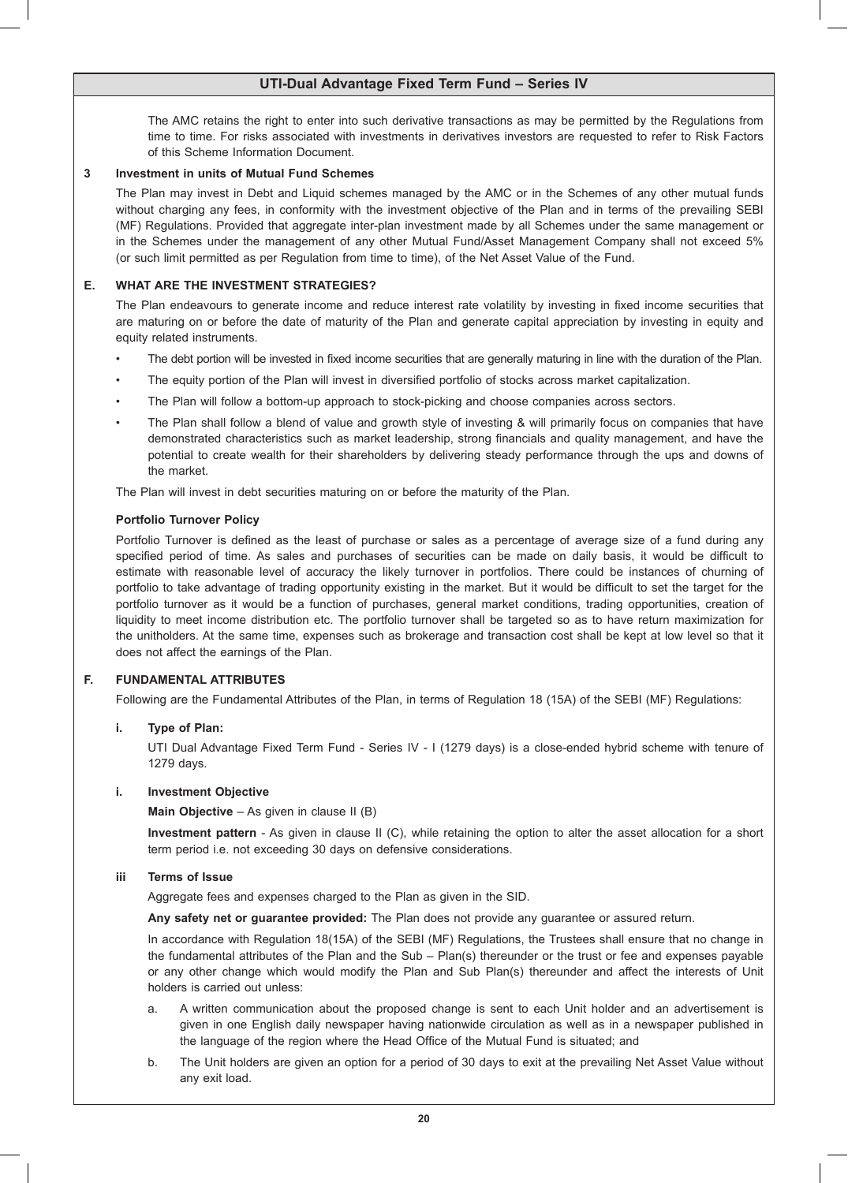The AMC retains the right to enter into such derivative transactions as may be permitted by the Regulations from time to time. For risks associated with investments in derivatives investors are requested to refer to Risk Factors of this Scheme Information Document.

**3 Investment in units of Mutual Fund Schemes**

The Plan may invest in Debt and Liquid schemes managed by the AMC or in the Schemes of any other mutual funds without charging any fees, in conformity with the investment objective of the Plan and in terms of the prevailing SEBI (MF) Regulations. Provided that aggregate inter-plan investment made by all Schemes under the same management or in the Schemes under the management of any other Mutual Fund/Asset Management Company shall not exceed 5% (or such limit permitted as per Regulation from time to time), of the Net Asset Value of the Fund.

## E. WHAT ARE THE INVESTMENT STRATEGIES?

The Plan endeavours to generate income and reduce interest rate volatility by investing in fixed income securities that are maturing on or before the date of maturity of the Plan and generate capital appreciation by investing in equity and equity related instruments.

- The debt portion will be invested in fixed income securities that are generally maturing in line with the duration of the Plan.
- The equity portion of the Plan will invest in diversified portfolio of stocks across market capitalization.
- The Plan will follow a bottom-up approach to stock-picking and choose companies across sectors.
- The Plan shall follow a blend of value and growth style of investing & will primarily focus on companies that have demonstrated characteristics such as market leadership, strong financials and quality management, and have the potential to create wealth for their shareholders by delivering steady performance through the ups and downs of the market.

The Plan will invest in debt securities maturing on or before the maturity of the Plan.

**Portfolio Turnover Policy**

Portfolio Turnover is defined as the least of purchase or sales as a percentage of average size of a fund during any specified period of time. As sales and purchases of securities can be made on daily basis, it would be difficult to estimate with reasonable level of accuracy the likely turnover in portfolios. There could be instances of churning of portfolio to take advantage of trading opportunity existing in the market. But it would be difficult to set the target for the portfolio turnover as it would be a function of purchases, general market conditions, trading opportunities, creation of liquidity to meet income distribution etc. The portfolio turnover shall be targeted so as to have return maximization for the unitholders. At the same time, expenses such as brokerage and transaction cost shall be kept at low level so that it does not affect the earnings of the Plan.

## F. FUNDAMENTAL ATTRIBUTES

Following are the Fundamental Attributes of the Plan, in terms of Regulation 18 (15A) of the SEBI (MF) Regulations:

**i. Type of Plan:**

UTI Dual Advantage Fixed Term Fund - Series IV - I (1279 days) is a close-ended hybrid scheme with tenure of 1279 days.

**i. Investment Objective**

**Main Objective** – As given in clause II (B)

**Investment pattern** - As given in clause II (C), while retaining the option to alter the asset allocation for a short term period i.e. not exceeding 30 days on defensive considerations.

**iii Terms of Issue**

Aggregate fees and expenses charged to the Plan as given in the SID.

**Any safety net or guarantee provided:** The Plan does not provide any guarantee or assured return.

In accordance with Regulation 18(15A) of the SEBI (MF) Regulations, the Trustees shall ensure that no change in the fundamental attributes of the Plan and the Sub – Plan(s) thereunder or the trust or fee and expenses payable or any other change which would modify the Plan and Sub Plan(s) thereunder and affect the interests of Unit holders is carried out unless:

a. A written communication about the proposed change is sent to each Unit holder and an advertisement is given in one English daily newspaper having nationwide circulation as well as in a newspaper published in the language of the region where the Head Office of the Mutual Fund is situated; and

b. The Unit holders are given an option for a period of 30 days to exit at the prevailing Net Asset Value without any exit load.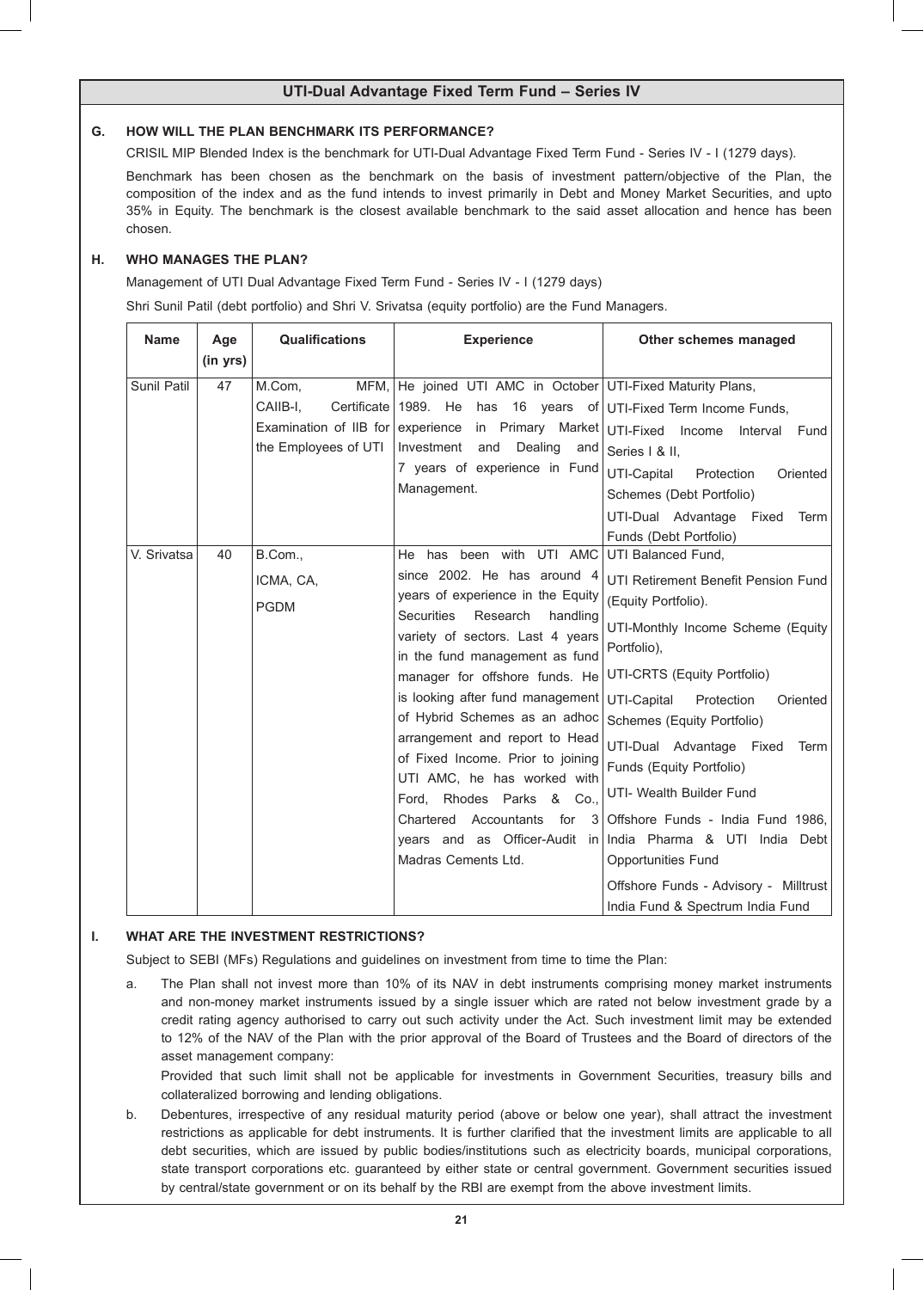## UTI-Dual Advantage Fixed Term Fund – Series IV

### G. HOW WILL THE PLAN BENCHMARK ITS PERFORMANCE?

CRISIL MIP Blended Index is the benchmark for UTI-Dual Advantage Fixed Term Fund - Series IV - I (1279 days).

Benchmark has been chosen as the benchmark on the basis of investment pattern/objective of the Plan, the composition of the index and as the fund intends to invest primarily in Debt and Money Market Securities, and upto 35% in Equity. The benchmark is the closest available benchmark to the said asset allocation and hence has been chosen.

### H. WHO MANAGES THE PLAN?

Management of UTI Dual Advantage Fixed Term Fund - Series IV - I (1279 days)

Shri Sunil Patil (debt portfolio) and Shri V. Srivatsa (equity portfolio) are the Fund Managers.

| Name | Age (in yrs) | Qualifications | Experience | Other schemes managed |
|---|---|---|---|---|
| Sunil Patil | 47 | M.Com, MFM, CAIIB-I, Certificate Examination of IIB for the Employees of UTI | He joined UTI AMC in October 1989. He has 16 years of experience in Primary Market Investment and Dealing and 7 years of experience in Fund Management. | UTI-Fixed Maturity Plans,<br>UTI-Fixed Term Income Funds,<br>UTI-Fixed Income Interval Fund Series I & II,<br>UTI-Capital Protection Oriented Schemes (Debt Portfolio)<br>UTI-Dual Advantage Fixed Term Funds (Debt Portfolio) |
| V. Srivatsa | 40 | B.Com.,<br>ICMA, CA,<br>PGDM | He has been with UTI AMC since 2002. He has around 4 years of experience in the Equity Securities Research handling variety of sectors. Last 4 years in the fund management as fund manager for offshore funds. He is looking after fund management of Hybrid Schemes as an adhoc arrangement and report to Head of Fixed Income. Prior to joining UTI AMC, he has worked with Ford, Rhodes Parks & Co., Chartered Accountants for 3 years and as Officer-Audit in Madras Cements Ltd. | UTI Balanced Fund,<br>UTI Retirement Benefit Pension Fund (Equity Portfolio).<br>UTI-Monthly Income Scheme (Equity Portfolio),<br>UTI-CRTS (Equity Portfolio)<br>UTI-Capital Protection Oriented Schemes (Equity Portfolio)<br>UTI-Dual Advantage Fixed Term Funds (Equity Portfolio)<br>UTI- Wealth Builder Fund<br>Offshore Funds - India Fund 1986, India Pharma & UTI India Debt Opportunities Fund<br>Offshore Funds - Advisory - Milltrust India Fund & Spectrum India Fund |

### I. WHAT ARE THE INVESTMENT RESTRICTIONS?

Subject to SEBI (MFs) Regulations and guidelines on investment from time to time the Plan:

a. The Plan shall not invest more than 10% of its NAV in debt instruments comprising money market instruments and non-money market instruments issued by a single issuer which are rated not below investment grade by a credit rating agency authorised to carry out such activity under the Act. Such investment limit may be extended to 12% of the NAV of the Plan with the prior approval of the Board of Trustees and the Board of directors of the asset management company:

   Provided that such limit shall not be applicable for investments in Government Securities, treasury bills and collateralized borrowing and lending obligations.

b. Debentures, irrespective of any residual maturity period (above or below one year), shall attract the investment restrictions as applicable for debt instruments. It is further clarified that the investment limits are applicable to all debt securities, which are issued by public bodies/institutions such as electricity boards, municipal corporations, state transport corporations etc. guaranteed by either state or central government. Government securities issued by central/state government or on its behalf by the RBI are exempt from the above investment limits.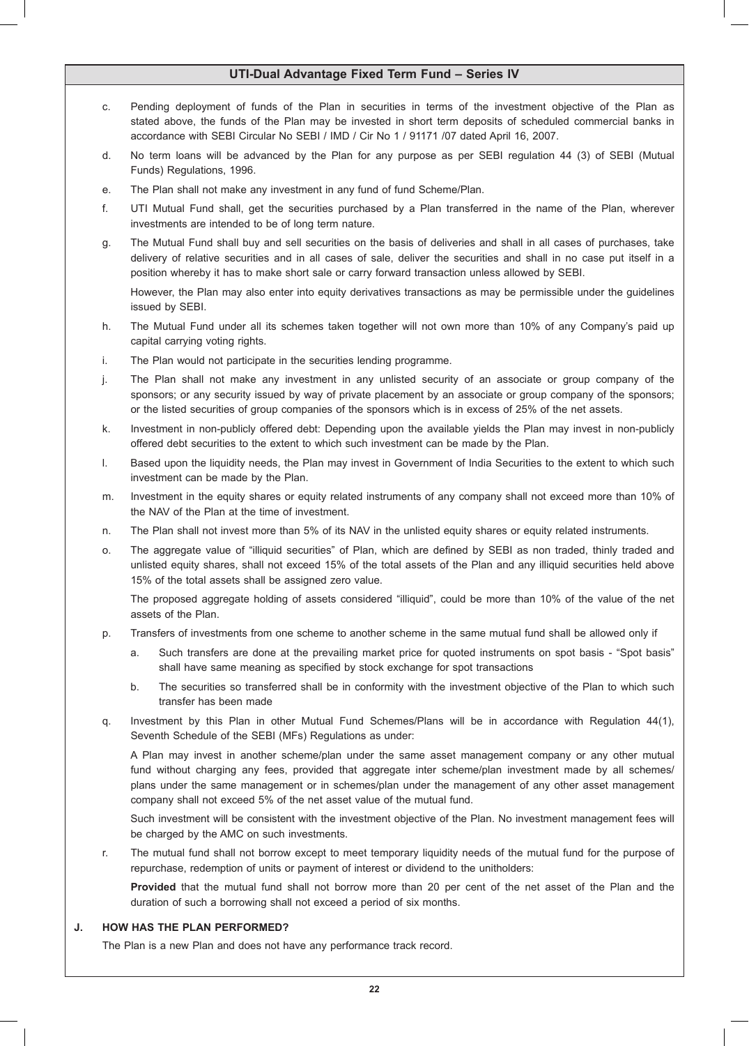c. Pending deployment of funds of the Plan in securities in terms of the investment objective of the Plan as stated above, the funds of the Plan may be invested in short term deposits of scheduled commercial banks in accordance with SEBI Circular No SEBI / IMD / Cir No 1 / 91171 /07 dated April 16, 2007.

d. No term loans will be advanced by the Plan for any purpose as per SEBI regulation 44 (3) of SEBI (Mutual Funds) Regulations, 1996.

e. The Plan shall not make any investment in any fund of fund Scheme/Plan.

f. UTI Mutual Fund shall, get the securities purchased by a Plan transferred in the name of the Plan, wherever investments are intended to be of long term nature.

g. The Mutual Fund shall buy and sell securities on the basis of deliveries and shall in all cases of purchases, take delivery of relative securities and in all cases of sale, deliver the securities and shall in no case put itself in a position whereby it has to make short sale or carry forward transaction unless allowed by SEBI.

   However, the Plan may also enter into equity derivatives transactions as may be permissible under the guidelines issued by SEBI.

h. The Mutual Fund under all its schemes taken together will not own more than 10% of any Company's paid up capital carrying voting rights.

i. The Plan would not participate in the securities lending programme.

j. The Plan shall not make any investment in any unlisted security of an associate or group company of the sponsors; or any security issued by way of private placement by an associate or group company of the sponsors; or the listed securities of group companies of the sponsors which is in excess of 25% of the net assets.

k. Investment in non-publicly offered debt: Depending upon the available yields the Plan may invest in non-publicly offered debt securities to the extent to which such investment can be made by the Plan.

l. Based upon the liquidity needs, the Plan may invest in Government of India Securities to the extent to which such investment can be made by the Plan.

m. Investment in the equity shares or equity related instruments of any company shall not exceed more than 10% of the NAV of the Plan at the time of investment.

n. The Plan shall not invest more than 5% of its NAV in the unlisted equity shares or equity related instruments.

o. The aggregate value of "illiquid securities" of Plan, which are defined by SEBI as non traded, thinly traded and unlisted equity shares, shall not exceed 15% of the total assets of the Plan and any illiquid securities held above 15% of the total assets shall be assigned zero value.

   The proposed aggregate holding of assets considered "illiquid", could be more than 10% of the value of the net assets of the Plan.

p. Transfers of investments from one scheme to another scheme in the same mutual fund shall be allowed only if

   a. Such transfers are done at the prevailing market price for quoted instruments on spot basis - "Spot basis" shall have same meaning as specified by stock exchange for spot transactions

   b. The securities so transferred shall be in conformity with the investment objective of the Plan to which such transfer has been made

q. Investment by this Plan in other Mutual Fund Schemes/Plans will be in accordance with Regulation 44(1), Seventh Schedule of the SEBI (MFs) Regulations as under:

   A Plan may invest in another scheme/plan under the same asset management company or any other mutual fund without charging any fees, provided that aggregate inter scheme/plan investment made by all schemes/ plans under the same management or in schemes/plan under the management of any other asset management company shall not exceed 5% of the net asset value of the mutual fund.

   Such investment will be consistent with the investment objective of the Plan. No investment management fees will be charged by the AMC on such investments.

r. The mutual fund shall not borrow except to meet temporary liquidity needs of the mutual fund for the purpose of repurchase, redemption of units or payment of interest or dividend to the unitholders:

   **Provided** that the mutual fund shall not borrow more than 20 per cent of the net asset of the Plan and the duration of such a borrowing shall not exceed a period of six months.

## J. HOW HAS THE PLAN PERFORMED?

The Plan is a new Plan and does not have any performance track record.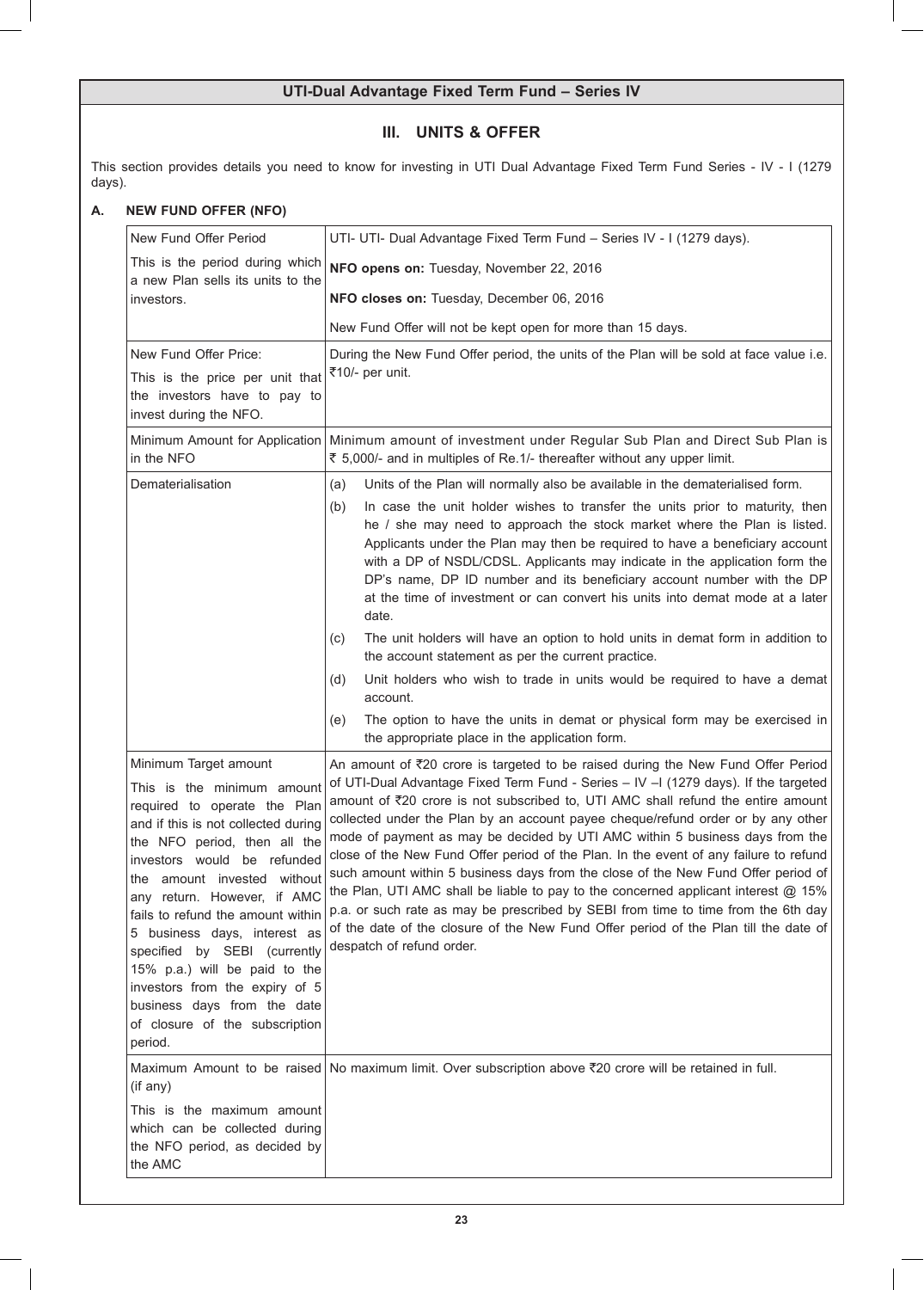## UTI-Dual Advantage Fixed Term Fund – Series IV

### III. UNITS & OFFER

This section provides details you need to know for investing in UTI Dual Advantage Fixed Term Fund Series - IV - I (1279 days).

### A. NEW FUND OFFER (NFO)

| | |
|---|---|
| New Fund Offer Period<br><br>This is the period during which a new Plan sells its units to the investors. | UTI- UTI- Dual Advantage Fixed Term Fund – Series IV - I (1279 days).<br><br>**NFO opens on:** Tuesday, November 22, 2016<br><br>**NFO closes on:** Tuesday, December 06, 2016<br><br>New Fund Offer will not be kept open for more than 15 days. |
| New Fund Offer Price:<br><br>This is the price per unit that the investors have to pay to invest during the NFO. | During the New Fund Offer period, the units of the Plan will be sold at face value i.e. ₹10/- per unit. |
| Minimum Amount for Application in the NFO | Minimum amount of investment under Regular Sub Plan and Direct Sub Plan is ₹ 5,000/- and in multiples of Re.1/- thereafter without any upper limit. |
| Dematerialisation | (a) Units of the Plan will normally also be available in the dematerialised form.<br><br>(b) In case the unit holder wishes to transfer the units prior to maturity, then he / she may need to approach the stock market where the Plan is listed. Applicants under the Plan may then be required to have a beneficiary account with a DP of NSDL/CDSL. Applicants may indicate in the application form the DP's name, DP ID number and its beneficiary account number with the DP at the time of investment or can convert his units into demat mode at a later date.<br><br>(c) The unit holders will have an option to hold units in demat form in addition to the account statement as per the current practice.<br><br>(d) Unit holders who wish to trade in units would be required to have a demat account.<br><br>(e) The option to have the units in demat or physical form may be exercised in the appropriate place in the application form. |
| Minimum Target amount<br><br>This is the minimum amount required to operate the Plan and if this is not collected during the NFO period, then all the investors would be refunded the amount invested without any return. However, if AMC fails to refund the amount within 5 business days, interest as specified by SEBI (currently 15% p.a.) will be paid to the investors from the expiry of 5 business days from the date of closure of the subscription period. | An amount of ₹20 crore is targeted to be raised during the New Fund Offer Period of UTI-Dual Advantage Fixed Term Fund - Series – IV –I (1279 days). If the targeted amount of ₹20 crore is not subscribed to, UTI AMC shall refund the entire amount collected under the Plan by an account payee cheque/refund order or by any other mode of payment as may be decided by UTI AMC within 5 business days from the close of the New Fund Offer period of the Plan. In the event of any failure to refund such amount within 5 business days from the close of the New Fund Offer period of the Plan, UTI AMC shall be liable to pay to the concerned applicant interest @ 15% p.a. or such rate as may be prescribed by SEBI from time to time from the 6th day of the date of the closure of the New Fund Offer period of the Plan till the date of despatch of refund order. |
| Maximum Amount to be raised (if any)<br><br>This is the maximum amount which can be collected during the NFO period, as decided by the AMC | No maximum limit. Over subscription above ₹20 crore will be retained in full. |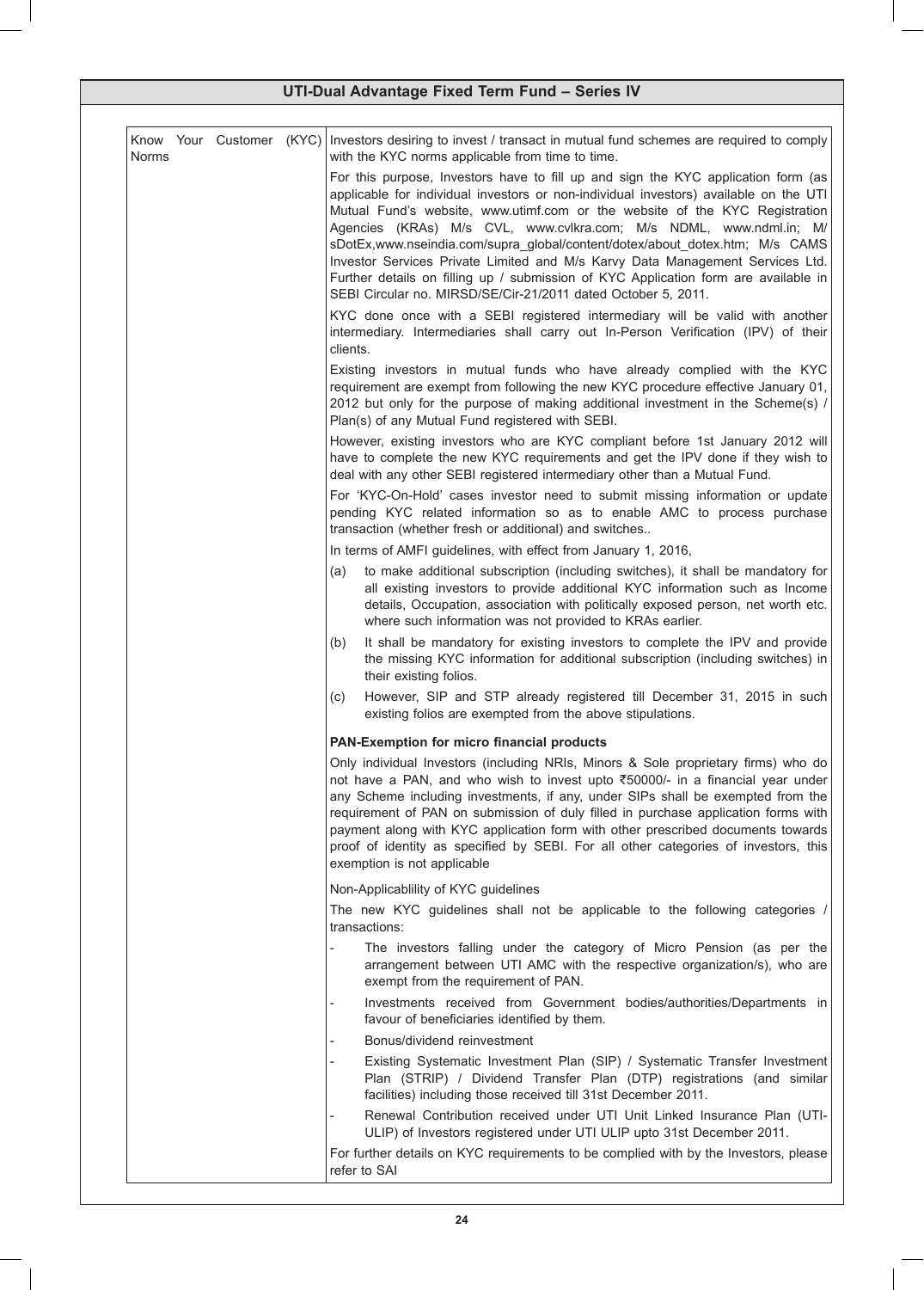| Know Your Customer (KYC) Norms | Investors desiring to invest / transact in mutual fund schemes are required to comply with the KYC norms applicable from time to time.<br><br>For this purpose, Investors have to fill up and sign the KYC application form (as applicable for individual investors or non-individual investors) available on the UTI Mutual Fund's website, www.utimf.com or the website of the KYC Registration Agencies (KRAs) M/s CVL, www.cvlkra.com; M/s NDML, www.ndml.in; M/ sDotEx,www.nseindia.com/supra_global/content/dotex/about_dotex.htm; M/s CAMS Investor Services Private Limited and M/s Karvy Data Management Services Ltd. Further details on filling up / submission of KYC Application form are available in SEBI Circular no. MIRSD/SE/Cir-21/2011 dated October 5, 2011.<br><br>KYC done once with a SEBI registered intermediary will be valid with another intermediary. Intermediaries shall carry out In-Person Verification (IPV) of their clients.<br><br>Existing investors in mutual funds who have already complied with the KYC requirement are exempt from following the new KYC procedure effective January 01, 2012 but only for the purpose of making additional investment in the Scheme(s) / Plan(s) of any Mutual Fund registered with SEBI.<br><br>However, existing investors who are KYC compliant before 1st January 2012 will have to complete the new KYC requirements and get the IPV done if they wish to deal with any other SEBI registered intermediary other than a Mutual Fund.<br><br>For 'KYC-On-Hold' cases investor need to submit missing information or update pending KYC related information so as to enable AMC to process purchase transaction (whether fresh or additional) and switches..<br><br>In terms of AMFI guidelines, with effect from January 1, 2016,<br><br>(a) to make additional subscription (including switches), it shall be mandatory for all existing investors to provide additional KYC information such as Income details, Occupation, association with politically exposed person, net worth etc. where such information was not provided to KRAs earlier.<br><br>(b) It shall be mandatory for existing investors to complete the IPV and provide the missing KYC information for additional subscription (including switches) in their existing folios.<br><br>(c) However, SIP and STP already registered till December 31, 2015 in such existing folios are exempted from the above stipulations.<br><br>**PAN-Exemption for micro financial products**<br><br>Only individual Investors (including NRIs, Minors & Sole proprietary firms) who do not have a PAN, and who wish to invest upto ₹50000/- in a financial year under any Scheme including investments, if any, under SIPs shall be exempted from the requirement of PAN on submission of duly filled in purchase application forms with payment along with KYC application form with other prescribed documents towards proof of identity as specified by SEBI. For all other categories of investors, this exemption is not applicable<br><br>Non-Applicablility of KYC guidelines<br><br>The new KYC guidelines shall not be applicable to the following categories / transactions:<br><br>- The investors falling under the category of Micro Pension (as per the arrangement between UTI AMC with the respective organization/s), who are exempt from the requirement of PAN.<br>- Investments received from Government bodies/authorities/Departments in favour of beneficiaries identified by them.<br>- Bonus/dividend reinvestment<br>- Existing Systematic Investment Plan (SIP) / Systematic Transfer Investment Plan (STRIP) / Dividend Transfer Plan (DTP) registrations (and similar facilities) including those received till 31st December 2011.<br>- Renewal Contribution received under UTI Unit Linked Insurance Plan (UTI-ULIP) of Investors registered under UTI ULIP upto 31st December 2011.<br><br>For further details on KYC requirements to be complied with by the Investors, please refer to SAI |
|---|---|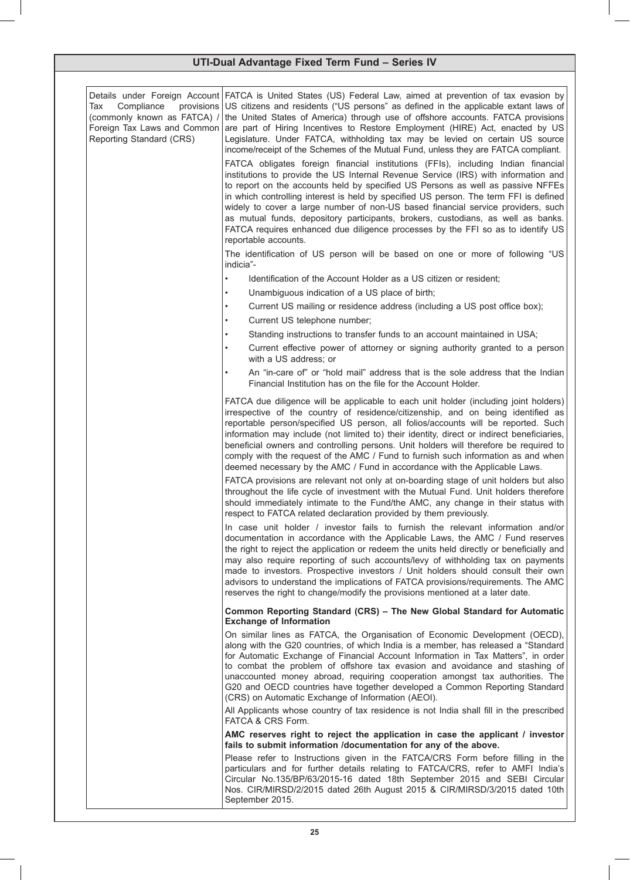## UTI-Dual Advantage Fixed Term Fund – Series IV

| Details under Foreign Account Tax Compliance provisions (commonly known as FATCA) / Foreign Tax Laws and Common Reporting Standard (CRS) | FATCA is United States (US) Federal Law, aimed at prevention of tax evasion by US citizens and residents ("US persons" as defined in the applicable extant laws of the United States of America) through use of offshore accounts. FATCA provisions are part of Hiring Incentives to Restore Employment (HIRE) Act, enacted by US Legislature. Under FATCA, withholding tax may be levied on certain US source income/receipt of the Schemes of the Mutual Fund, unless they are FATCA compliant.<br><br>FATCA obligates foreign financial institutions (FFIs), including Indian financial institutions to provide the US Internal Revenue Service (IRS) with information and to report on the accounts held by specified US Persons as well as passive NFFEs in which controlling interest is held by specified US person. The term FFI is defined widely to cover a large number of non-US based financial service providers, such as mutual funds, depository participants, brokers, custodians, as well as banks. FATCA requires enhanced due diligence processes by the FFI so as to identify US reportable accounts.<br><br>The identification of US person will be based on one or more of following "US indicia"-<br>• Identification of the Account Holder as a US citizen or resident;<br>• Unambiguous indication of a US place of birth;<br>• Current US mailing or residence address (including a US post office box);<br>• Current US telephone number;<br>• Standing instructions to transfer funds to an account maintained in USA;<br>• Current effective power of attorney or signing authority granted to a person with a US address; or<br>• An "in-care of" or "hold mail" address that is the sole address that the Indian Financial Institution has on the file for the Account Holder.<br><br>FATCA due diligence will be applicable to each unit holder (including joint holders) irrespective of the country of residence/citizenship, and on being identified as reportable person/specified US person, all folios/accounts will be reported. Such information may include (not limited to) their identity, direct or indirect beneficiaries, beneficial owners and controlling persons. Unit holders will therefore be required to comply with the request of the AMC / Fund to furnish such information as and when deemed necessary by the AMC / Fund in accordance with the Applicable Laws.<br><br>FATCA provisions are relevant not only at on-boarding stage of unit holders but also throughout the life cycle of investment with the Mutual Fund. Unit holders therefore should immediately intimate to the Fund/the AMC, any change in their status with respect to FATCA related declaration provided by them previously.<br><br>In case unit holder / investor fails to furnish the relevant information and/or documentation in accordance with the Applicable Laws, the AMC / Fund reserves the right to reject the application or redeem the units held directly or beneficially and may also require reporting of such accounts/levy of withholding tax on payments made to investors. Prospective investors / Unit holders should consult their own advisors to understand the implications of FATCA provisions/requirements. The AMC reserves the right to change/modify the provisions mentioned at a later date.<br><br>**Common Reporting Standard (CRS) – The New Global Standard for Automatic Exchange of Information**<br><br>On similar lines as FATCA, the Organisation of Economic Development (OECD), along with the G20 countries, of which India is a member, has released a "Standard for Automatic Exchange of Financial Account Information in Tax Matters", in order to combat the problem of offshore tax evasion and avoidance and stashing of unaccounted money abroad, requiring cooperation amongst tax authorities. The G20 and OECD countries have together developed a Common Reporting Standard (CRS) on Automatic Exchange of Information (AEOI).<br><br>All Applicants whose country of tax residence is not India shall fill in the prescribed FATCA & CRS Form.<br><br>**AMC reserves right to reject the application in case the applicant / investor fails to submit information /documentation for any of the above.**<br><br>Please refer to Instructions given in the FATCA/CRS Form before filling in the particulars and for further details relating to FATCA/CRS, refer to AMFI India's Circular No.135/BP/63/2015-16 dated 18th September 2015 and SEBI Circular Nos. CIR/MIRSD/2/2015 dated 26th August 2015 & CIR/MIRSD/3/2015 dated 10th September 2015. |
|---|---|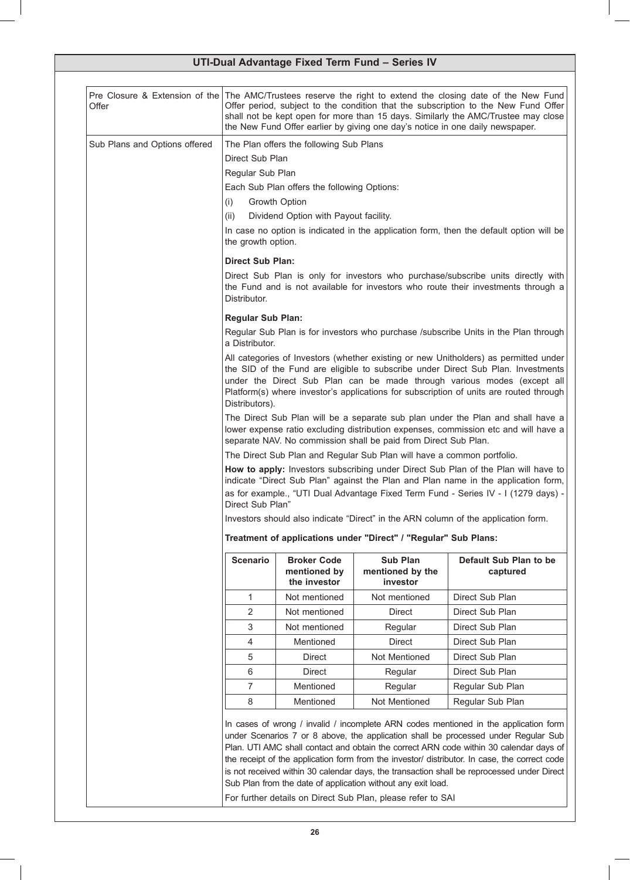## UTI-Dual Advantage Fixed Term Fund – Series IV

**Pre Closure & Extension of the Offer**

The AMC/Trustees reserve the right to extend the closing date of the New Fund Offer period, subject to the condition that the subscription to the New Fund Offer shall not be kept open for more than 15 days. Similarly the AMC/Trustee may close the New Fund Offer earlier by giving one day's notice in one daily newspaper.

**Sub Plans and Options offered**

The Plan offers the following Sub Plans

Direct Sub Plan

Regular Sub Plan

Each Sub Plan offers the following Options:

(i) Growth Option

(ii) Dividend Option with Payout facility.

In case no option is indicated in the application form, then the default option will be the growth option.

**Direct Sub Plan:**

Direct Sub Plan is only for investors who purchase/subscribe units directly with the Fund and is not available for investors who route their investments through a Distributor.

**Regular Sub Plan:**

Regular Sub Plan is for investors who purchase /subscribe Units in the Plan through a Distributor.

All categories of Investors (whether existing or new Unitholders) as permitted under the SID of the Fund are eligible to subscribe under Direct Sub Plan. Investments under the Direct Sub Plan can be made through various modes (except all Platform(s) where investor's applications for subscription of units are routed through Distributors).

The Direct Sub Plan will be a separate sub plan under the Plan and shall have a lower expense ratio excluding distribution expenses, commission etc and will have a separate NAV. No commission shall be paid from Direct Sub Plan.

The Direct Sub Plan and Regular Sub Plan will have a common portfolio.

**How to apply:** Investors subscribing under Direct Sub Plan of the Plan will have to indicate "Direct Sub Plan" against the Plan and Plan name in the application form, as for example., "UTI Dual Advantage Fixed Term Fund - Series IV - I (1279 days) - Direct Sub Plan"

Investors should also indicate "Direct" in the ARN column of the application form.

**Treatment of applications under "Direct" / "Regular" Sub Plans:**

| Scenario | Broker Code mentioned by the investor | Sub Plan mentioned by the investor | Default Sub Plan to be captured |
|---|---|---|---|
| 1 | Not mentioned | Not mentioned | Direct Sub Plan |
| 2 | Not mentioned | Direct | Direct Sub Plan |
| 3 | Not mentioned | Regular | Direct Sub Plan |
| 4 | Mentioned | Direct | Direct Sub Plan |
| 5 | Direct | Not Mentioned | Direct Sub Plan |
| 6 | Direct | Regular | Direct Sub Plan |
| 7 | Mentioned | Regular | Regular Sub Plan |
| 8 | Mentioned | Not Mentioned | Regular Sub Plan |

In cases of wrong / invalid / incomplete ARN codes mentioned in the application form under Scenarios 7 or 8 above, the application shall be processed under Regular Sub Plan. UTI AMC shall contact and obtain the correct ARN code within 30 calendar days of the receipt of the application form from the investor/ distributor. In case, the correct code is not received within 30 calendar days, the transaction shall be reprocessed under Direct Sub Plan from the date of application without any exit load.

For further details on Direct Sub Plan, please refer to SAI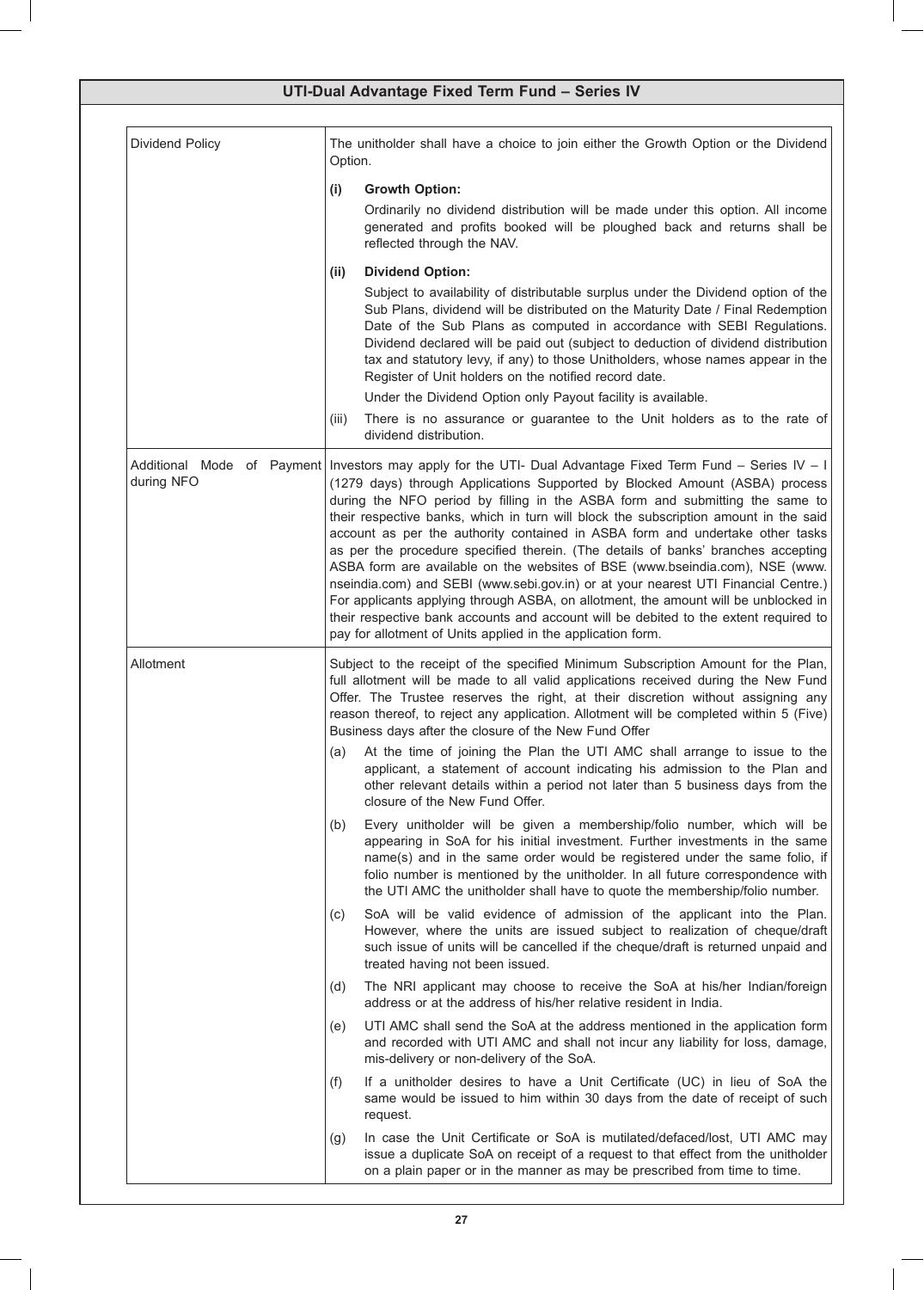## UTI-Dual Advantage Fixed Term Fund – Series IV

| | |
|---|---|
| Dividend Policy | The unitholder shall have a choice to join either the Growth Option or the Dividend Option.<br><br>**(i) Growth Option:**<br>Ordinarily no dividend distribution will be made under this option. All income generated and profits booked will be ploughed back and returns shall be reflected through the NAV.<br><br>**(ii) Dividend Option:**<br>Subject to availability of distributable surplus under the Dividend option of the Sub Plans, dividend will be distributed on the Maturity Date / Final Redemption Date of the Sub Plans as computed in accordance with SEBI Regulations. Dividend declared will be paid out (subject to deduction of dividend distribution tax and statutory levy, if any) to those Unitholders, whose names appear in the Register of Unit holders on the notified record date.<br>Under the Dividend Option only Payout facility is available.<br><br>(iii) There is no assurance or guarantee to the Unit holders as to the rate of dividend distribution. |
| Additional Mode of Payment during NFO | Investors may apply for the UTI- Dual Advantage Fixed Term Fund – Series IV – I (1279 days) through Applications Supported by Blocked Amount (ASBA) process during the NFO period by filling in the ASBA form and submitting the same to their respective banks, which in turn will block the subscription amount in the said account as per the authority contained in ASBA form and undertake other tasks as per the procedure specified therein. (The details of banks' branches accepting ASBA form are available on the websites of BSE (www.bseindia.com), NSE (www.nseindia.com) and SEBI (www.sebi.gov.in) or at your nearest UTI Financial Centre.) For applicants applying through ASBA, on allotment, the amount will be unblocked in their respective bank accounts and account will be debited to the extent required to pay for allotment of Units applied in the application form. |
| Allotment | Subject to the receipt of the specified Minimum Subscription Amount for the Plan, full allotment will be made to all valid applications received during the New Fund Offer. The Trustee reserves the right, at their discretion without assigning any reason thereof, to reject any application. Allotment will be completed within 5 (Five) Business days after the closure of the New Fund Offer<br><br>(a) At the time of joining the Plan the UTI AMC shall arrange to issue to the applicant, a statement of account indicating his admission to the Plan and other relevant details within a period not later than 5 business days from the closure of the New Fund Offer.<br><br>(b) Every unitholder will be given a membership/folio number, which will be appearing in SoA for his initial investment. Further investments in the same name(s) and in the same order would be registered under the same folio, if folio number is mentioned by the unitholder. In all future correspondence with the UTI AMC the unitholder shall have to quote the membership/folio number.<br><br>(c) SoA will be valid evidence of admission of the applicant into the Plan. However, where the units are issued subject to realization of cheque/draft such issue of units will be cancelled if the cheque/draft is returned unpaid and treated having not been issued.<br><br>(d) The NRI applicant may choose to receive the SoA at his/her Indian/foreign address or at the address of his/her relative resident in India.<br><br>(e) UTI AMC shall send the SoA at the address mentioned in the application form and recorded with UTI AMC and shall not incur any liability for loss, damage, mis-delivery or non-delivery of the SoA.<br><br>(f) If a unitholder desires to have a Unit Certificate (UC) in lieu of SoA the same would be issued to him within 30 days from the date of receipt of such request.<br><br>(g) In case the Unit Certificate or SoA is mutilated/defaced/lost, UTI AMC may issue a duplicate SoA on receipt of a request to that effect from the unitholder on a plain paper or in the manner as may be prescribed from time to time. |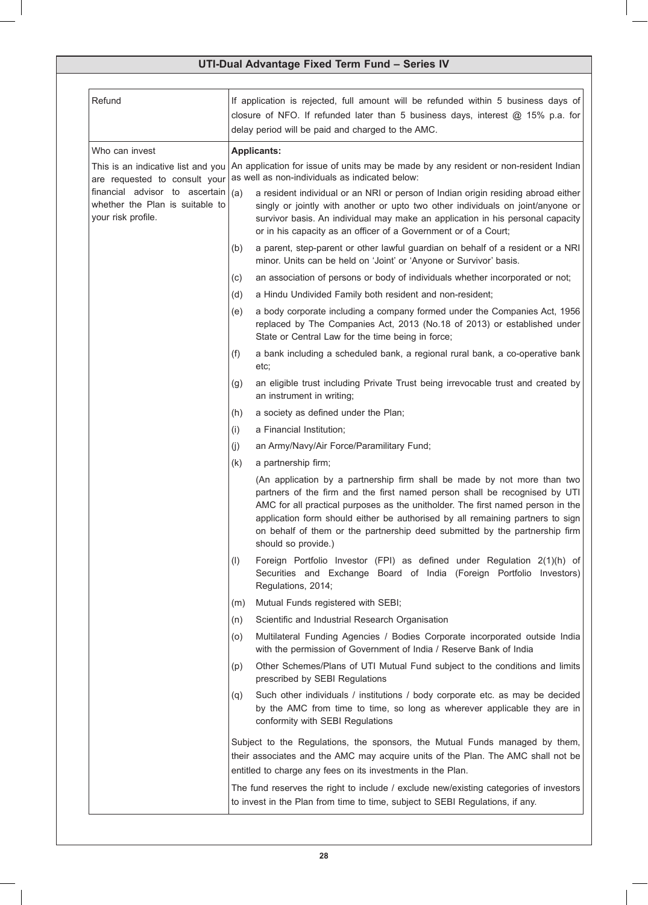| | |
|---|---|
| Refund | If application is rejected, full amount will be refunded within 5 business days of closure of NFO. If refunded later than 5 business days, interest @ 15% p.a. for delay period will be paid and charged to the AMC. |
| Who can invest<br><br>This is an indicative list and you are requested to consult your financial advisor to ascertain whether the Plan is suitable to your risk profile. | **Applicants:**<br>An application for issue of units may be made by any resident or non-resident Indian as well as non-individuals as indicated below:<br>(a) a resident individual or an NRI or person of Indian origin residing abroad either singly or jointly with another or upto two other individuals on joint/anyone or survivor basis. An individual may make an application in his personal capacity or in his capacity as an officer of a Government or of a Court;<br>(b) a parent, step-parent or other lawful guardian on behalf of a resident or a NRI minor. Units can be held on 'Joint' or 'Anyone or Survivor' basis.<br>(c) an association of persons or body of individuals whether incorporated or not;<br>(d) a Hindu Undivided Family both resident and non-resident;<br>(e) a body corporate including a company formed under the Companies Act, 1956 replaced by The Companies Act, 2013 (No.18 of 2013) or established under State or Central Law for the time being in force;<br>(f) a bank including a scheduled bank, a regional rural bank, a co-operative bank etc;<br>(g) an eligible trust including Private Trust being irrevocable trust and created by an instrument in writing;<br>(h) a society as defined under the Plan;<br>(i) a Financial Institution;<br>(j) an Army/Navy/Air Force/Paramilitary Fund;<br>(k) a partnership firm;<br>(An application by a partnership firm shall be made by not more than two partners of the firm and the first named person shall be recognised by UTI AMC for all practical purposes as the unitholder. The first named person in the application form should either be authorised by all remaining partners to sign on behalf of them or the partnership deed submitted by the partnership firm should so provide.)<br>(l) Foreign Portfolio Investor (FPI) as defined under Regulation 2(1)(h) of Securities and Exchange Board of India (Foreign Portfolio Investors) Regulations, 2014;<br>(m) Mutual Funds registered with SEBI;<br>(n) Scientific and Industrial Research Organisation<br>(o) Multilateral Funding Agencies / Bodies Corporate incorporated outside India with the permission of Government of India / Reserve Bank of India<br>(p) Other Schemes/Plans of UTI Mutual Fund subject to the conditions and limits prescribed by SEBI Regulations<br>(q) Such other individuals / institutions / body corporate etc. as may be decided by the AMC from time to time, so long as wherever applicable they are in conformity with SEBI Regulations<br><br>Subject to the Regulations, the sponsors, the Mutual Funds managed by them, their associates and the AMC may acquire units of the Plan. The AMC shall not be entitled to charge any fees on its investments in the Plan.<br><br>The fund reserves the right to include / exclude new/existing categories of investors to invest in the Plan from time to time, subject to SEBI Regulations, if any. |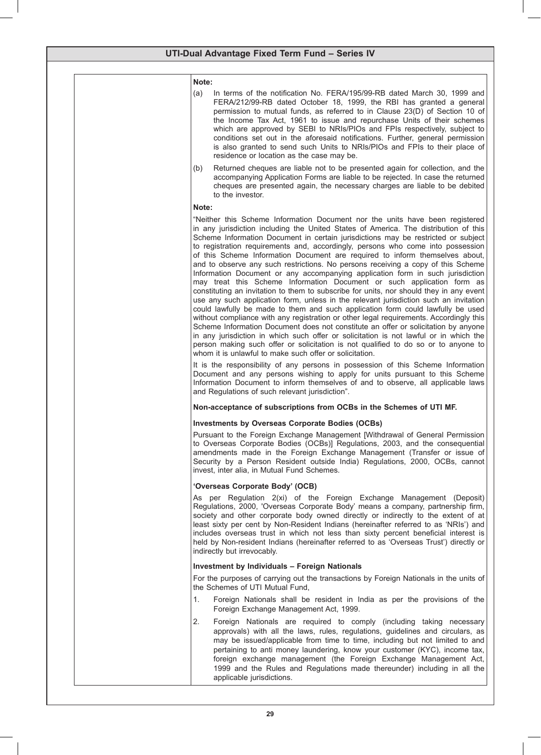**Note:**

(a) In terms of the notification No. FERA/195/99-RB dated March 30, 1999 and FERA/212/99-RB dated October 18, 1999, the RBI has granted a general permission to mutual funds, as referred to in Clause 23(D) of Section 10 of the Income Tax Act, 1961 to issue and repurchase Units of their schemes which are approved by SEBI to NRIs/PIOs and FPIs respectively, subject to conditions set out in the aforesaid notifications. Further, general permission is also granted to send such Units to NRIs/PIOs and FPIs to their place of residence or location as the case may be.

(b) Returned cheques are liable not to be presented again for collection, and the accompanying Application Forms are liable to be rejected. In case the returned cheques are presented again, the necessary charges are liable to be debited to the investor.

**Note:**

"Neither this Scheme Information Document nor the units have been registered in any jurisdiction including the United States of America. The distribution of this Scheme Information Document in certain jurisdictions may be restricted or subject to registration requirements and, accordingly, persons who come into possession of this Scheme Information Document are required to inform themselves about, and to observe any such restrictions. No persons receiving a copy of this Scheme Information Document or any accompanying application form in such jurisdiction may treat this Scheme Information Document or such application form as constituting an invitation to them to subscribe for units, nor should they in any event use any such application form, unless in the relevant jurisdiction such an invitation could lawfully be made to them and such application form could lawfully be used without compliance with any registration or other legal requirements. Accordingly this Scheme Information Document does not constitute an offer or solicitation by anyone in any jurisdiction in which such offer or solicitation is not lawful or in which the person making such offer or solicitation is not qualified to do so or to anyone to whom it is unlawful to make such offer or solicitation.

It is the responsibility of any persons in possession of this Scheme Information Document and any persons wishing to apply for units pursuant to this Scheme Information Document to inform themselves of and to observe, all applicable laws and Regulations of such relevant jurisdiction".

**Non-acceptance of subscriptions from OCBs in the Schemes of UTI MF.**

**Investments by Overseas Corporate Bodies (OCBs)**

Pursuant to the Foreign Exchange Management [Withdrawal of General Permission to Overseas Corporate Bodies (OCBs)] Regulations, 2003, and the consequential amendments made in the Foreign Exchange Management (Transfer or issue of Security by a Person Resident outside India) Regulations, 2000, OCBs, cannot invest, inter alia, in Mutual Fund Schemes.

**'Overseas Corporate Body' (OCB)**

As per Regulation 2(xi) of the Foreign Exchange Management (Deposit) Regulations, 2000, 'Overseas Corporate Body' means a company, partnership firm, society and other corporate body owned directly or indirectly to the extent of at least sixty per cent by Non-Resident Indians (hereinafter referred to as 'NRIs') and includes overseas trust in which not less than sixty percent beneficial interest is held by Non-resident Indians (hereinafter referred to as 'Overseas Trust') directly or indirectly but irrevocably.

**Investment by Individuals – Foreign Nationals**

For the purposes of carrying out the transactions by Foreign Nationals in the units of the Schemes of UTI Mutual Fund,

1. Foreign Nationals shall be resident in India as per the provisions of the Foreign Exchange Management Act, 1999.
2. Foreign Nationals are required to comply (including taking necessary approvals) with all the laws, rules, regulations, guidelines and circulars, as may be issued/applicable from time to time, including but not limited to and pertaining to anti money laundering, know your customer (KYC), income tax, foreign exchange management (the Foreign Exchange Management Act, 1999 and the Rules and Regulations made thereunder) including in all the applicable jurisdictions.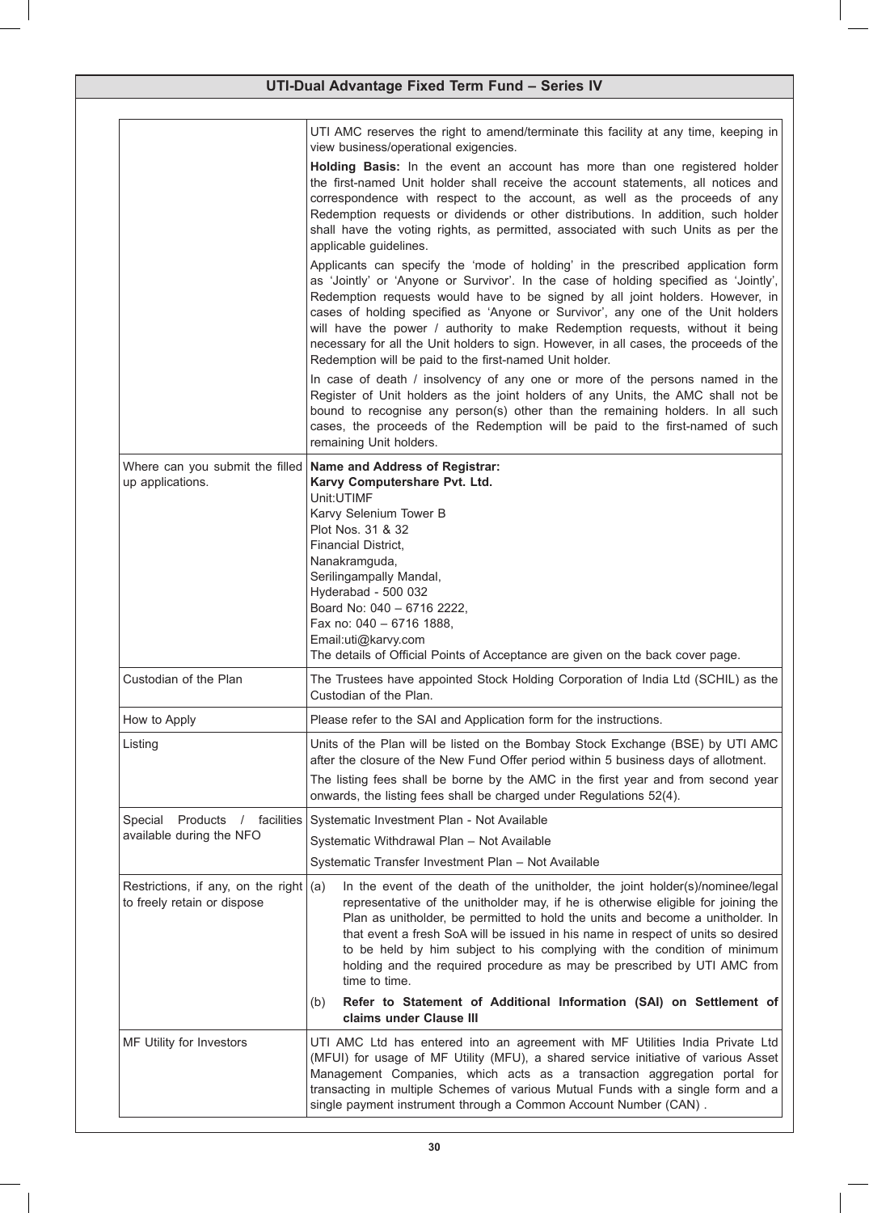| | |
|---|---|
| | UTI AMC reserves the right to amend/terminate this facility at any time, keeping in view business/operational exigencies.<br><br>**Holding Basis:** In the event an account has more than one registered holder the first-named Unit holder shall receive the account statements, all notices and correspondence with respect to the account, as well as the proceeds of any Redemption requests or dividends or other distributions. In addition, such holder shall have the voting rights, as permitted, associated with such Units as per the applicable guidelines.<br><br>Applicants can specify the 'mode of holding' in the prescribed application form as 'Jointly' or 'Anyone or Survivor'. In the case of holding specified as 'Jointly', Redemption requests would have to be signed by all joint holders. However, in cases of holding specified as 'Anyone or Survivor', any one of the Unit holders will have the power / authority to make Redemption requests, without it being necessary for all the Unit holders to sign. However, in all cases, the proceeds of the Redemption will be paid to the first-named Unit holder.<br><br>In case of death / insolvency of any one or more of the persons named in the Register of Unit holders as the joint holders of any Units, the AMC shall not be bound to recognise any person(s) other than the remaining holders. In all such cases, the proceeds of the Redemption will be paid to the first-named of such remaining Unit holders. |
| Where can you submit the filled up applications. | **Name and Address of Registrar:**<br>**Karvy Computershare Pvt. Ltd.**<br>Unit:UTIMF<br>Karvy Selenium Tower B<br>Plot Nos. 31 & 32<br>Financial District,<br>Nanakramguda,<br>Serilingampally Mandal,<br>Hyderabad - 500 032<br>Board No: 040 – 6716 2222,<br>Fax no: 040 – 6716 1888,<br>Email:uti@karvy.com<br>The details of Official Points of Acceptance are given on the back cover page. |
| Custodian of the Plan | The Trustees have appointed Stock Holding Corporation of India Ltd (SCHIL) as the Custodian of the Plan. |
| How to Apply | Please refer to the SAI and Application form for the instructions. |
| Listing | Units of the Plan will be listed on the Bombay Stock Exchange (BSE) by UTI AMC after the closure of the New Fund Offer period within 5 business days of allotment.<br><br>The listing fees shall be borne by the AMC in the first year and from second year onwards, the listing fees shall be charged under Regulations 52(4). |
| Special Products / facilities available during the NFO | Systematic Investment Plan - Not Available<br><br>Systematic Withdrawal Plan – Not Available<br><br>Systematic Transfer Investment Plan – Not Available |
| Restrictions, if any, on the right to freely retain or dispose | (a) In the event of the death of the unitholder, the joint holder(s)/nominee/legal representative of the unitholder may, if he is otherwise eligible for joining the Plan as unitholder, be permitted to hold the units and become a unitholder. In that event a fresh SoA will be issued in his name in respect of units so desired to be held by him subject to his complying with the condition of minimum holding and the required procedure as may be prescribed by UTI AMC from time to time.<br><br>(b) **Refer to Statement of Additional Information (SAI) on Settlement of claims under Clause III** |
| MF Utility for Investors | UTI AMC Ltd has entered into an agreement with MF Utilities India Private Ltd (MFUI) for usage of MF Utility (MFU), a shared service initiative of various Asset Management Companies, which acts as a transaction aggregation portal for transacting in multiple Schemes of various Mutual Funds with a single form and a single payment instrument through a Common Account Number (CAN) . |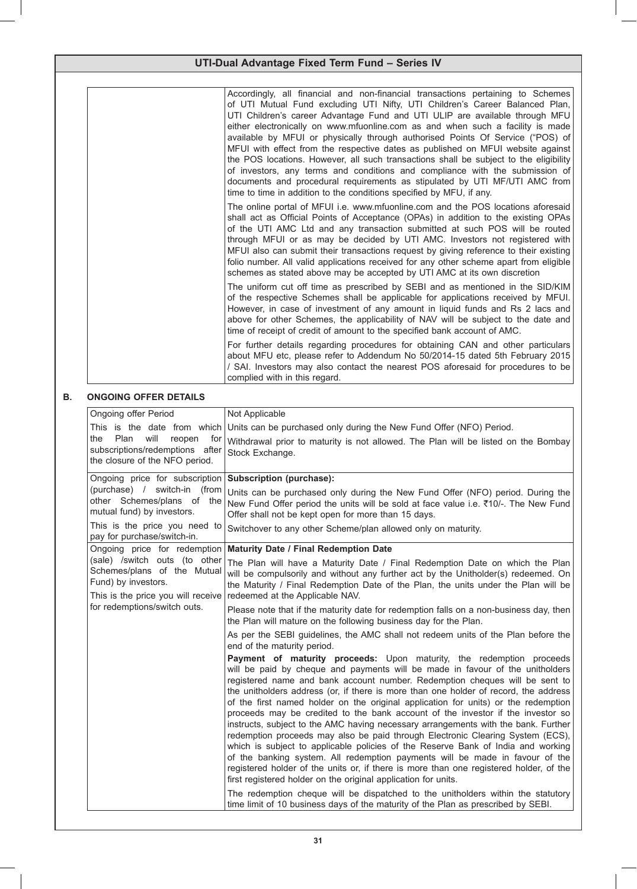| | |
|---|---|
| | Accordingly, all financial and non-financial transactions pertaining to Schemes of UTI Mutual Fund excluding UTI Nifty, UTI Children's Career Balanced Plan, UTI Children's career Advantage Fund and UTI ULIP are available through MFU either electronically on www.mfuonline.com as and when such a facility is made available by MFUI or physically through authorised Points Of Service ("POS) of MFUI with effect from the respective dates as published on MFUI website against the POS locations. However, all such transactions shall be subject to the eligibility of investors, any terms and conditions and compliance with the submission of documents and procedural requirements as stipulated by UTI MF/UTI AMC from time to time in addition to the conditions specified by MFU, if any.<br><br>The online portal of MFUI i.e. www.mfuonline.com and the POS locations aforesaid shall act as Official Points of Acceptance (OPAs) in addition to the existing OPAs of the UTI AMC Ltd and any transaction submitted at such POS will be routed through MFUI or as may be decided by UTI AMC. Investors not registered with MFUI also can submit their transactions request by giving reference to their existing folio number. All valid applications received for any other scheme apart from eligible schemes as stated above may be accepted by UTI AMC at its own discretion<br><br>The uniform cut off time as prescribed by SEBI and as mentioned in the SID/KIM of the respective Schemes shall be applicable for applications received by MFUI. However, in case of investment of any amount in liquid funds and Rs 2 lacs and above for other Schemes, the applicability of NAV will be subject to the date and time of receipt of credit of amount to the specified bank account of AMC.<br><br>For further details regarding procedures for obtaining CAN and other particulars about MFU etc, please refer to Addendum No 50/2014-15 dated 5th February 2015 / SAI. Investors may also contact the nearest POS aforesaid for procedures to be complied with in this regard. |

## B. ONGOING OFFER DETAILS

| | |
|---|---|
| Ongoing offer Period<br><br>This is the date from which the Plan will reopen for subscriptions/redemptions after the closure of the NFO period. | Not Applicable<br><br>Units can be purchased only during the New Fund Offer (NFO) Period.<br><br>Withdrawal prior to maturity is not allowed. The Plan will be listed on the Bombay Stock Exchange. |
| Ongoing price for subscription (purchase) / switch-in (from other Schemes/plans of the mutual fund) by investors.<br><br>This is the price you need to pay for purchase/switch-in. | **Subscription (purchase):**<br><br>Units can be purchased only during the New Fund Offer (NFO) period. During the New Fund Offer period the units will be sold at face value i.e. ₹10/-. The New Fund Offer shall not be kept open for more than 15 days.<br><br>Switchover to any other Scheme/plan allowed only on maturity. |
| Ongoing price for redemption (sale) /switch outs (to other Schemes/plans of the Mutual Fund) by investors.<br><br>This is the price you will receive for redemptions/switch outs. | **Maturity Date / Final Redemption Date**<br><br>The Plan will have a Maturity Date / Final Redemption Date on which the Plan will be compulsorily and without any further act by the Unitholder(s) redeemed. On the Maturity / Final Redemption Date of the Plan, the units under the Plan will be redeemed at the Applicable NAV.<br><br>Please note that if the maturity date for redemption falls on a non-business day, then the Plan will mature on the following business day for the Plan.<br><br>As per the SEBI guidelines, the AMC shall not redeem units of the Plan before the end of the maturity period.<br><br>**Payment of maturity proceeds:** Upon maturity, the redemption proceeds will be paid by cheque and payments will be made in favour of the unitholders registered name and bank account number. Redemption cheques will be sent to the unitholders address (or, if there is more than one holder of record, the address of the first named holder on the original application for units) or the redemption proceeds may be credited to the bank account of the investor if the investor so instructs, subject to the AMC having necessary arrangements with the bank. Further redemption proceeds may also be paid through Electronic Clearing System (ECS), which is subject to applicable policies of the Reserve Bank of India and working of the banking system. All redemption payments will be made in favour of the registered holder of the units or, if there is more than one registered holder, of the first registered holder on the original application for units.<br><br>The redemption cheque will be dispatched to the unitholders within the statutory time limit of 10 business days of the maturity of the Plan as prescribed by SEBI. |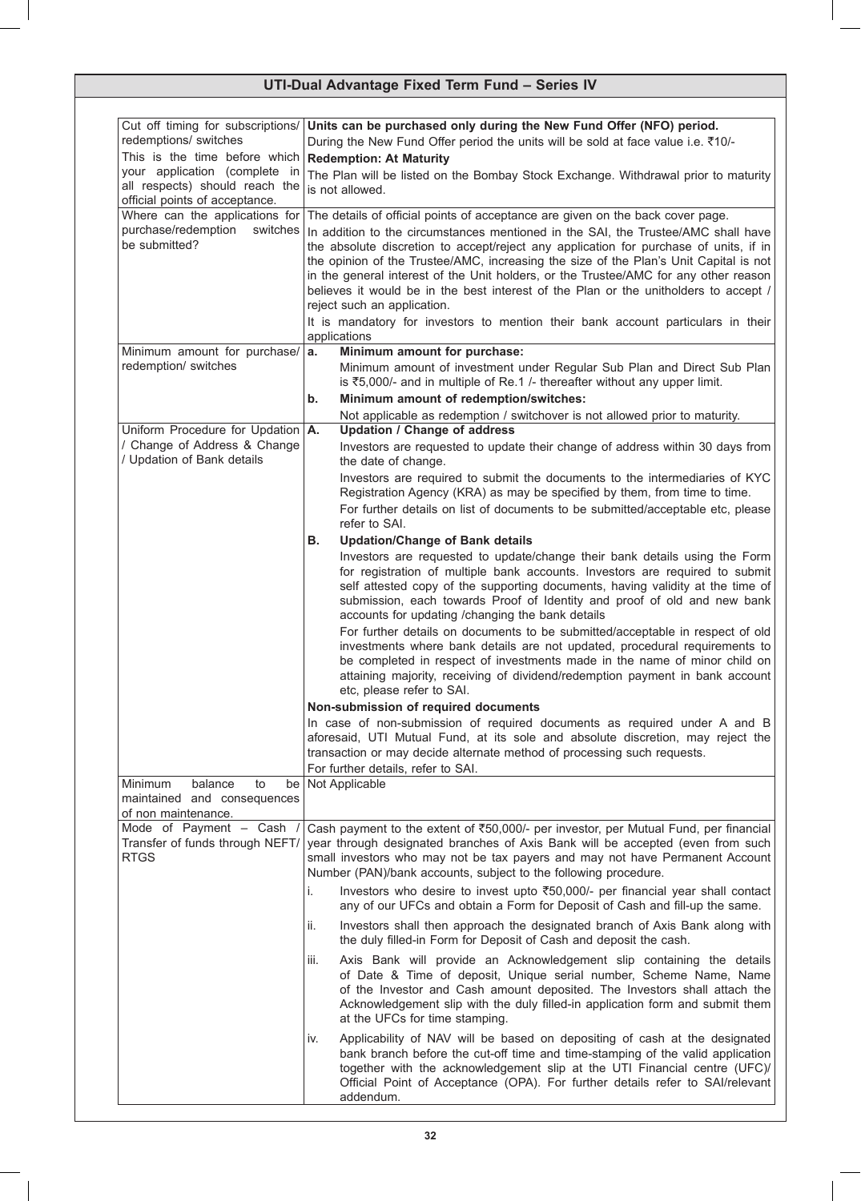## UTI-Dual Advantage Fixed Term Fund – Series IV

| | |
|---|---|
| Cut off timing for subscriptions/ redemptions/ switches<br>This is the time before which your application (complete in all respects) should reach the official points of acceptance. | **Units can be purchased only during the New Fund Offer (NFO) period.**<br>During the New Fund Offer period the units will be sold at face value i.e. ₹10/-<br>**Redemption: At Maturity**<br>The Plan will be listed on the Bombay Stock Exchange. Withdrawal prior to maturity is not allowed. |
| Where can the applications for purchase/redemption switches be submitted? | The details of official points of acceptance are given on the back cover page.<br>In addition to the circumstances mentioned in the SAI, the Trustee/AMC shall have the absolute discretion to accept/reject any application for purchase of units, if in the opinion of the Trustee/AMC, increasing the size of the Plan's Unit Capital is not in the general interest of the Unit holders, or the Trustee/AMC for any other reason believes it would be in the best interest of the Plan or the unitholders to accept / reject such an application.<br>It is mandatory for investors to mention their bank account particulars in their applications |
| Minimum amount for purchase/ redemption/ switches | **a. Minimum amount for purchase:**<br>Minimum amount of investment under Regular Sub Plan and Direct Sub Plan is ₹5,000/- and in multiple of Re.1 /- thereafter without any upper limit.<br>**b. Minimum amount of redemption/switches:**<br>Not applicable as redemption / switchover is not allowed prior to maturity. |
| Uniform Procedure for Updation / Change of Address & Change / Updation of Bank details | **A. Updation / Change of address**<br>Investors are requested to update their change of address within 30 days from the date of change.<br>Investors are required to submit the documents to the intermediaries of KYC Registration Agency (KRA) as may be specified by them, from time to time.<br>For further details on list of documents to be submitted/acceptable etc, please refer to SAI.<br>**B. Updation/Change of Bank details**<br>Investors are requested to update/change their bank details using the Form for registration of multiple bank accounts. Investors are required to submit self attested copy of the supporting documents, having validity at the time of submission, each towards Proof of Identity and proof of old and new bank accounts for updating /changing the bank details<br>For further details on documents to be submitted/acceptable in respect of old investments where bank details are not updated, procedural requirements to be completed in respect of investments made in the name of minor child on attaining majority, receiving of dividend/redemption payment in bank account etc, please refer to SAI.<br>**Non-submission of required documents**<br>In case of non-submission of required documents as required under A and B aforesaid, UTI Mutual Fund, at its sole and absolute discretion, may reject the transaction or may decide alternate method of processing such requests.<br>For further details, refer to SAI. |
| Minimum balance to be maintained and consequences of non maintenance. | Not Applicable |
| Mode of Payment – Cash / Transfer of funds through NEFT/ RTGS | Cash payment to the extent of ₹50,000/- per investor, per Mutual Fund, per financial year through designated branches of Axis Bank will be accepted (even from such small investors who may not be tax payers and may not have Permanent Account Number (PAN)/bank accounts, subject to the following procedure.<br>i. Investors who desire to invest upto ₹50,000/- per financial year shall contact any of our UFCs and obtain a Form for Deposit of Cash and fill-up the same.<br>ii. Investors shall then approach the designated branch of Axis Bank along with the duly filled-in Form for Deposit of Cash and deposit the cash.<br>iii. Axis Bank will provide an Acknowledgement slip containing the details of Date & Time of deposit, Unique serial number, Scheme Name, Name of the Investor and Cash amount deposited. The Investors shall attach the Acknowledgement slip with the duly filled-in application form and submit them at the UFCs for time stamping.<br>iv. Applicability of NAV will be based on depositing of cash at the designated bank branch before the cut-off time and time-stamping of the valid application together with the acknowledgement slip at the UTI Financial centre (UFC)/ Official Point of Acceptance (OPA). For further details refer to SAI/relevant addendum. |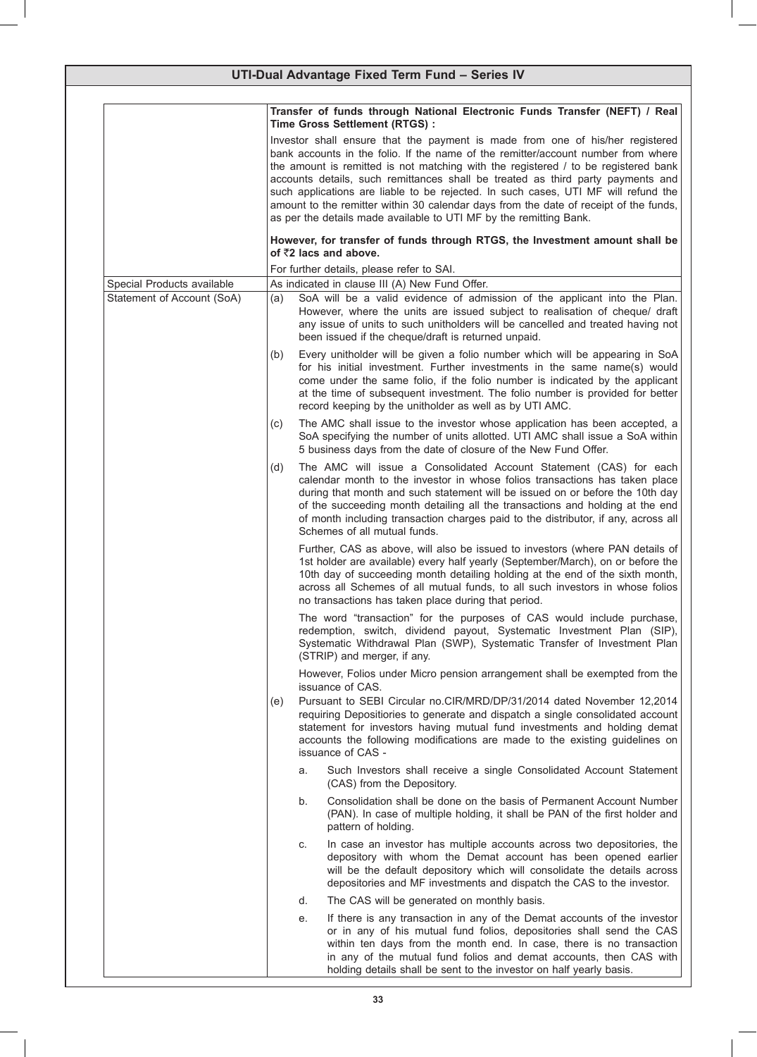## UTI-Dual Advantage Fixed Term Fund – Series IV

| | |
|---|---|
| | **Transfer of funds through National Electronic Funds Transfer (NEFT) / Real Time Gross Settlement (RTGS) :**<br><br>Investor shall ensure that the payment is made from one of his/her registered bank accounts in the folio. If the name of the remitter/account number from where the amount is remitted is not matching with the registered / to be registered bank accounts details, such remittances shall be treated as third party payments and such applications are liable to be rejected. In such cases, UTI MF will refund the amount to the remitter within 30 calendar days from the date of receipt of the funds, as per the details made available to UTI MF by the remitting Bank.<br><br>**However, for transfer of funds through RTGS, the Investment amount shall be of ₹2 lacs and above.**<br><br>For further details, please refer to SAI. |
| Special Products available | As indicated in clause III (A) New Fund Offer. |
| Statement of Account (SoA) | (a) SoA will be a valid evidence of admission of the applicant into the Plan. However, where the units are issued subject to realisation of cheque/ draft any issue of units to such unitholders will be cancelled and treated having not been issued if the cheque/draft is returned unpaid.<br><br>(b) Every unitholder will be given a folio number which will be appearing in SoA for his initial investment. Further investments in the same name(s) would come under the same folio, if the folio number is indicated by the applicant at the time of subsequent investment. The folio number is provided for better record keeping by the unitholder as well as by UTI AMC.<br><br>(c) The AMC shall issue to the investor whose application has been accepted, a SoA specifying the number of units allotted. UTI AMC shall issue a SoA within 5 business days from the date of closure of the New Fund Offer.<br><br>(d) The AMC will issue a Consolidated Account Statement (CAS) for each calendar month to the investor in whose folios transactions has taken place during that month and such statement will be issued on or before the 10th day of the succeeding month detailing all the transactions and holding at the end of month including transaction charges paid to the distributor, if any, across all Schemes of all mutual funds.<br><br>Further, CAS as above, will also be issued to investors (where PAN details of 1st holder are available) every half yearly (September/March), on or before the 10th day of succeeding month detailing holding at the end of the sixth month, across all Schemes of all mutual funds, to all such investors in whose folios no transactions has taken place during that period.<br><br>The word "transaction" for the purposes of CAS would include purchase, redemption, switch, dividend payout, Systematic Investment Plan (SIP), Systematic Withdrawal Plan (SWP), Systematic Transfer of Investment Plan (STRIP) and merger, if any.<br><br>However, Folios under Micro pension arrangement shall be exempted from the issuance of CAS.<br><br>(e) Pursuant to SEBI Circular no.CIR/MRD/DP/31/2014 dated November 12,2014 requiring Depositiories to generate and dispatch a single consolidated account statement for investors having mutual fund investments and holding demat accounts the following modifications are made to the existing guidelines on issuance of CAS -<br><br>a. Such Investors shall receive a single Consolidated Account Statement (CAS) from the Depository.<br><br>b. Consolidation shall be done on the basis of Permanent Account Number (PAN). In case of multiple holding, it shall be PAN of the first holder and pattern of holding.<br><br>c. In case an investor has multiple accounts across two depositories, the depository with whom the Demat account has been opened earlier will be the default depository which will consolidate the details across depositories and MF investments and dispatch the CAS to the investor.<br><br>d. The CAS will be generated on monthly basis.<br><br>e. If there is any transaction in any of the Demat accounts of the investor or in any of his mutual fund folios, depositories shall send the CAS within ten days from the month end. In case, there is no transaction in any of the mutual fund folios and demat accounts, then CAS with holding details shall be sent to the investor on half yearly basis. |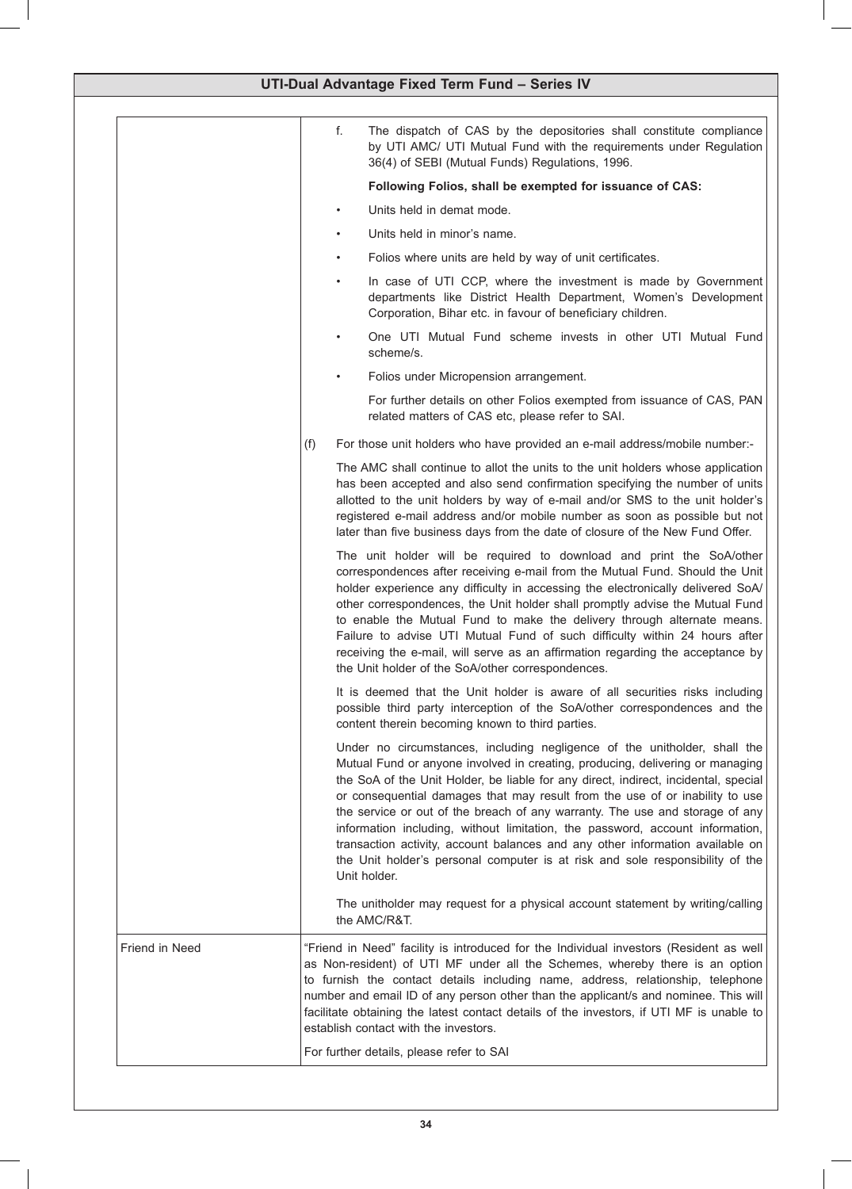| | |
|---|---|
| | f. The dispatch of CAS by the depositories shall constitute compliance by UTI AMC/ UTI Mutual Fund with the requirements under Regulation 36(4) of SEBI (Mutual Funds) Regulations, 1996.<br><br>**Following Folios, shall be exempted for issuance of CAS:**<br><br>• Units held in demat mode.<br>• Units held in minor's name.<br>• Folios where units are held by way of unit certificates.<br>• In case of UTI CCP, where the investment is made by Government departments like District Health Department, Women's Development Corporation, Bihar etc. in favour of beneficiary children.<br>• One UTI Mutual Fund scheme invests in other UTI Mutual Fund scheme/s.<br>• Folios under Micropension arrangement.<br><br>For further details on other Folios exempted from issuance of CAS, PAN related matters of CAS etc, please refer to SAI.<br><br>(f) For those unit holders who have provided an e-mail address/mobile number:-<br><br>The AMC shall continue to allot the units to the unit holders whose application has been accepted and also send confirmation specifying the number of units allotted to the unit holders by way of e-mail and/or SMS to the unit holder's registered e-mail address and/or mobile number as soon as possible but not later than five business days from the date of closure of the New Fund Offer.<br><br>The unit holder will be required to download and print the SoA/other correspondences after receiving e-mail from the Mutual Fund. Should the Unit holder experience any difficulty in accessing the electronically delivered SoA/ other correspondences, the Unit holder shall promptly advise the Mutual Fund to enable the Mutual Fund to make the delivery through alternate means. Failure to advise UTI Mutual Fund of such difficulty within 24 hours after receiving the e-mail, will serve as an affirmation regarding the acceptance by the Unit holder of the SoA/other correspondences.<br><br>It is deemed that the Unit holder is aware of all securities risks including possible third party interception of the SoA/other correspondences and the content therein becoming known to third parties.<br><br>Under no circumstances, including negligence of the unitholder, shall the Mutual Fund or anyone involved in creating, producing, delivering or managing the SoA of the Unit Holder, be liable for any direct, indirect, incidental, special or consequential damages that may result from the use of or inability to use the service or out of the breach of any warranty. The use and storage of any information including, without limitation, the password, account information, transaction activity, account balances and any other information available on the Unit holder's personal computer is at risk and sole responsibility of the Unit holder.<br><br>The unitholder may request for a physical account statement by writing/calling the AMC/R&T. |
| Friend in Need | "Friend in Need" facility is introduced for the Individual investors (Resident as well as Non-resident) of UTI MF under all the Schemes, whereby there is an option to furnish the contact details including name, address, relationship, telephone number and email ID of any person other than the applicant/s and nominee. This will facilitate obtaining the latest contact details of the investors, if UTI MF is unable to establish contact with the investors.<br><br>For further details, please refer to SAI |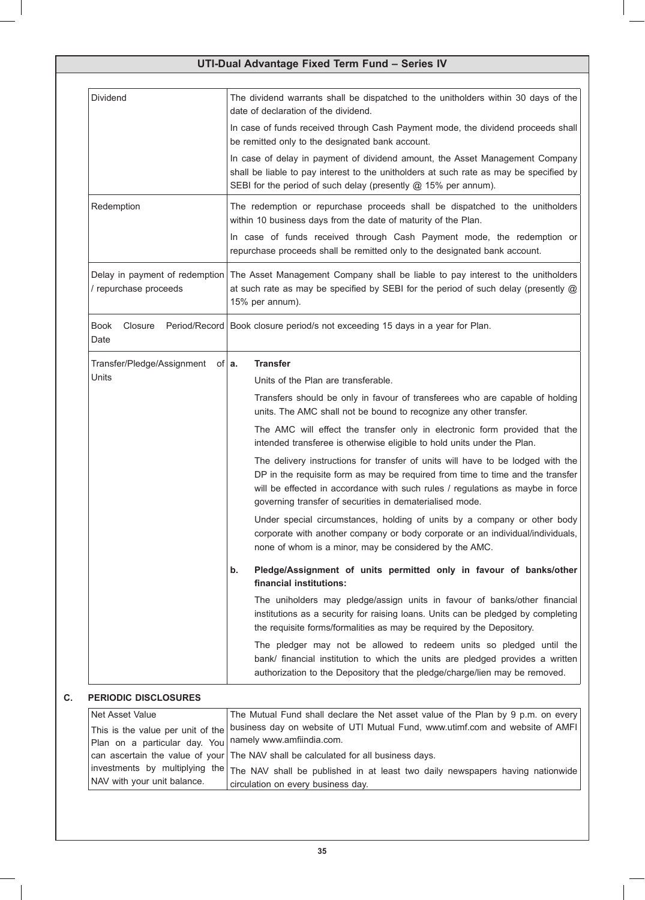## UTI-Dual Advantage Fixed Term Fund – Series IV

| | |
|---|---|
| Dividend | The dividend warrants shall be dispatched to the unitholders within 30 days of the date of declaration of the dividend.<br>In case of funds received through Cash Payment mode, the dividend proceeds shall be remitted only to the designated bank account.<br>In case of delay in payment of dividend amount, the Asset Management Company shall be liable to pay interest to the unitholders at such rate as may be specified by SEBI for the period of such delay (presently @ 15% per annum). |
| Redemption | The redemption or repurchase proceeds shall be dispatched to the unitholders within 10 business days from the date of maturity of the Plan.<br>In case of funds received through Cash Payment mode, the redemption or repurchase proceeds shall be remitted only to the designated bank account. |
| Delay in payment of redemption / repurchase proceeds | The Asset Management Company shall be liable to pay interest to the unitholders at such rate as may be specified by SEBI for the period of such delay (presently @ 15% per annum). |
| Book Closure Period/Record Date | Book closure period/s not exceeding 15 days in a year for Plan. |
| Transfer/Pledge/Assignment of Units | **a. Transfer**<br>Units of the Plan are transferable.<br>Transfers should be only in favour of transferees who are capable of holding units. The AMC shall not be bound to recognize any other transfer.<br>The AMC will effect the transfer only in electronic form provided that the intended transferee is otherwise eligible to hold units under the Plan.<br>The delivery instructions for transfer of units will have to be lodged with the DP in the requisite form as may be required from time to time and the transfer will be effected in accordance with such rules / regulations as maybe in force governing transfer of securities in dematerialised mode.<br>Under special circumstances, holding of units by a company or other body corporate with another company or body corporate or an individual/individuals, none of whom is a minor, may be considered by the AMC.<br>**b. Pledge/Assignment of units permitted only in favour of banks/other financial institutions:**<br>The uniholders may pledge/assign units in favour of banks/other financial institutions as a security for raising loans. Units can be pledged by completing the requisite forms/formalities as may be required by the Depository.<br>The pledger may not be allowed to redeem units so pledged until the bank/ financial institution to which the units are pledged provides a written authorization to the Depository that the pledge/charge/lien may be removed. |

### C. PERIODIC DISCLOSURES

| | |
|---|---|
| Net Asset Value<br>This is the value per unit of the Plan on a particular day. You can ascertain the value of your investments by multiplying the NAV with your unit balance. | The Mutual Fund shall declare the Net asset value of the Plan by 9 p.m. on every business day on website of UTI Mutual Fund, www.utimf.com and website of AMFI namely www.amfiindia.com.<br>The NAV shall be calculated for all business days.<br>The NAV shall be published in at least two daily newspapers having nationwide circulation on every business day. |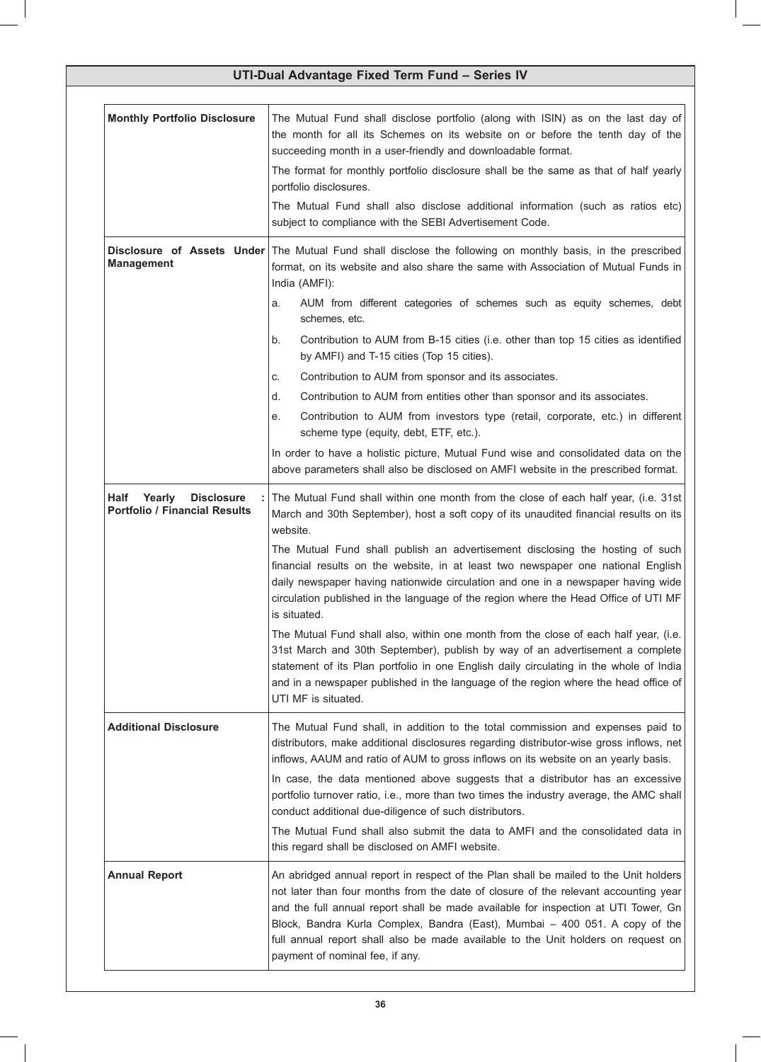## UTI-Dual Advantage Fixed Term Fund – Series IV

| | |
|---|---|
| **Monthly Portfolio Disclosure** | The Mutual Fund shall disclose portfolio (along with ISIN) as on the last day of the month for all its Schemes on its website on or before the tenth day of the succeeding month in a user-friendly and downloadable format.<br><br>The format for monthly portfolio disclosure shall be the same as that of half yearly portfolio disclosures.<br><br>The Mutual Fund shall also disclose additional information (such as ratios etc) subject to compliance with the SEBI Advertisement Code. |
| **Disclosure of Assets Under Management** | The Mutual Fund shall disclose the following on monthly basis, in the prescribed format, on its website and also share the same with Association of Mutual Funds in India (AMFI):<br><br>a. AUM from different categories of schemes such as equity schemes, debt schemes, etc.<br><br>b. Contribution to AUM from B-15 cities (i.e. other than top 15 cities as identified by AMFI) and T-15 cities (Top 15 cities).<br><br>c. Contribution to AUM from sponsor and its associates.<br><br>d. Contribution to AUM from entities other than sponsor and its associates.<br><br>e. Contribution to AUM from investors type (retail, corporate, etc.) in different scheme type (equity, debt, ETF, etc.).<br><br>In order to have a holistic picture, Mutual Fund wise and consolidated data on the above parameters shall also be disclosed on AMFI website in the prescribed format. |
| **Half Yearly Disclosure : Portfolio / Financial Results** | The Mutual Fund shall within one month from the close of each half year, (i.e. 31st March and 30th September), host a soft copy of its unaudited financial results on its website.<br><br>The Mutual Fund shall publish an advertisement disclosing the hosting of such financial results on the website, in at least two newspaper one national English daily newspaper having nationwide circulation and one in a newspaper having wide circulation published in the language of the region where the Head Office of UTI MF is situated.<br><br>The Mutual Fund shall also, within one month from the close of each half year, (i.e. 31st March and 30th September), publish by way of an advertisement a complete statement of its Plan portfolio in one English daily circulating in the whole of India and in a newspaper published in the language of the region where the head office of UTI MF is situated. |
| **Additional Disclosure** | The Mutual Fund shall, in addition to the total commission and expenses paid to distributors, make additional disclosures regarding distributor-wise gross inflows, net inflows, AAUM and ratio of AUM to gross inflows on its website on an yearly basis.<br><br>In case, the data mentioned above suggests that a distributor has an excessive portfolio turnover ratio, i.e., more than two times the industry average, the AMC shall conduct additional due-diligence of such distributors.<br><br>The Mutual Fund shall also submit the data to AMFI and the consolidated data in this regard shall be disclosed on AMFI website. |
| **Annual Report** | An abridged annual report in respect of the Plan shall be mailed to the Unit holders not later than four months from the date of closure of the relevant accounting year and the full annual report shall be made available for inspection at UTI Tower, Gn Block, Bandra Kurla Complex, Bandra (East), Mumbai – 400 051. A copy of the full annual report shall also be made available to the Unit holders on request on payment of nominal fee, if any. |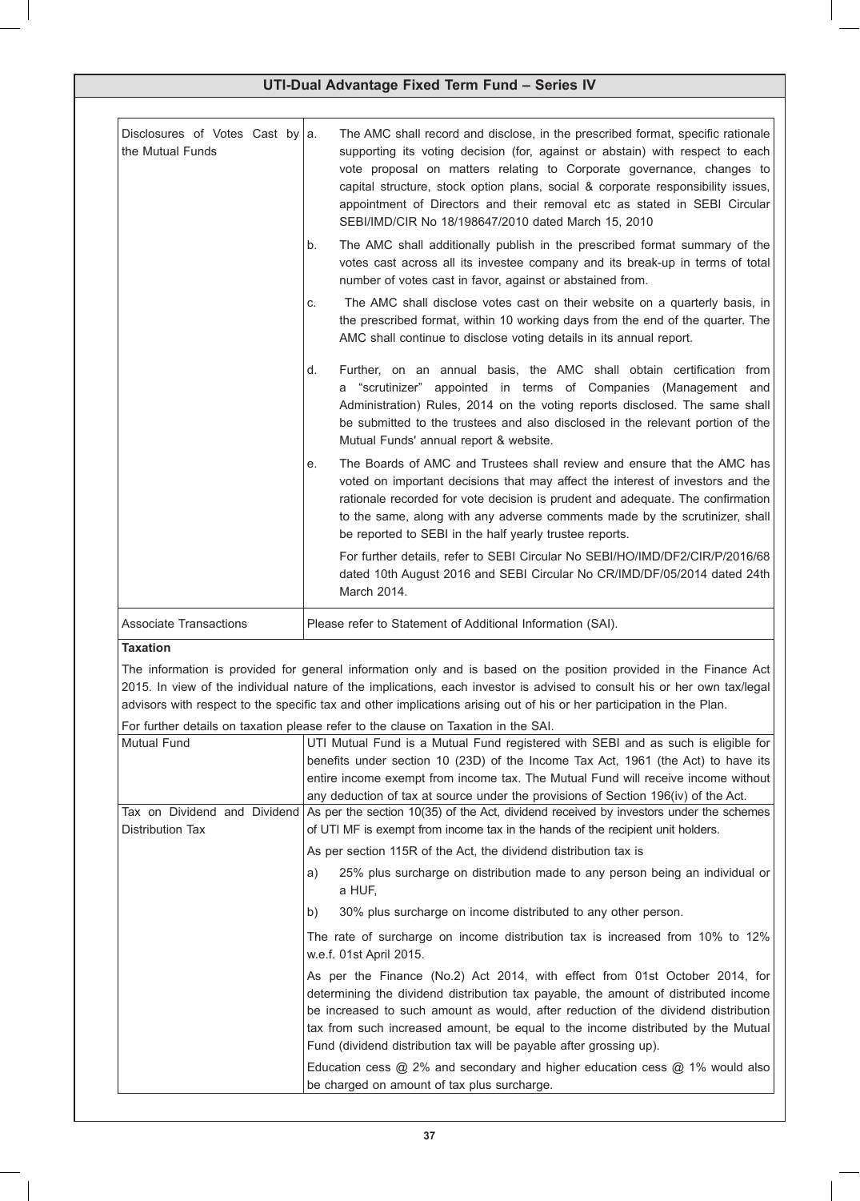## UTI-Dual Advantage Fixed Term Fund – Series IV

| | |
|---|---|
| Disclosures of Votes Cast by the Mutual Funds | a. The AMC shall record and disclose, in the prescribed format, specific rationale supporting its voting decision (for, against or abstain) with respect to each vote proposal on matters relating to Corporate governance, changes to capital structure, stock option plans, social & corporate responsibility issues, appointment of Directors and their removal etc as stated in SEBI Circular SEBI/IMD/CIR No 18/198647/2010 dated March 15, 2010<br>b. The AMC shall additionally publish in the prescribed format summary of the votes cast across all its investee company and its break-up in terms of total number of votes cast in favor, against or abstained from.<br>c. The AMC shall disclose votes cast on their website on a quarterly basis, in the prescribed format, within 10 working days from the end of the quarter. The AMC shall continue to disclose voting details in its annual report.<br>d. Further, on an annual basis, the AMC shall obtain certification from a "scrutinizer" appointed in terms of Companies (Management and Administration) Rules, 2014 on the voting reports disclosed. The same shall be submitted to the trustees and also disclosed in the relevant portion of the Mutual Funds' annual report & website.<br>e. The Boards of AMC and Trustees shall review and ensure that the AMC has voted on important decisions that may affect the interest of investors and the rationale recorded for vote decision is prudent and adequate. The confirmation to the same, along with any adverse comments made by the scrutinizer, shall be reported to SEBI in the half yearly trustee reports.<br>For further details, refer to SEBI Circular No SEBI/HO/IMD/DF2/CIR/P/2016/68 dated 10th August 2016 and SEBI Circular No CR/IMD/DF/05/2014 dated 24th March 2014. |
| Associate Transactions | Please refer to Statement of Additional Information (SAI). |

**Taxation**

The information is provided for general information only and is based on the position provided in the Finance Act 2015. In view of the individual nature of the implications, each investor is advised to consult his or her own tax/legal advisors with respect to the specific tax and other implications arising out of his or her participation in the Plan.

For further details on taxation please refer to the clause on Taxation in the SAI.

| | |
|---|---|
| Mutual Fund | UTI Mutual Fund is a Mutual Fund registered with SEBI and as such is eligible for benefits under section 10 (23D) of the Income Tax Act, 1961 (the Act) to have its entire income exempt from income tax. The Mutual Fund will receive income without any deduction of tax at source under the provisions of Section 196(iv) of the Act. |
| Tax on Dividend and Dividend Distribution Tax | As per the section 10(35) of the Act, dividend received by investors under the schemes of UTI MF is exempt from income tax in the hands of the recipient unit holders.<br>As per section 115R of the Act, the dividend distribution tax is<br>a) 25% plus surcharge on distribution made to any person being an individual or a HUF,<br>b) 30% plus surcharge on income distributed to any other person.<br>The rate of surcharge on income distribution tax is increased from 10% to 12% w.e.f. 01st April 2015.<br>As per the Finance (No.2) Act 2014, with effect from 01st October 2014, for determining the dividend distribution tax payable, the amount of distributed income be increased to such amount as would, after reduction of the dividend distribution tax from such increased amount, be equal to the income distributed by the Mutual Fund (dividend distribution tax will be payable after grossing up).<br>Education cess @ 2% and secondary and higher education cess @ 1% would also be charged on amount of tax plus surcharge. |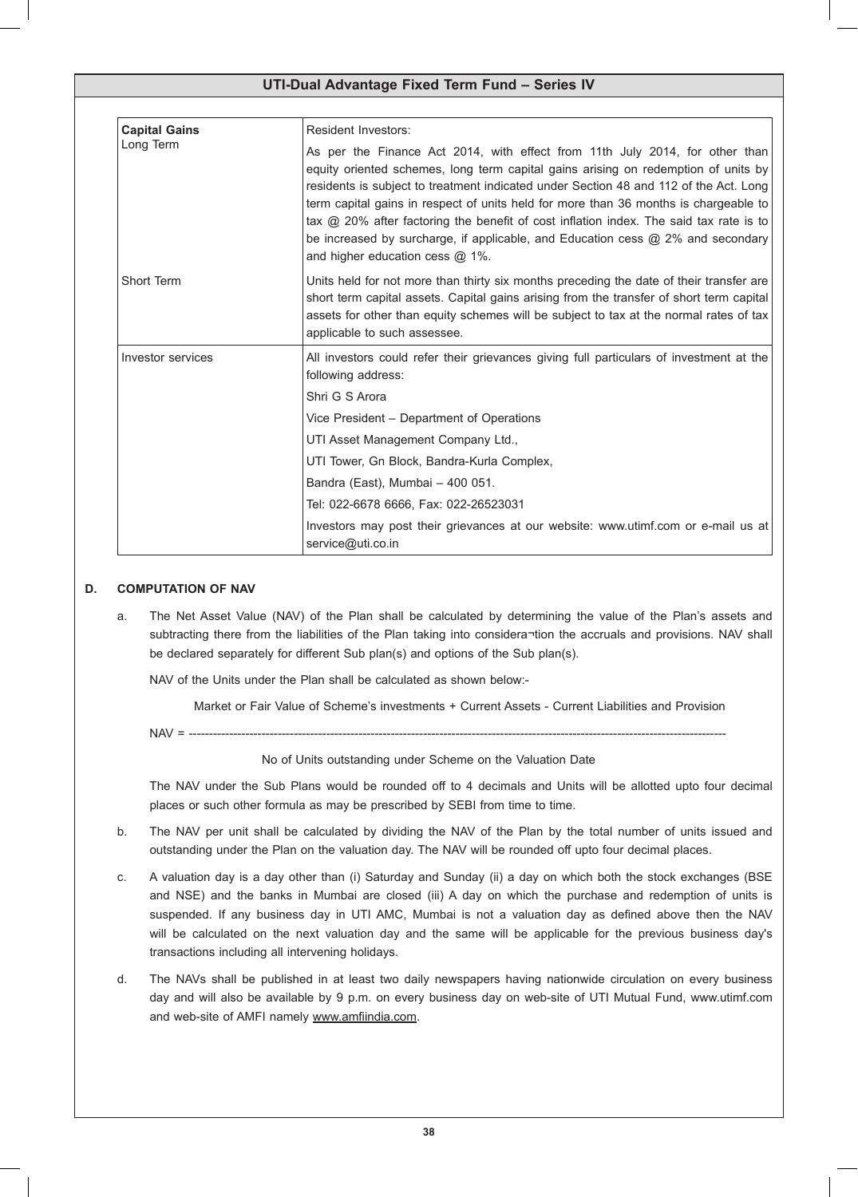| **Capital Gains** Long Term | Resident Investors: As per the Finance Act 2014, with effect from 11th July 2014, for other than equity oriented schemes, long term capital gains arising on redemption of units by residents is subject to treatment indicated under Section 48 and 112 of the Act. Long term capital gains in respect of units held for more than 36 months is chargeable to tax @ 20% after factoring the benefit of cost inflation index. The said tax rate is to be increased by surcharge, if applicable, and Education cess @ 2% and secondary and higher education cess @ 1%. |
|---|---|
| Short Term | Units held for not more than thirty six months preceding the date of their transfer are short term capital assets. Capital gains arising from the transfer of short term capital assets for other than equity schemes will be subject to tax at the normal rates of tax applicable to such assessee. |
| Investor services | All investors could refer their grievances giving full particulars of investment at the following address:<br>Shri G S Arora<br>Vice President – Department of Operations<br>UTI Asset Management Company Ltd.,<br>UTI Tower, Gn Block, Bandra-Kurla Complex,<br>Bandra (East), Mumbai – 400 051.<br>Tel: 022-6678 6666, Fax: 022-26523031<br>Investors may post their grievances at our website: www.utimf.com or e-mail us at service@uti.co.in |

## D. COMPUTATION OF NAV

a. The Net Asset Value (NAV) of the Plan shall be calculated by determining the value of the Plan's assets and subtracting there from the liabilities of the Plan taking into considera¬tion the accruals and provisions. NAV shall be declared separately for different Sub plan(s) and options of the Sub plan(s).

   NAV of the Units under the Plan shall be calculated as shown below:-

$$\text{NAV} = \frac{\text{Market or Fair Value of Scheme's investments + Current Assets - Current Liabilities and Provision}}{\text{No of Units outstanding under Scheme on the Valuation Date}}$$

   The NAV under the Sub Plans would be rounded off to 4 decimals and Units will be allotted upto four decimal places or such other formula as may be prescribed by SEBI from time to time.

b. The NAV per unit shall be calculated by dividing the NAV of the Plan by the total number of units issued and outstanding under the Plan on the valuation day. The NAV will be rounded off upto four decimal places.

c. A valuation day is a day other than (i) Saturday and Sunday (ii) a day on which both the stock exchanges (BSE and NSE) and the banks in Mumbai are closed (iii) A day on which the purchase and redemption of units is suspended. If any business day in UTI AMC, Mumbai is not a valuation day as defined above then the NAV will be calculated on the next valuation day and the same will be applicable for the previous business day's transactions including all intervening holidays.

d. The NAVs shall be published in at least two daily newspapers having nationwide circulation on every business day and will also be available by 9 p.m. on every business day on web-site of UTI Mutual Fund, www.utimf.com and web-site of AMFI namely www.amfiindia.com.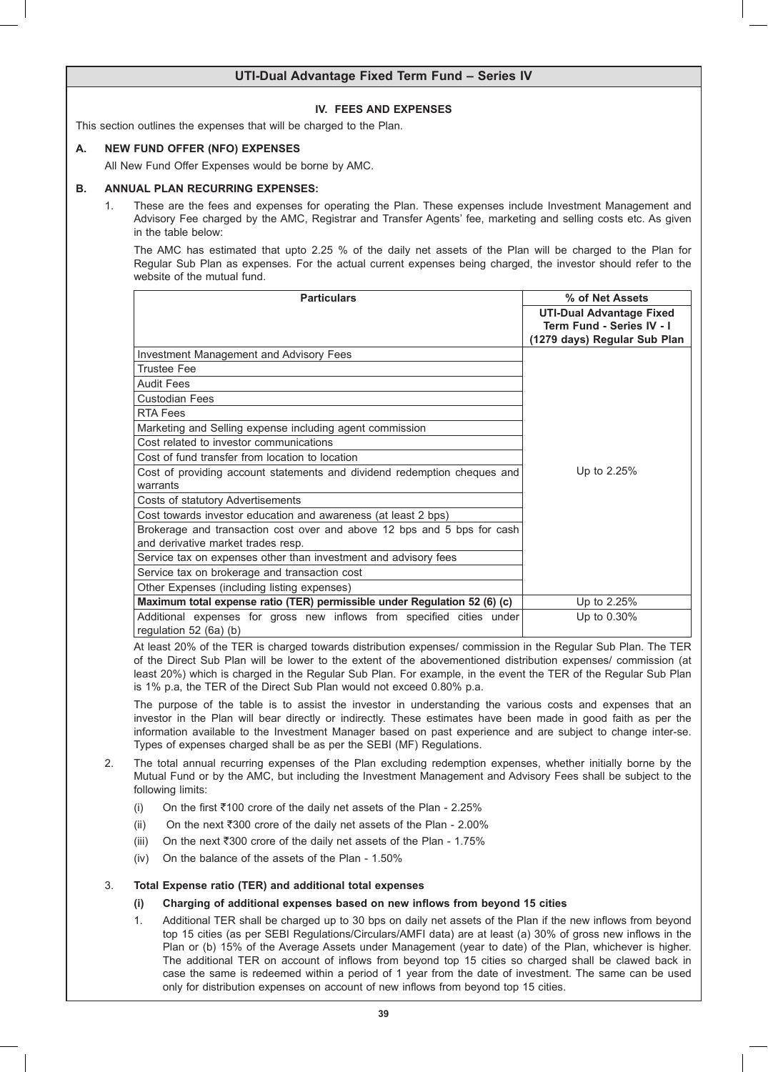## IV. FEES AND EXPENSES

This section outlines the expenses that will be charged to the Plan.

### A. NEW FUND OFFER (NFO) EXPENSES

All New Fund Offer Expenses would be borne by AMC.

### B. ANNUAL PLAN RECURRING EXPENSES:

1. These are the fees and expenses for operating the Plan. These expenses include Investment Management and Advisory Fee charged by the AMC, Registrar and Transfer Agents' fee, marketing and selling costs etc. As given in the table below:

   The AMC has estimated that upto 2.25 % of the daily net assets of the Plan will be charged to the Plan for Regular Sub Plan as expenses. For the actual current expenses being charged, the investor should refer to the website of the mutual fund.

| Particulars | % of Net Assets |
|---|---|
| | **UTI-Dual Advantage Fixed Term Fund - Series IV - I (1279 days) Regular Sub Plan** |
| Investment Management and Advisory Fees | Up to 2.25% |
| Trustee Fee | |
| Audit Fees | |
| Custodian Fees | |
| RTA Fees | |
| Marketing and Selling expense including agent commission | |
| Cost related to investor communications | |
| Cost of fund transfer from location to location | |
| Cost of providing account statements and dividend redemption cheques and warrants | |
| Costs of statutory Advertisements | |
| Cost towards investor education and awareness (at least 2 bps) | |
| Brokerage and transaction cost over and above 12 bps and 5 bps for cash and derivative market trades resp. | |
| Service tax on expenses other than investment and advisory fees | |
| Service tax on brokerage and transaction cost | |
| Other Expenses (including listing expenses) | |
| **Maximum total expense ratio (TER) permissible under Regulation 52 (6) (c)** | Up to 2.25% |
| Additional expenses for gross new inflows from specified cities under regulation 52 (6a) (b) | Up to 0.30% |

   At least 20% of the TER is charged towards distribution expenses/ commission in the Regular Sub Plan. The TER of the Direct Sub Plan will be lower to the extent of the abovementioned distribution expenses/ commission (at least 20%) which is charged in the Regular Sub Plan. For example, in the event the TER of the Regular Sub Plan is 1% p.a, the TER of the Direct Sub Plan would not exceed 0.80% p.a.

   The purpose of the table is to assist the investor in understanding the various costs and expenses that an investor in the Plan will bear directly or indirectly. These estimates have been made in good faith as per the information available to the Investment Manager based on past experience and are subject to change inter-se. Types of expenses charged shall be as per the SEBI (MF) Regulations.

2. The total annual recurring expenses of the Plan excluding redemption expenses, whether initially borne by the Mutual Fund or by the AMC, but including the Investment Management and Advisory Fees shall be subject to the following limits:

   (i) On the first ₹100 crore of the daily net assets of the Plan - 2.25%

   (ii) On the next ₹300 crore of the daily net assets of the Plan - 2.00%

   (iii) On the next ₹300 crore of the daily net assets of the Plan - 1.75%

   (iv) On the balance of the assets of the Plan - 1.50%

3. **Total Expense ratio (TER) and additional total expenses**

   **(i) Charging of additional expenses based on new inflows from beyond 15 cities**

   1. Additional TER shall be charged up to 30 bps on daily net assets of the Plan if the new inflows from beyond top 15 cities (as per SEBI Regulations/Circulars/AMFI data) are at least (a) 30% of gross new inflows in the Plan or (b) 15% of the Average Assets under Management (year to date) of the Plan, whichever is higher. The additional TER on account of inflows from beyond top 15 cities so charged shall be clawed back in case the same is redeemed within a period of 1 year from the date of investment. The same can be used only for distribution expenses on account of new inflows from beyond top 15 cities.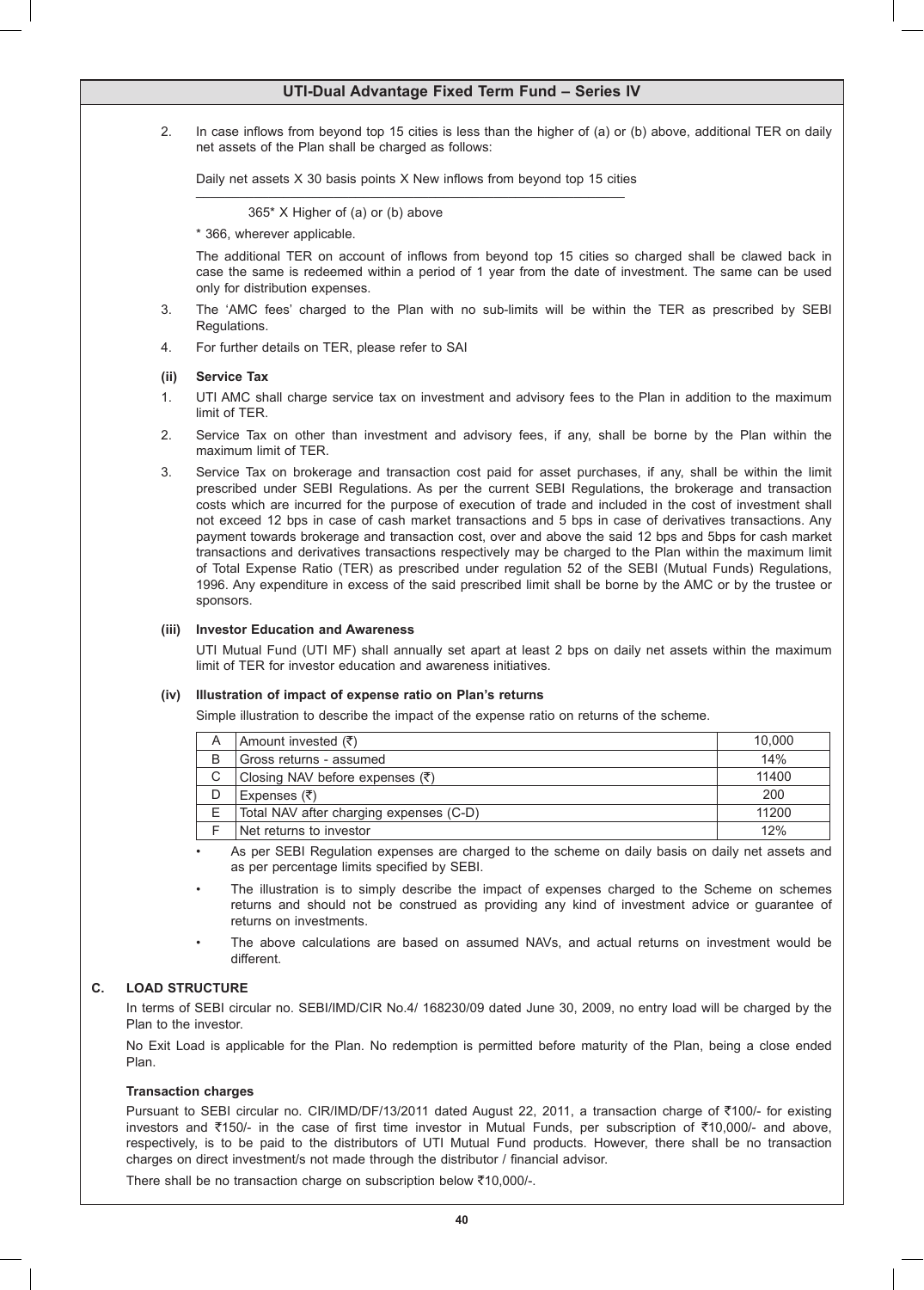2. In case inflows from beyond top 15 cities is less than the higher of (a) or (b) above, additional TER on daily net assets of the Plan shall be charged as follows:

$$\frac{\text{Daily net assets X 30 basis points X New inflows from beyond top 15 cities}}{365^* \text{ X Higher of (a) or (b) above}}$$

\* 366, wherever applicable.

The additional TER on account of inflows from beyond top 15 cities so charged shall be clawed back in case the same is redeemed within a period of 1 year from the date of investment. The same can be used only for distribution expenses.

3. The 'AMC fees' charged to the Plan with no sub-limits will be within the TER as prescribed by SEBI Regulations.

4. For further details on TER, please refer to SAI

**(ii) Service Tax**

1. UTI AMC shall charge service tax on investment and advisory fees to the Plan in addition to the maximum limit of TER.

2. Service Tax on other than investment and advisory fees, if any, shall be borne by the Plan within the maximum limit of TER.

3. Service Tax on brokerage and transaction cost paid for asset purchases, if any, shall be within the limit prescribed under SEBI Regulations. As per the current SEBI Regulations, the brokerage and transaction costs which are incurred for the purpose of execution of trade and included in the cost of investment shall not exceed 12 bps in case of cash market transactions and 5 bps in case of derivatives transactions. Any payment towards brokerage and transaction cost, over and above the said 12 bps and 5bps for cash market transactions and derivatives transactions respectively may be charged to the Plan within the maximum limit of Total Expense Ratio (TER) as prescribed under regulation 52 of the SEBI (Mutual Funds) Regulations, 1996. Any expenditure in excess of the said prescribed limit shall be borne by the AMC or by the trustee or sponsors.

**(iii) Investor Education and Awareness**

UTI Mutual Fund (UTI MF) shall annually set apart at least 2 bps on daily net assets within the maximum limit of TER for investor education and awareness initiatives.

**(iv) Illustration of impact of expense ratio on Plan's returns**

Simple illustration to describe the impact of the expense ratio on returns of the scheme.

| | | |
|---|---|---|
| A | Amount invested (₹) | 10,000 |
| B | Gross returns - assumed | 14% |
| C | Closing NAV before expenses (₹) | 11400 |
| D | Expenses (₹) | 200 |
| E | Total NAV after charging expenses (C-D) | 11200 |
| F | Net returns to investor | 12% |

- As per SEBI Regulation expenses are charged to the scheme on daily basis on daily net assets and as per percentage limits specified by SEBI.
- The illustration is to simply describe the impact of expenses charged to the Scheme on schemes returns and should not be construed as providing any kind of investment advice or guarantee of returns on investments.
- The above calculations are based on assumed NAVs, and actual returns on investment would be different.

## C. LOAD STRUCTURE

In terms of SEBI circular no. SEBI/IMD/CIR No.4/ 168230/09 dated June 30, 2009, no entry load will be charged by the Plan to the investor.

No Exit Load is applicable for the Plan. No redemption is permitted before maturity of the Plan, being a close ended Plan.

**Transaction charges**

Pursuant to SEBI circular no. CIR/IMD/DF/13/2011 dated August 22, 2011, a transaction charge of ₹100/- for existing investors and ₹150/- in the case of first time investor in Mutual Funds, per subscription of ₹10,000/- and above, respectively, is to be paid to the distributors of UTI Mutual Fund products. However, there shall be no transaction charges on direct investment/s not made through the distributor / financial advisor.

There shall be no transaction charge on subscription below ₹10,000/-.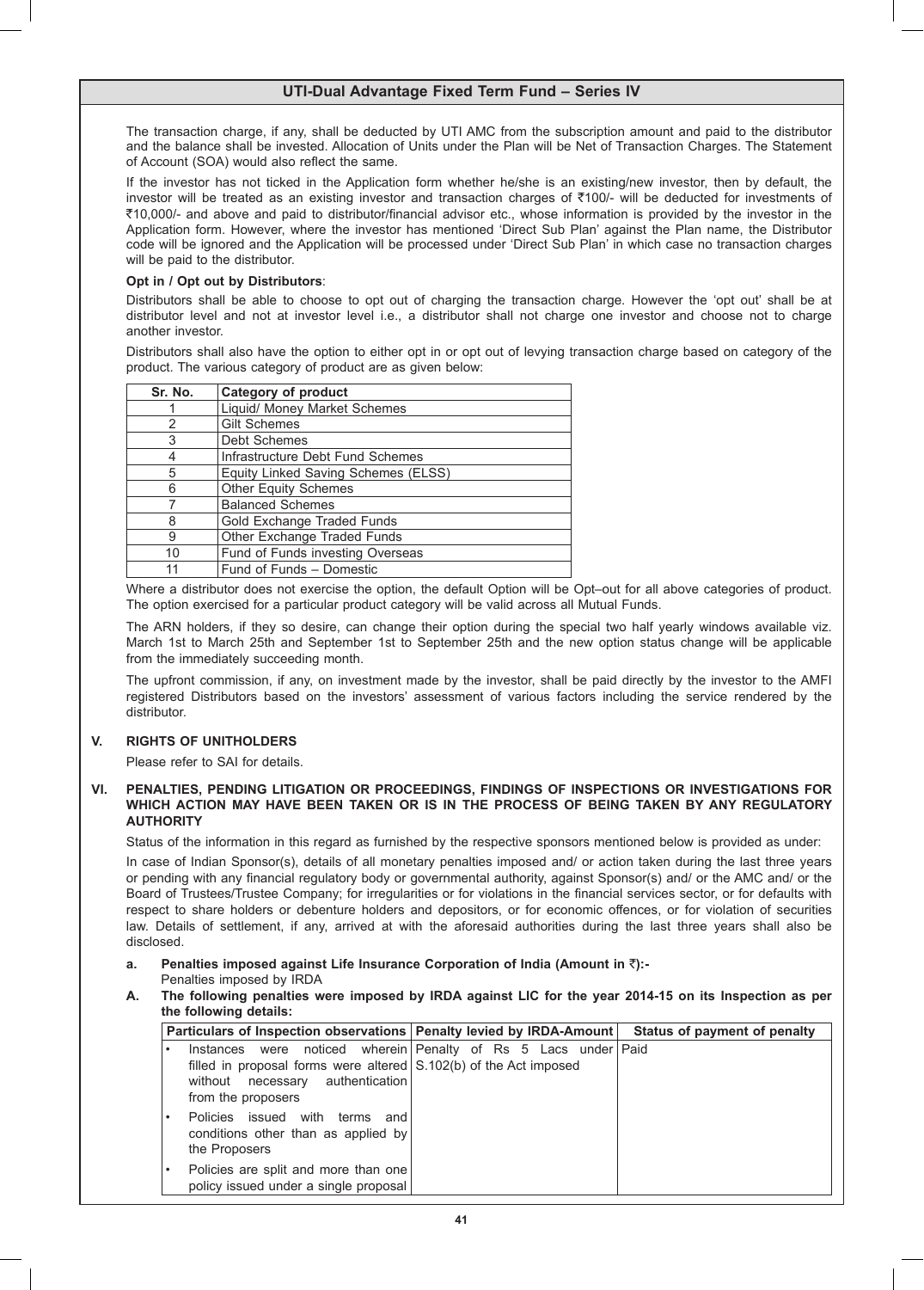The transaction charge, if any, shall be deducted by UTI AMC from the subscription amount and paid to the distributor and the balance shall be invested. Allocation of Units under the Plan will be Net of Transaction Charges. The Statement of Account (SOA) would also reflect the same.

If the investor has not ticked in the Application form whether he/she is an existing/new investor, then by default, the investor will be treated as an existing investor and transaction charges of ₹100/- will be deducted for investments of ₹10,000/- and above and paid to distributor/financial advisor etc., whose information is provided by the investor in the Application form. However, where the investor has mentioned 'Direct Sub Plan' against the Plan name, the Distributor code will be ignored and the Application will be processed under 'Direct Sub Plan' in which case no transaction charges will be paid to the distributor.

**Opt in / Opt out by Distributors**:

Distributors shall be able to choose to opt out of charging the transaction charge. However the 'opt out' shall be at distributor level and not at investor level i.e., a distributor shall not charge one investor and choose not to charge another investor.

Distributors shall also have the option to either opt in or opt out of levying transaction charge based on category of the product. The various category of product are as given below:

| Sr. No. | Category of product |
|---|---|
| 1 | Liquid/ Money Market Schemes |
| 2 | Gilt Schemes |
| 3 | Debt Schemes |
| 4 | Infrastructure Debt Fund Schemes |
| 5 | Equity Linked Saving Schemes (ELSS) |
| 6 | Other Equity Schemes |
| 7 | Balanced Schemes |
| 8 | Gold Exchange Traded Funds |
| 9 | Other Exchange Traded Funds |
| 10 | Fund of Funds investing Overseas |
| 11 | Fund of Funds – Domestic |

Where a distributor does not exercise the option, the default Option will be Opt–out for all above categories of product. The option exercised for a particular product category will be valid across all Mutual Funds.

The ARN holders, if they so desire, can change their option during the special two half yearly windows available viz. March 1st to March 25th and September 1st to September 25th and the new option status change will be applicable from the immediately succeeding month.

The upfront commission, if any, on investment made by the investor, shall be paid directly by the investor to the AMFI registered Distributors based on the investors' assessment of various factors including the service rendered by the distributor.

## V. RIGHTS OF UNITHOLDERS

Please refer to SAI for details.

## VI. PENALTIES, PENDING LITIGATION OR PROCEEDINGS, FINDINGS OF INSPECTIONS OR INVESTIGATIONS FOR WHICH ACTION MAY HAVE BEEN TAKEN OR IS IN THE PROCESS OF BEING TAKEN BY ANY REGULATORY AUTHORITY

Status of the information in this regard as furnished by the respective sponsors mentioned below is provided as under:

In case of Indian Sponsor(s), details of all monetary penalties imposed and/ or action taken during the last three years or pending with any financial regulatory body or governmental authority, against Sponsor(s) and/ or the AMC and/ or the Board of Trustees/Trustee Company; for irregularities or for violations in the financial services sector, or for defaults with respect to share holders or debenture holders and depositors, or for economic offences, or for violation of securities law. Details of settlement, if any, arrived at with the aforesaid authorities during the last three years shall also be disclosed.

**a. Penalties imposed against Life Insurance Corporation of India (Amount in ₹):-**

Penalties imposed by IRDA

**A. The following penalties were imposed by IRDA against LIC for the year 2014-15 on its Inspection as per the following details:**

| Particulars of Inspection observations | Penalty levied by IRDA-Amount | Status of payment of penalty |
|---|---|---|
| • Instances were noticed wherein filled in proposal forms were altered without necessary authentication from the proposers<br>• Policies issued with terms and conditions other than as applied by the Proposers<br>• Policies are split and more than one policy issued under a single proposal | Penalty of Rs 5 Lacs under S.102(b) of the Act imposed | Paid |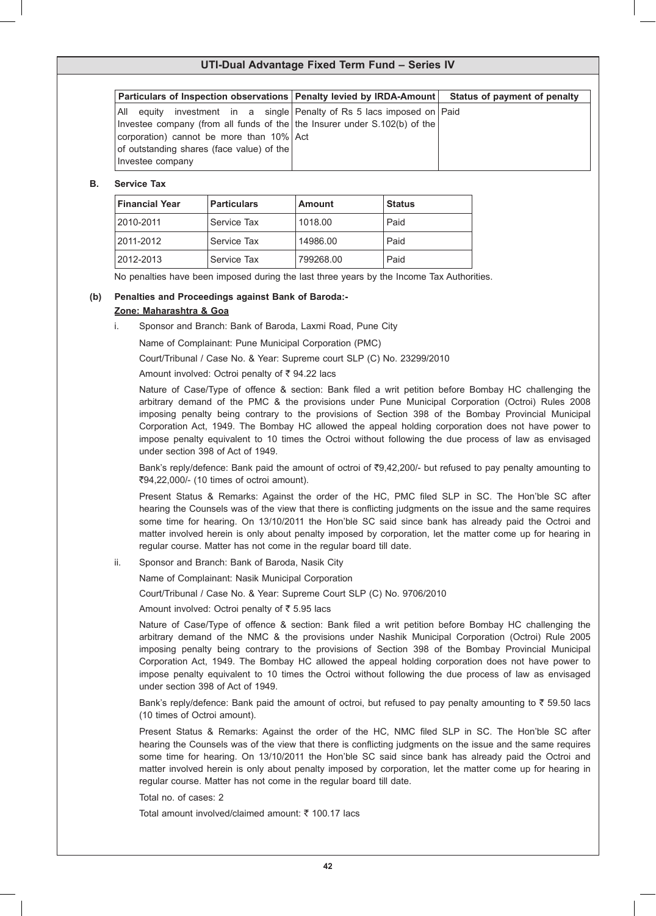| Particulars of Inspection observations | Penalty levied by IRDA-Amount | Status of payment of penalty |
|---|---|---|
| All equity investment in a single Investee company (from all funds of the corporation) cannot be more than 10% of outstanding shares (face value) of the Investee company | Penalty of Rs 5 lacs imposed on the Insurer under S.102(b) of the Act | Paid |

**B. Service Tax**

| Financial Year | Particulars | Amount | Status |
|---|---|---|---|
| 2010-2011 | Service Tax | 1018.00 | Paid |
| 2011-2012 | Service Tax | 14986.00 | Paid |
| 2012-2013 | Service Tax | 799268.00 | Paid |

No penalties have been imposed during the last three years by the Income Tax Authorities.

**(b) Penalties and Proceedings against Bank of Baroda:-**

**Zone: Maharashtra & Goa**

i. Sponsor and Branch: Bank of Baroda, Laxmi Road, Pune City

Name of Complainant: Pune Municipal Corporation (PMC)

Court/Tribunal / Case No. & Year: Supreme court SLP (C) No. 23299/2010

Amount involved: Octroi penalty of ₹ 94.22 lacs

Nature of Case/Type of offence & section: Bank filed a writ petition before Bombay HC challenging the arbitrary demand of the PMC & the provisions under Pune Municipal Corporation (Octroi) Rules 2008 imposing penalty being contrary to the provisions of Section 398 of the Bombay Provincial Municipal Corporation Act, 1949. The Bombay HC allowed the appeal holding corporation does not have power to impose penalty equivalent to 10 times the Octroi without following the due process of law as envisaged under section 398 of Act of 1949.

Bank's reply/defence: Bank paid the amount of octroi of ₹9,42,200/- but refused to pay penalty amounting to ₹94,22,000/- (10 times of octroi amount).

Present Status & Remarks: Against the order of the HC, PMC filed SLP in SC. The Hon'ble SC after hearing the Counsels was of the view that there is conflicting judgments on the issue and the same requires some time for hearing. On 13/10/2011 the Hon'ble SC said since bank has already paid the Octroi and matter involved herein is only about penalty imposed by corporation, let the matter come up for hearing in regular course. Matter has not come in the regular board till date.

ii. Sponsor and Branch: Bank of Baroda, Nasik City

Name of Complainant: Nasik Municipal Corporation

Court/Tribunal / Case No. & Year: Supreme Court SLP (C) No. 9706/2010

Amount involved: Octroi penalty of ₹ 5.95 lacs

Nature of Case/Type of offence & section: Bank filed a writ petition before Bombay HC challenging the arbitrary demand of the NMC & the provisions under Nashik Municipal Corporation (Octroi) Rule 2005 imposing penalty being contrary to the provisions of Section 398 of the Bombay Provincial Municipal Corporation Act, 1949. The Bombay HC allowed the appeal holding corporation does not have power to impose penalty equivalent to 10 times the Octroi without following the due process of law as envisaged under section 398 of Act of 1949.

Bank's reply/defence: Bank paid the amount of octroi, but refused to pay penalty amounting to ₹ 59.50 lacs (10 times of Octroi amount).

Present Status & Remarks: Against the order of the HC, NMC filed SLP in SC. The Hon'ble SC after hearing the Counsels was of the view that there is conflicting judgments on the issue and the same requires some time for hearing. On 13/10/2011 the Hon'ble SC said since bank has already paid the Octroi and matter involved herein is only about penalty imposed by corporation, let the matter come up for hearing in regular course. Matter has not come in the regular board till date.

Total no. of cases: 2

Total amount involved/claimed amount: ₹ 100.17 lacs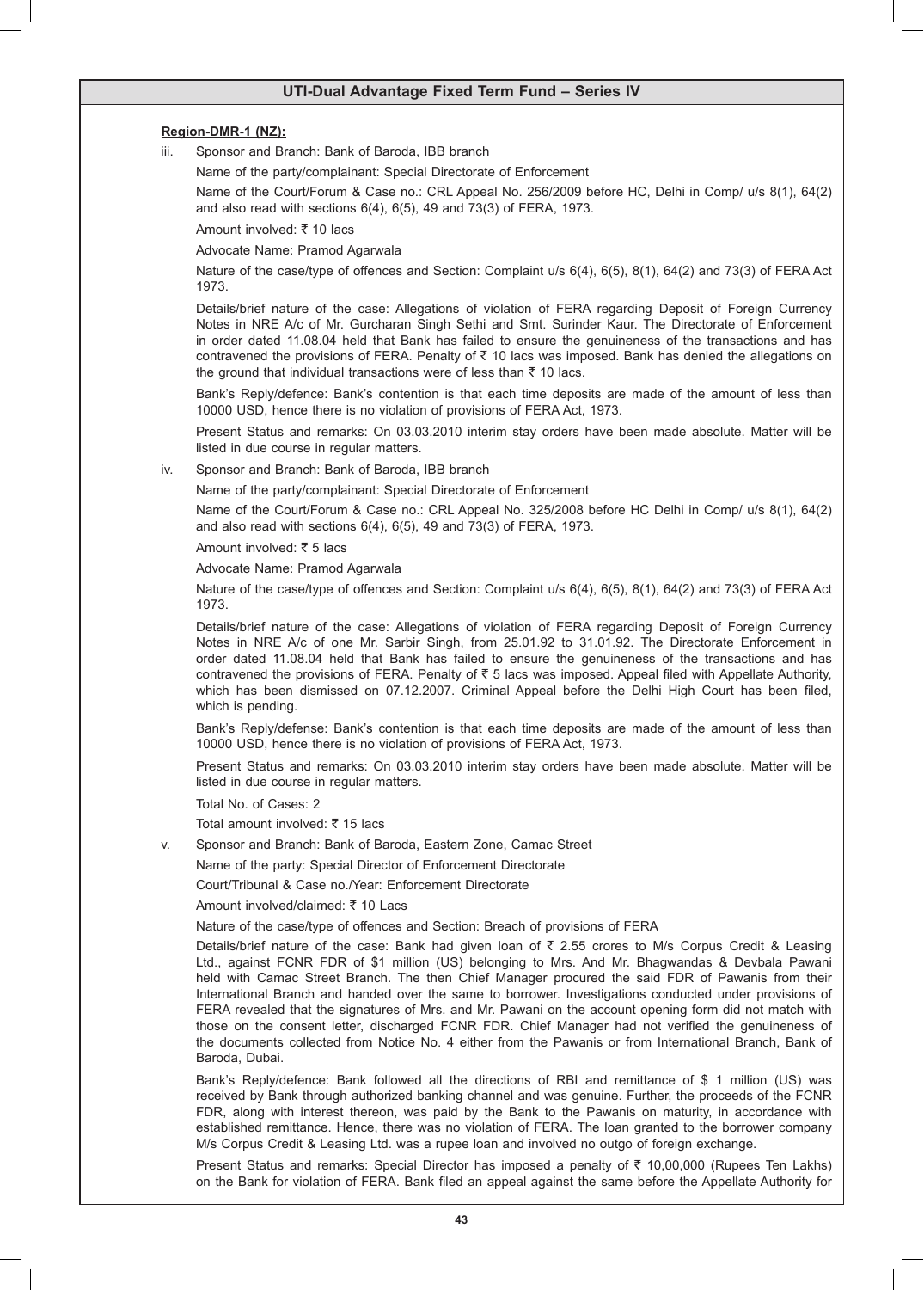**Region-DMR-1 (NZ):**

iii. Sponsor and Branch: Bank of Baroda, IBB branch

Name of the party/complainant: Special Directorate of Enforcement

Name of the Court/Forum & Case no.: CRL Appeal No. 256/2009 before HC, Delhi in Comp/ u/s 8(1), 64(2) and also read with sections 6(4), 6(5), 49 and 73(3) of FERA, 1973.

Amount involved: ₹ 10 lacs

Advocate Name: Pramod Agarwala

Nature of the case/type of offences and Section: Complaint u/s 6(4), 6(5), 8(1), 64(2) and 73(3) of FERA Act 1973.

Details/brief nature of the case: Allegations of violation of FERA regarding Deposit of Foreign Currency Notes in NRE A/c of Mr. Gurcharan Singh Sethi and Smt. Surinder Kaur. The Directorate of Enforcement in order dated 11.08.04 held that Bank has failed to ensure the genuineness of the transactions and has contravened the provisions of FERA. Penalty of ₹ 10 lacs was imposed. Bank has denied the allegations on the ground that individual transactions were of less than ₹ 10 lacs.

Bank's Reply/defence: Bank's contention is that each time deposits are made of the amount of less than 10000 USD, hence there is no violation of provisions of FERA Act, 1973.

Present Status and remarks: On 03.03.2010 interim stay orders have been made absolute. Matter will be listed in due course in regular matters.

iv. Sponsor and Branch: Bank of Baroda, IBB branch

Name of the party/complainant: Special Directorate of Enforcement

Name of the Court/Forum & Case no.: CRL Appeal No. 325/2008 before HC Delhi in Comp/ u/s 8(1), 64(2) and also read with sections 6(4), 6(5), 49 and 73(3) of FERA, 1973.

Amount involved: ₹ 5 lacs

Advocate Name: Pramod Agarwala

Nature of the case/type of offences and Section: Complaint u/s 6(4), 6(5), 8(1), 64(2) and 73(3) of FERA Act 1973.

Details/brief nature of the case: Allegations of violation of FERA regarding Deposit of Foreign Currency Notes in NRE A/c of one Mr. Sarbir Singh, from 25.01.92 to 31.01.92. The Directorate Enforcement in order dated 11.08.04 held that Bank has failed to ensure the genuineness of the transactions and has contravened the provisions of FERA. Penalty of ₹ 5 lacs was imposed. Appeal filed with Appellate Authority, which has been dismissed on 07.12.2007. Criminal Appeal before the Delhi High Court has been filed, which is pending.

Bank's Reply/defense: Bank's contention is that each time deposits are made of the amount of less than 10000 USD, hence there is no violation of provisions of FERA Act, 1973.

Present Status and remarks: On 03.03.2010 interim stay orders have been made absolute. Matter will be listed in due course in regular matters.

Total No. of Cases: 2

Total amount involved: ₹ 15 lacs

v. Sponsor and Branch: Bank of Baroda, Eastern Zone, Camac Street

Name of the party: Special Director of Enforcement Directorate

Court/Tribunal & Case no./Year: Enforcement Directorate

Amount involved/claimed: ₹ 10 Lacs

Nature of the case/type of offences and Section: Breach of provisions of FERA

Details/brief nature of the case: Bank had given loan of ₹ 2.55 crores to M/s Corpus Credit & Leasing Ltd., against FCNR FDR of $1 million (US) belonging to Mrs. And Mr. Bhagwandas & Devbala Pawani held with Camac Street Branch. The then Chief Manager procured the said FDR of Pawanis from their International Branch and handed over the same to borrower. Investigations conducted under provisions of FERA revealed that the signatures of Mrs. and Mr. Pawani on the account opening form did not match with those on the consent letter, discharged FCNR FDR. Chief Manager had not verified the genuineness of the documents collected from Notice No. 4 either from the Pawanis or from International Branch, Bank of Baroda, Dubai.

Bank's Reply/defence: Bank followed all the directions of RBI and remittance of $ 1 million (US) was received by Bank through authorized banking channel and was genuine. Further, the proceeds of the FCNR FDR, along with interest thereon, was paid by the Bank to the Pawanis on maturity, in accordance with established remittance. Hence, there was no violation of FERA. The loan granted to the borrower company M/s Corpus Credit & Leasing Ltd. was a rupee loan and involved no outgo of foreign exchange.

Present Status and remarks: Special Director has imposed a penalty of ₹ 10,00,000 (Rupees Ten Lakhs) on the Bank for violation of FERA. Bank filed an appeal against the same before the Appellate Authority for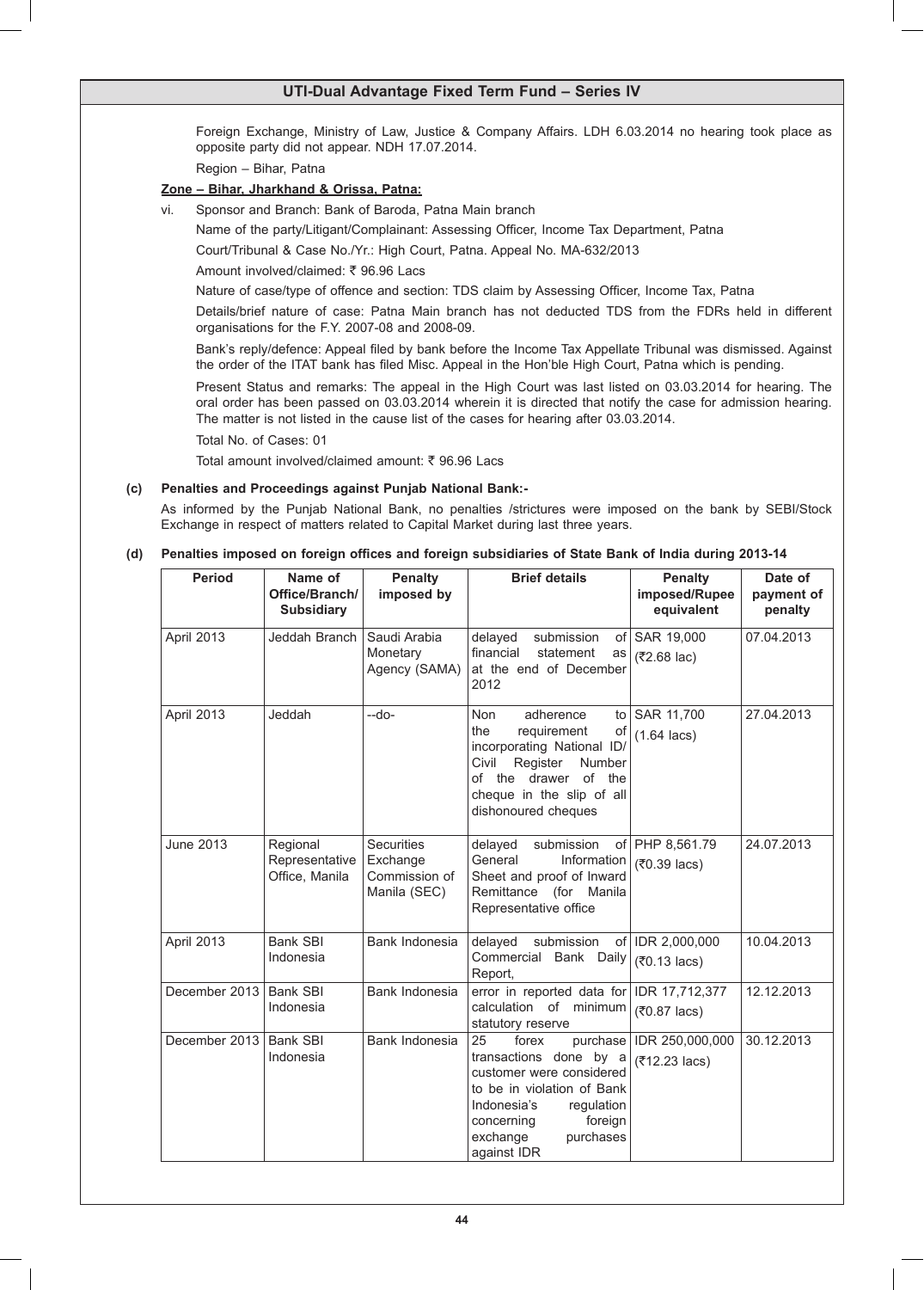Foreign Exchange, Ministry of Law, Justice & Company Affairs. LDH 6.03.2014 no hearing took place as opposite party did not appear. NDH 17.07.2014.

Region – Bihar, Patna

**Zone – Bihar, Jharkhand & Orissa, Patna:**

vi. Sponsor and Branch: Bank of Baroda, Patna Main branch

Name of the party/Litigant/Complainant: Assessing Officer, Income Tax Department, Patna

Court/Tribunal & Case No./Yr.: High Court, Patna. Appeal No. MA-632/2013

Amount involved/claimed: ₹ 96.96 Lacs

Nature of case/type of offence and section: TDS claim by Assessing Officer, Income Tax, Patna

Details/brief nature of case: Patna Main branch has not deducted TDS from the FDRs held in different organisations for the F.Y. 2007-08 and 2008-09.

Bank's reply/defence: Appeal filed by bank before the Income Tax Appellate Tribunal was dismissed. Against the order of the ITAT bank has filed Misc. Appeal in the Hon'ble High Court, Patna which is pending.

Present Status and remarks: The appeal in the High Court was last listed on 03.03.2014 for hearing. The oral order has been passed on 03.03.2014 wherein it is directed that notify the case for admission hearing. The matter is not listed in the cause list of the cases for hearing after 03.03.2014.

Total No. of Cases: 01

Total amount involved/claimed amount: ₹ 96.96 Lacs

**(c) Penalties and Proceedings against Punjab National Bank:-**

As informed by the Punjab National Bank, no penalties /strictures were imposed on the bank by SEBI/Stock Exchange in respect of matters related to Capital Market during last three years.

**(d) Penalties imposed on foreign offices and foreign subsidiaries of State Bank of India during 2013-14**

| Period | Name of Office/Branch/ Subsidiary | Penalty imposed by | Brief details | Penalty imposed/Rupee equivalent | Date of payment of penalty |
|---|---|---|---|---|---|
| April 2013 | Jeddah Branch | Saudi Arabia Monetary Agency (SAMA) | delayed submission of financial statement as at the end of December 2012 | SAR 19,000 (₹2.68 lac) | 07.04.2013 |
| April 2013 | Jeddah | --do- | Non adherence to the requirement of incorporating National ID/ Civil Register Number of the drawer of the cheque in the slip of all dishonoured cheques | SAR 11,700 (1.64 lacs) | 27.04.2013 |
| June 2013 | Regional Representative Office, Manila | Securities Exchange Commission of Manila (SEC) | delayed submission of General Information Sheet and proof of Inward Remittance (for Manila Representative office | PHP 8,561.79 (₹0.39 lacs) | 24.07.2013 |
| April 2013 | Bank SBI Indonesia | Bank Indonesia | delayed submission of Commercial Bank Daily Report, | IDR 2,000,000 (₹0.13 lacs) | 10.04.2013 |
| December 2013 | Bank SBI Indonesia | Bank Indonesia | error in reported data for calculation of minimum statutory reserve | IDR 17,712,377 (₹0.87 lacs) | 12.12.2013 |
| December 2013 | Bank SBI Indonesia | Bank Indonesia | 25 forex purchase transactions done by a customer were considered to be in violation of Bank Indonesia's regulation concerning foreign exchange purchases against IDR | IDR 250,000,000 (₹12.23 lacs) | 30.12.2013 |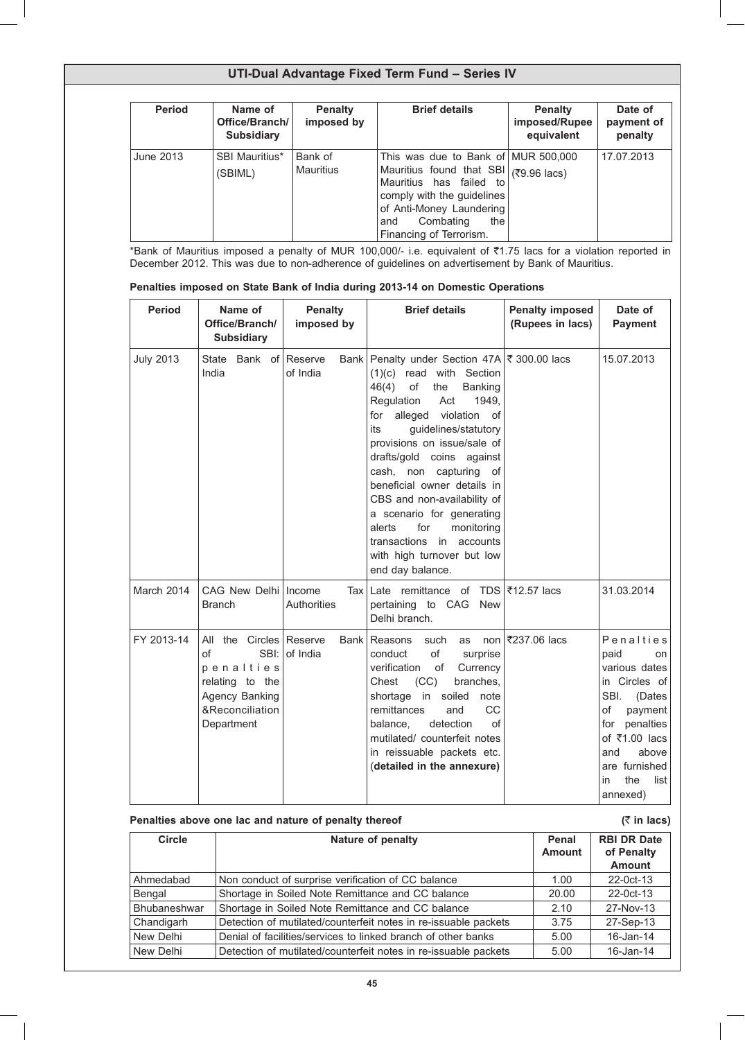| Period | Name of Office/Branch/ Subsidiary | Penalty imposed by | Brief details | Penalty imposed/Rupee equivalent | Date of payment of penalty |
|---|---|---|---|---|---|
| June 2013 | SBI Mauritius* (SBIML) | Bank of Mauritius | This was due to Bank of Mauritius found that SBI Mauritius has failed to comply with the guidelines of Anti-Money Laundering and Combating the Financing of Terrorism. | MUR 500,000 (₹9.96 lacs) | 17.07.2013 |

*Bank of Mauritius imposed a penalty of MUR 100,000/- i.e. equivalent of ₹1.75 lacs for a violation reported in December 2012. This was due to non-adherence of guidelines on advertisement by Bank of Mauritius.

**Penalties imposed on State Bank of India during 2013-14 on Domestic Operations**

| Period | Name of Office/Branch/ Subsidiary | Penalty imposed by | Brief details | Penalty imposed (Rupees in lacs) | Date of Payment |
|---|---|---|---|---|---|
| July 2013 | State Bank of India | Reserve Bank of India | Penalty under Section 47A (1)(c) read with Section 46(4) of the Banking Regulation Act 1949, for alleged violation of its guidelines/statutory provisions on issue/sale of drafts/gold coins against cash, non capturing of beneficial owner details in CBS and non-availability of a scenario for generating alerts for monitoring transactions in accounts with high turnover but low end day balance. | ₹ 300.00 lacs | 15.07.2013 |
| March 2014 | CAG New Delhi Branch | Income Tax Authorities | Late remittance of TDS pertaining to CAG New Delhi branch. | ₹12.57 lacs | 31.03.2014 |
| FY 2013-14 | All the Circles of SBI: penalties relating to the Agency Banking &Reconciliation Department | Reserve Bank of India | Reasons such as non conduct of surprise verification of Currency Chest (CC) branches, shortage in soiled note remittances and CC balance, detection of mutilated/ counterfeit notes in reissuable packets etc. (**detailed in the annexure**) | ₹237.06 lacs | Penalties paid on various dates in Circles of SBI. (Dates of payment for penalties of ₹1.00 lacs and above are furnished in the list annexed) |

**Penalties above one lac and nature of penalty thereof** **(₹ in lacs)**

| Circle | Nature of penalty | Penal Amount | RBI DR Date of Penalty Amount |
|---|---|---|---|
| Ahmedabad | Non conduct of surprise verification of CC balance | 1.00 | 22-0ct-13 |
| Bengal | Shortage in Soiled Note Remittance and CC balance | 20.00 | 22-0ct-13 |
| Bhubaneshwar | Shortage in Soiled Note Remittance and CC balance | 2.10 | 27-Nov-13 |
| Chandigarh | Detection of mutilated/counterfeit notes in re-issuable packets | 3.75 | 27-Sep-13 |
| New Delhi | Denial of facilities/services to linked branch of other banks | 5.00 | 16-Jan-14 |
| New Delhi | Detection of mutilated/counterfeit notes in re-issuable packets | 5.00 | 16-Jan-14 |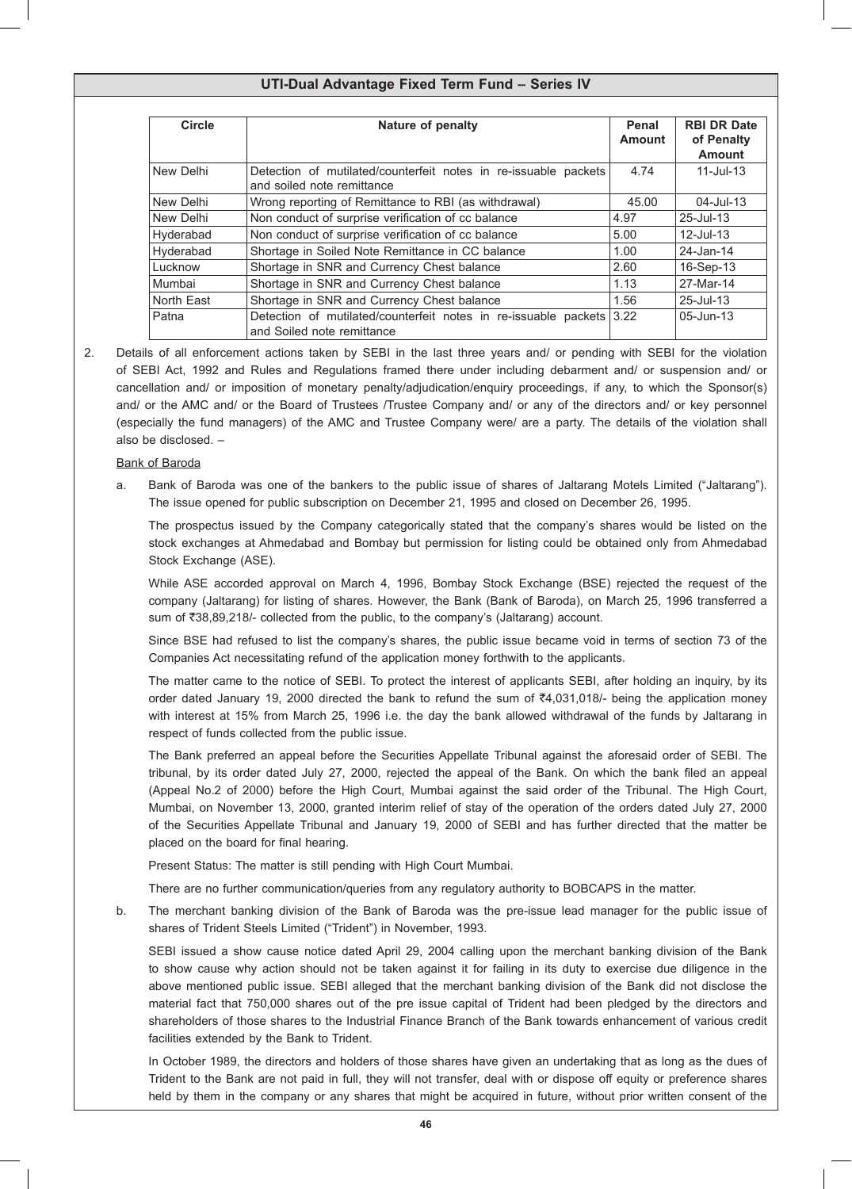| Circle | Nature of penalty | Penal Amount | RBI DR Date of Penalty Amount |
|---|---|---|---|
| New Delhi | Detection of mutilated/counterfeit notes in re-issuable packets and soiled note remittance | 4.74 | 11-Jul-13 |
| New Delhi | Wrong reporting of Remittance to RBI (as withdrawal) | 45.00 | 04-Jul-13 |
| New Delhi | Non conduct of surprise verification of cc balance | 4.97 | 25-Jul-13 |
| Hyderabad | Non conduct of surprise verification of cc balance | 5.00 | 12-Jul-13 |
| Hyderabad | Shortage in Soiled Note Remittance in CC balance | 1.00 | 24-Jan-14 |
| Lucknow | Shortage in SNR and Currency Chest balance | 2.60 | 16-Sep-13 |
| Mumbai | Shortage in SNR and Currency Chest balance | 1.13 | 27-Mar-14 |
| North East | Shortage in SNR and Currency Chest balance | 1.56 | 25-Jul-13 |
| Patna | Detection of mutilated/counterfeit notes in re-issuable packets and Soiled note remittance | 3.22 | 05-Jun-13 |

2. Details of all enforcement actions taken by SEBI in the last three years and/ or pending with SEBI for the violation of SEBI Act, 1992 and Rules and Regulations framed there under including debarment and/ or suspension and/ or cancellation and/ or imposition of monetary penalty/adjudication/enquiry proceedings, if any, to which the Sponsor(s) and/ or the AMC and/ or the Board of Trustees /Trustee Company and/ or any of the directors and/ or key personnel (especially the fund managers) of the AMC and Trustee Company were/ are a party. The details of the violation shall also be disclosed. –

Bank of Baroda

a. Bank of Baroda was one of the bankers to the public issue of shares of Jaltarang Motels Limited ("Jaltarang"). The issue opened for public subscription on December 21, 1995 and closed on December 26, 1995.

   The prospectus issued by the Company categorically stated that the company's shares would be listed on the stock exchanges at Ahmedabad and Bombay but permission for listing could be obtained only from Ahmedabad Stock Exchange (ASE).

   While ASE accorded approval on March 4, 1996, Bombay Stock Exchange (BSE) rejected the request of the company (Jaltarang) for listing of shares. However, the Bank (Bank of Baroda), on March 25, 1996 transferred a sum of ₹38,89,218/- collected from the public, to the company's (Jaltarang) account.

   Since BSE had refused to list the company's shares, the public issue became void in terms of section 73 of the Companies Act necessitating refund of the application money forthwith to the applicants.

   The matter came to the notice of SEBI. To protect the interest of applicants SEBI, after holding an inquiry, by its order dated January 19, 2000 directed the bank to refund the sum of ₹4,031,018/- being the application money with interest at 15% from March 25, 1996 i.e. the day the bank allowed withdrawal of the funds by Jaltarang in respect of funds collected from the public issue.

   The Bank preferred an appeal before the Securities Appellate Tribunal against the aforesaid order of SEBI. The tribunal, by its order dated July 27, 2000, rejected the appeal of the Bank. On which the bank filed an appeal (Appeal No.2 of 2000) before the High Court, Mumbai against the said order of the Tribunal. The High Court, Mumbai, on November 13, 2000, granted interim relief of stay of the operation of the orders dated July 27, 2000 of the Securities Appellate Tribunal and January 19, 2000 of SEBI and has further directed that the matter be placed on the board for final hearing.

   Present Status: The matter is still pending with High Court Mumbai.

   There are no further communication/queries from any regulatory authority to BOBCAPS in the matter.

b. The merchant banking division of the Bank of Baroda was the pre-issue lead manager for the public issue of shares of Trident Steels Limited ("Trident") in November, 1993.

   SEBI issued a show cause notice dated April 29, 2004 calling upon the merchant banking division of the Bank to show cause why action should not be taken against it for failing in its duty to exercise due diligence in the above mentioned public issue. SEBI alleged that the merchant banking division of the Bank did not disclose the material fact that 750,000 shares out of the pre issue capital of Trident had been pledged by the directors and shareholders of those shares to the Industrial Finance Branch of the Bank towards enhancement of various credit facilities extended by the Bank to Trident.

   In October 1989, the directors and holders of those shares have given an undertaking that as long as the dues of Trident to the Bank are not paid in full, they will not transfer, deal with or dispose off equity or preference shares held by them in the company or any shares that might be acquired in future, without prior written consent of the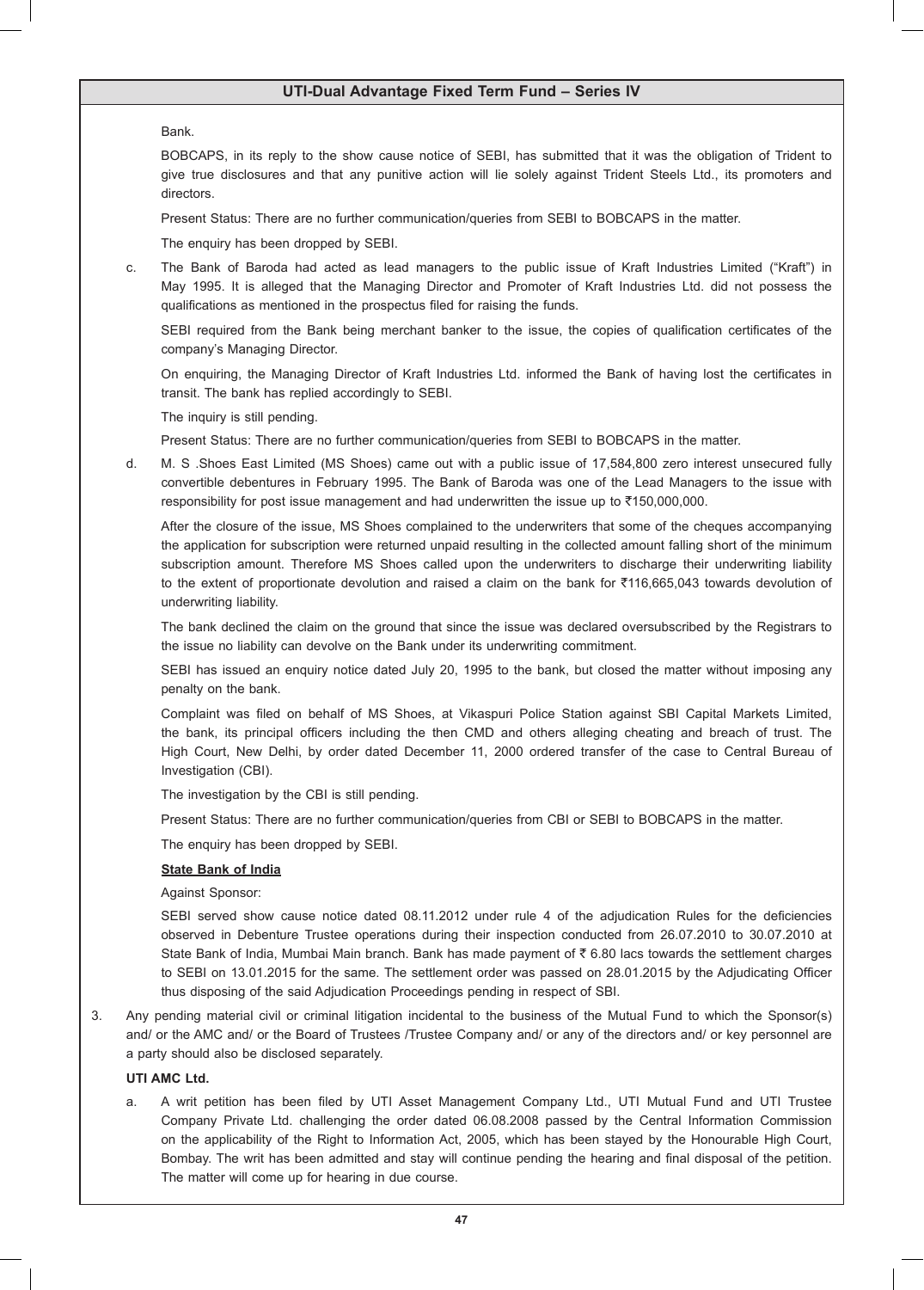Bank.

BOBCAPS, in its reply to the show cause notice of SEBI, has submitted that it was the obligation of Trident to give true disclosures and that any punitive action will lie solely against Trident Steels Ltd., its promoters and directors.

Present Status: There are no further communication/queries from SEBI to BOBCAPS in the matter.

The enquiry has been dropped by SEBI.

c. The Bank of Baroda had acted as lead managers to the public issue of Kraft Industries Limited ("Kraft") in May 1995. It is alleged that the Managing Director and Promoter of Kraft Industries Ltd. did not possess the qualifications as mentioned in the prospectus filed for raising the funds.

SEBI required from the Bank being merchant banker to the issue, the copies of qualification certificates of the company's Managing Director.

On enquiring, the Managing Director of Kraft Industries Ltd. informed the Bank of having lost the certificates in transit. The bank has replied accordingly to SEBI.

The inquiry is still pending.

Present Status: There are no further communication/queries from SEBI to BOBCAPS in the matter.

d. M. S .Shoes East Limited (MS Shoes) came out with a public issue of 17,584,800 zero interest unsecured fully convertible debentures in February 1995. The Bank of Baroda was one of the Lead Managers to the issue with responsibility for post issue management and had underwritten the issue up to ₹150,000,000.

After the closure of the issue, MS Shoes complained to the underwriters that some of the cheques accompanying the application for subscription were returned unpaid resulting in the collected amount falling short of the minimum subscription amount. Therefore MS Shoes called upon the underwriters to discharge their underwriting liability to the extent of proportionate devolution and raised a claim on the bank for ₹116,665,043 towards devolution of underwriting liability.

The bank declined the claim on the ground that since the issue was declared oversubscribed by the Registrars to the issue no liability can devolve on the Bank under its underwriting commitment.

SEBI has issued an enquiry notice dated July 20, 1995 to the bank, but closed the matter without imposing any penalty on the bank.

Complaint was filed on behalf of MS Shoes, at Vikaspuri Police Station against SBI Capital Markets Limited, the bank, its principal officers including the then CMD and others alleging cheating and breach of trust. The High Court, New Delhi, by order dated December 11, 2000 ordered transfer of the case to Central Bureau of Investigation (CBI).

The investigation by the CBI is still pending.

Present Status: There are no further communication/queries from CBI or SEBI to BOBCAPS in the matter.

The enquiry has been dropped by SEBI.

**State Bank of India**

Against Sponsor:

SEBI served show cause notice dated 08.11.2012 under rule 4 of the adjudication Rules for the deficiencies observed in Debenture Trustee operations during their inspection conducted from 26.07.2010 to 30.07.2010 at State Bank of India, Mumbai Main branch. Bank has made payment of ₹ 6.80 lacs towards the settlement charges to SEBI on 13.01.2015 for the same. The settlement order was passed on 28.01.2015 by the Adjudicating Officer thus disposing of the said Adjudication Proceedings pending in respect of SBI.

3. Any pending material civil or criminal litigation incidental to the business of the Mutual Fund to which the Sponsor(s) and/ or the AMC and/ or the Board of Trustees /Trustee Company and/ or any of the directors and/ or key personnel are a party should also be disclosed separately.

**UTI AMC Ltd.**

a. A writ petition has been filed by UTI Asset Management Company Ltd., UTI Mutual Fund and UTI Trustee Company Private Ltd. challenging the order dated 06.08.2008 passed by the Central Information Commission on the applicability of the Right to Information Act, 2005, which has been stayed by the Honourable High Court, Bombay. The writ has been admitted and stay will continue pending the hearing and final disposal of the petition. The matter will come up for hearing in due course.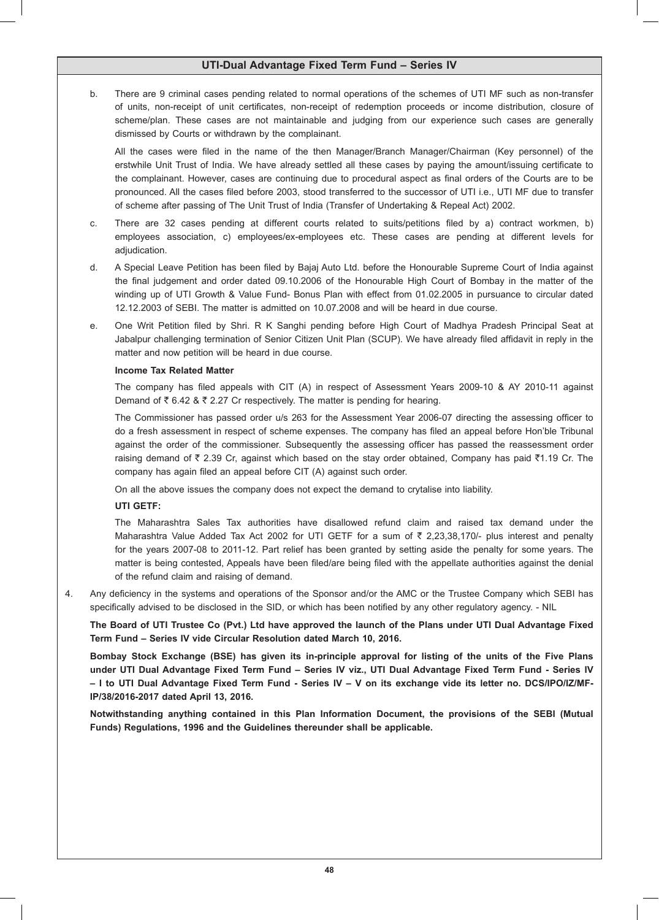b. There are 9 criminal cases pending related to normal operations of the schemes of UTI MF such as non-transfer of units, non-receipt of unit certificates, non-receipt of redemption proceeds or income distribution, closure of scheme/plan. These cases are not maintainable and judging from our experience such cases are generally dismissed by Courts or withdrawn by the complainant.

   All the cases were filed in the name of the then Manager/Branch Manager/Chairman (Key personnel) of the erstwhile Unit Trust of India. We have already settled all these cases by paying the amount/issuing certificate to the complainant. However, cases are continuing due to procedural aspect as final orders of the Courts are to be pronounced. All the cases filed before 2003, stood transferred to the successor of UTI i.e., UTI MF due to transfer of scheme after passing of The Unit Trust of India (Transfer of Undertaking & Repeal Act) 2002.

c. There are 32 cases pending at different courts related to suits/petitions filed by a) contract workmen, b) employees association, c) employees/ex-employees etc. These cases are pending at different levels for adjudication.

d. A Special Leave Petition has been filed by Bajaj Auto Ltd. before the Honourable Supreme Court of India against the final judgement and order dated 09.10.2006 of the Honourable High Court of Bombay in the matter of the winding up of UTI Growth & Value Fund- Bonus Plan with effect from 01.02.2005 in pursuance to circular dated 12.12.2003 of SEBI. The matter is admitted on 10.07.2008 and will be heard in due course.

e. One Writ Petition filed by Shri. R K Sanghi pending before High Court of Madhya Pradesh Principal Seat at Jabalpur challenging termination of Senior Citizen Unit Plan (SCUP). We have already filed affidavit in reply in the matter and now petition will be heard in due course.

   **Income Tax Related Matter**

   The company has filed appeals with CIT (A) in respect of Assessment Years 2009-10 & AY 2010-11 against Demand of ₹ 6.42 & ₹ 2.27 Cr respectively. The matter is pending for hearing.

   The Commissioner has passed order u/s 263 for the Assessment Year 2006-07 directing the assessing officer to do a fresh assessment in respect of scheme expenses. The company has filed an appeal before Hon'ble Tribunal against the order of the commissioner. Subsequently the assessing officer has passed the reassessment order raising demand of ₹ 2.39 Cr, against which based on the stay order obtained, Company has paid ₹1.19 Cr. The company has again filed an appeal before CIT (A) against such order.

   On all the above issues the company does not expect the demand to crytalise into liability.

   **UTI GETF:**

   The Maharashtra Sales Tax authorities have disallowed refund claim and raised tax demand under the Maharashtra Value Added Tax Act 2002 for UTI GETF for a sum of ₹ 2,23,38,170/- plus interest and penalty for the years 2007-08 to 2011-12. Part relief has been granted by setting aside the penalty for some years. The matter is being contested, Appeals have been filed/are being filed with the appellate authorities against the denial of the refund claim and raising of demand.

4. Any deficiency in the systems and operations of the Sponsor and/or the AMC or the Trustee Company which SEBI has specifically advised to be disclosed in the SID, or which has been notified by any other regulatory agency. - NIL

**The Board of UTI Trustee Co (Pvt.) Ltd have approved the launch of the Plans under UTI Dual Advantage Fixed Term Fund – Series IV vide Circular Resolution dated March 10, 2016.**

**Bombay Stock Exchange (BSE) has given its in-principle approval for listing of the units of the Five Plans under UTI Dual Advantage Fixed Term Fund – Series IV viz., UTI Dual Advantage Fixed Term Fund - Series IV – I to UTI Dual Advantage Fixed Term Fund - Series IV – V on its exchange vide its letter no. DCS/IPO/IZ/MF-IP/38/2016-2017 dated April 13, 2016.**

**Notwithstanding anything contained in this Plan Information Document, the provisions of the SEBI (Mutual Funds) Regulations, 1996 and the Guidelines thereunder shall be applicable.**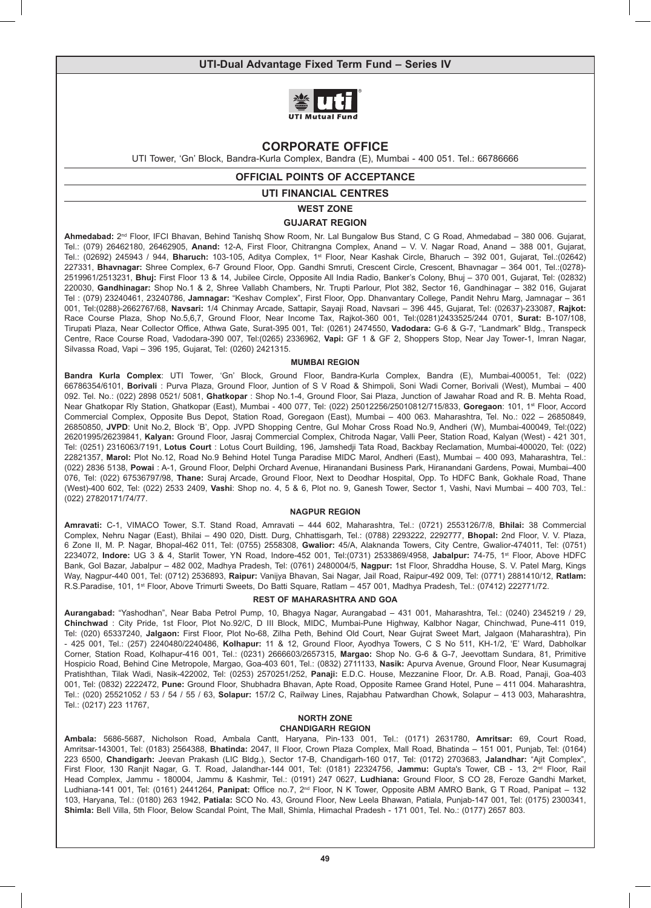UTI-Dual Advantage Fixed Term Fund – Series IV

# CORPORATE OFFICE

UTI Tower, 'Gn' Block, Bandra-Kurla Complex, Bandra (E), Mumbai - 400 051. Tel.: 66786666

## OFFICIAL POINTS OF ACCEPTANCE

## UTI FINANCIAL CENTRES

### WEST ZONE

#### GUJARAT REGION

**Ahmedabad:** 2nd Floor, IFCI Bhavan, Behind Tanishq Show Room, Nr. Lal Bungalow Bus Stand, C G Road, Ahmedabad – 380 006. Gujarat, Tel.: (079) 26462180, 26462905, **Anand:** 12-A, First Floor, Chitrangna Complex, Anand – V. V. Nagar Road, Anand – 388 001, Gujarat, Tel.: (02692) 245943 / 944, **Bharuch:** 103-105, Aditya Complex, 1st Floor, Near Kashak Circle, Bharuch – 392 001, Gujarat, Tel.:(02642) 227331, **Bhavnagar:** Shree Complex, 6-7 Ground Floor, Opp. Gandhi Smruti, Crescent Circle, Crescent, Bhavnagar – 364 001, Tel.:(0278)-2519961/2513231, **Bhuj:** First Floor 13 & 14, Jubilee Circle, Opposite All India Radio, Banker's Colony, Bhuj – 370 001, Gujarat, Tel: (02832) 220030, **Gandhinagar:** Shop No.1 & 2, Shree Vallabh Chambers, Nr. Trupti Parlour, Plot 382, Sector 16, Gandhinagar – 382 016, Gujarat Tel : (079) 23240461, 23240786, **Jamnagar:** "Keshav Complex", First Floor, Opp. Dhanvantary College, Pandit Nehru Marg, Jamnagar – 361 001, Tel:(0288)-2662767/68, **Navsari:** 1/4 Chinmay Arcade, Sattapir, Sayaji Road, Navsari – 396 445, Gujarat, Tel: (02637)-233087, **Rajkot:** Race Course Plaza, Shop No.5,6,7, Ground Floor, Near Income Tax, Rajkot-360 001, Tel:(0281)2433525/244 0701, **Surat:** B-107/108, Tirupati Plaza, Near Collector Office, Athwa Gate, Surat-395 001, Tel: (0261) 2474550, **Vadodara:** G-6 & G-7, "Landmark" Bldg., Transpeck Centre, Race Course Road, Vadodara-390 007, Tel:(0265) 2336962, **Vapi:** GF 1 & GF 2, Shoppers Stop, Near Jay Tower-1, Imran Nagar, Silvassa Road, Vapi – 396 195, Gujarat, Tel: (0260) 2421315.

#### MUMBAI REGION

**Bandra Kurla Complex**: UTI Tower, 'Gn' Block, Ground Floor, Bandra-Kurla Complex, Bandra (E), Mumbai-400051, Tel: (022) 66786354/6101, **Borivali** : Purva Plaza, Ground Floor, Juntion of S V Road & Shimpoli, Soni Wadi Corner, Borivali (West), Mumbai – 400 092. Tel. No.: (022) 2898 0521/ 5081, **Ghatkopar** : Shop No.1-4, Ground Floor, Sai Plaza, Junction of Jawahar Road and R. B. Mehta Road, Near Ghatkopar Rly Station, Ghatkopar (East), Mumbai - 400 077, Tel: (022) 25012256/25010812/715/833, **Goregaon**: 101, 1st Floor, Accord Commercial Complex, Opposite Bus Depot, Station Road, Goregaon (East), Mumbai – 400 063. Maharashtra, Tel. No.: 022 – 26850849, 26850850, **JVPD**: Unit No.2, Block 'B', Opp. JVPD Shopping Centre, Gul Mohar Cross Road No.9, Andheri (W), Mumbai-400049, Tel:(022) 26201995/26239841, **Kalyan:** Ground Floor, Jasraj Commercial Complex, Chitroda Nagar, Valli Peer, Station Road, Kalyan (West) - 421 301, Tel: (0251) 2316063/7191, **Lotus Court** : Lotus Court Building, 196, Jamshedji Tata Road, Backbay Reclamation, Mumbai-400020, Tel: (022) 22821357, **Marol:** Plot No.12, Road No.9 Behind Hotel Tunga Paradise MIDC Marol, Andheri (East), Mumbai – 400 093, Maharashtra, Tel.: (022) 2836 5138, **Powai** : A-1, Ground Floor, Delphi Orchard Avenue, Hiranandani Business Park, Hiranandani Gardens, Powai, Mumbai–400 076, Tel: (022) 67536797/98, **Thane:** Suraj Arcade, Ground Floor, Next to Deodhar Hospital, Opp. To HDFC Bank, Gokhale Road, Thane (West)-400 602, Tel: (022) 2533 2409, **Vashi**: Shop no. 4, 5 & 6, Plot no. 9, Ganesh Tower, Sector 1, Vashi, Navi Mumbai – 400 703, Tel.: (022) 27820171/74/77.

#### NAGPUR REGION

**Amravati:** C-1, VIMACO Tower, S.T. Stand Road, Amravati – 444 602, Maharashtra, Tel.: (0721) 2553126/7/8, **Bhilai:** 38 Commercial Complex, Nehru Nagar (East), Bhilai – 490 020, Distt. Durg, Chhattisgarh, Tel.: (0788) 2293222, 2292777, **Bhopal:** 2nd Floor, V. V. Plaza, 6 Zone II, M. P. Nagar, Bhopal-462 011, Tel: (0755) 2558308, **Gwalior:** 45/A, Alaknanda Towers, City Centre, Gwalior-474011, Tel: (0751) 2234072, **Indore:** UG 3 & 4, Starlit Tower, YN Road, Indore-452 001, Tel:(0731) 2533869/4958, **Jabalpur:** 74-75, 1st Floor, Above HDFC Bank, Gol Bazar, Jabalpur – 482 002, Madhya Pradesh, Tel: (0761) 2480004/5, **Nagpur:** 1st Floor, Shraddha House, S. V. Patel Marg, Kings Way, Nagpur-440 001, Tel: (0712) 2536893, **Raipur:** Vanijya Bhavan, Sai Nagar, Jail Road, Raipur-492 009, Tel: (0771) 2881410/12, **Ratlam:** R.S.Paradise, 101, 1st Floor, Above Trimurti Sweets, Do Batti Square, Ratlam – 457 001, Madhya Pradesh, Tel.: (07412) 222771/72.

#### REST OF MAHARASHTRA AND GOA

**Aurangabad:** "Yashodhan", Near Baba Petrol Pump, 10, Bhagya Nagar, Aurangabad – 431 001, Maharashtra, Tel.: (0240) 2345219 / 29, **Chinchwad** : City Pride, 1st Floor, Plot No.92/C, D III Block, MIDC, Mumbai-Pune Highway, Kalbhor Nagar, Chinchwad, Pune-411 019, Tel: (020) 65337240, **Jalgaon:** First Floor, Plot No-68, Zilha Peth, Behind Old Court, Near Gujrat Sweet Mart, Jalgaon (Maharashtra), Pin - 425 001, Tel.: (257) 2240480/2240486, **Kolhapur:** 11 & 12, Ground Floor, Ayodhya Towers, C S No 511, KH-1/2, 'E' Ward, Dabholkar Corner, Station Road, Kolhapur-416 001, Tel.: (0231) 2666603/2657315, **Margao:** Shop No. G-6 & G-7, Jeevottam Sundara, 81, Primitive Hospicio Road, Behind Cine Metropole, Margao, Goa-403 601, Tel.: (0832) 2711133, **Nasik:** Apurva Avenue, Ground Floor, Near Kusumagraj Pratishthan, Tilak Wadi, Nasik-422002, Tel: (0253) 2570251/252, **Panaji:** E.D.C. House, Mezzanine Floor, Dr. A.B. Road, Panaji, Goa-403 001, Tel: (0832) 2222472, **Pune:** Ground Floor, Shubhadra Bhavan, Apte Road, Opposite Ramee Grand Hotel, Pune – 411 004. Maharashtra, Tel.: (020) 25521052 / 53 / 54 / 55 / 63, **Solapur:** 157/2 C, Railway Lines, Rajabhau Patwardhan Chowk, Solapur – 413 003, Maharashtra, Tel.: (0217) 223 11767,

### NORTH ZONE

#### CHANDIGARH REGION

**Ambala:** 5686-5687, Nicholson Road, Ambala Cantt, Haryana, Pin-133 001, Tel.: (0171) 2631780, **Amritsar:** 69, Court Road, Amritsar-143001, Tel: (0183) 2564388, **Bhatinda:** 2047, II Floor, Crown Plaza Complex, Mall Road, Bhatinda – 151 001, Punjab, Tel: (0164) 223 6500, **Chandigarh:** Jeevan Prakash (LIC Bldg.), Sector 17-B, Chandigarh-160 017, Tel: (0172) 2703683, **Jalandhar:** "Ajit Complex", First Floor, 130 Ranjit Nagar, G. T. Road, Jalandhar-144 001, Tel: (0181) 22324756, **Jammu:** Gupta's Tower, CB - 13, 2nd Floor, Rail Head Complex, Jammu - 180004, Jammu & Kashmir, Tel.: (0191) 247 0627, **Ludhiana:** Ground Floor, S CO 28, Feroze Gandhi Market, Ludhiana-141 001, Tel: (0161) 2441264, **Panipat:** Office no.7, 2nd Floor, N K Tower, Opposite ABM AMRO Bank, G T Road, Panipat – 132 103, Haryana, Tel.: (0180) 263 1942, **Patiala:** SCO No. 43, Ground Floor, New Leela Bhawan, Patiala, Punjab-147 001, Tel: (0175) 2300341, **Shimla:** Bell Villa, 5th Floor, Below Scandal Point, The Mall, Shimla, Himachal Pradesh - 171 001, Tel. No.: (0177) 2657 803.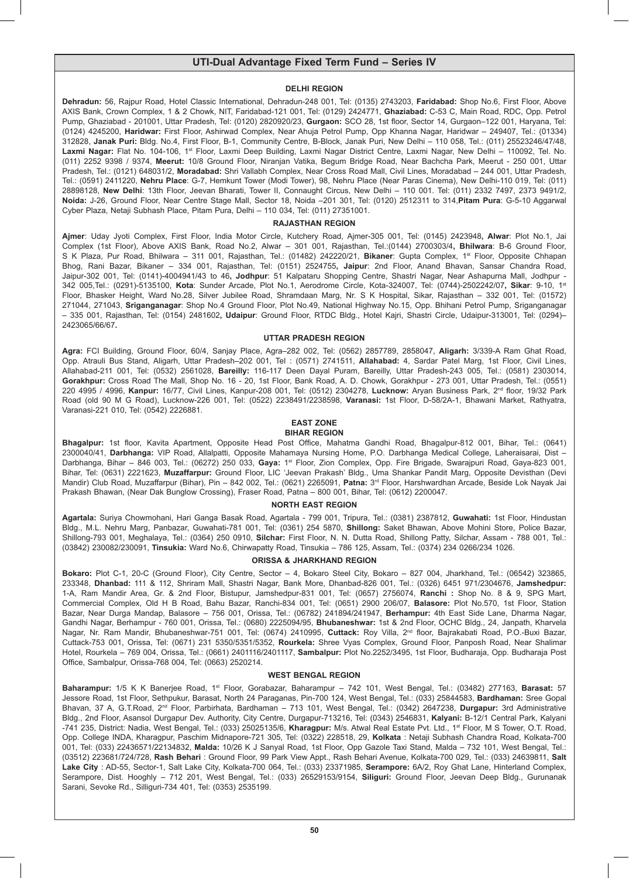## UTI-Dual Advantage Fixed Term Fund – Series IV

### DELHI REGION

**Dehradun:** 56, Rajpur Road, Hotel Classic International, Dehradun-248 001, Tel: (0135) 2743203, **Faridabad:** Shop No.6, First Floor, Above AXIS Bank, Crown Complex, 1 & 2 Chowk, NIT, Faridabad-121 001, Tel: (0129) 2424771, **Ghaziabad:** C-53 C, Main Road, RDC, Opp. Petrol Pump, Ghaziabad - 201001, Uttar Pradesh, Tel: (0120) 2820920/23, **Gurgaon:** SCO 28, 1st floor, Sector 14, Gurgaon–122 001, Haryana, Tel: (0124) 4245200, **Haridwar:** First Floor, Ashirwad Complex, Near Ahuja Petrol Pump, Opp Khanna Nagar, Haridwar – 249407, Tel.: (01334) 312828, **Janak Puri:** Bldg. No.4, First Floor, B-1, Community Centre, B-Block, Janak Puri, New Delhi – 110 058, Tel.: (011) 25523246/47/48, **Laxmi Nagar:** Flat No. 104-106, 1st Floor, Laxmi Deep Building, Laxmi Nagar District Centre, Laxmi Nagar, New Delhi – 110092, Tel. No. (011) 2252 9398 / 9374, **Meerut:** 10/8 Ground Floor, Niranjan Vatika, Begum Bridge Road, Near Bachcha Park, Meerut - 250 001, Uttar Pradesh, Tel.: (0121) 648031/2, **Moradabad:** Shri Vallabh Complex, Near Cross Road Mall, Civil Lines, Moradabad – 244 001, Uttar Pradesh, Tel.: (0591) 2411220, **Nehru Place**: G-7, Hemkunt Tower (Modi Tower), 98, Nehru Place (Near Paras Cinema), New Delhi-110 019, Tel: (011) 28898128, **New Delhi**: 13th Floor, Jeevan Bharati, Tower II, Connaught Circus, New Delhi – 110 001. Tel: (011) 2332 7497, 2373 9491/2, **Noida:** J-26, Ground Floor, Near Centre Stage Mall, Sector 18, Noida –201 301, Tel: (0120) 2512311 to 314,**Pitam Pura**: G-5-10 Aggarwal Cyber Plaza, Netaji Subhash Place, Pitam Pura, Delhi – 110 034, Tel: (011) 27351001.

### RAJASTHAN REGION

**Ajmer**: Uday Jyoti Complex, First Floor, India Motor Circle, Kutchery Road, Ajmer-305 001, Tel: (0145) 2423948**, Alwar**: Plot No.1, Jai Complex (1st Floor), Above AXIS Bank, Road No.2, Alwar – 301 001, Rajasthan, Tel.:(0144) 2700303/4**, Bhilwara**: B-6 Ground Floor, S K Plaza, Pur Road, Bhilwara – 311 001, Rajasthan, Tel.: (01482) 242220/21, **Bikaner**: Gupta Complex, 1st Floor, Opposite Chhapan Bhog, Rani Bazar, Bikaner – 334 001, Rajasthan, Tel: (0151) 2524755**, Jaipur**: 2nd Floor, Anand Bhavan, Sansar Chandra Road, Jaipur-302 001, Tel: (0141)-4004941/43 to 46**, Jodhpur**: 51 Kalpataru Shopping Centre, Shastri Nagar, Near Ashapurna Mall, Jodhpur - 342 005,Tel.: (0291)-5135100, **Kota**: Sunder Arcade, Plot No.1, Aerodrome Circle, Kota-324007, Tel: (0744)-2502242/07**, Sikar**: 9-10, 1st Floor, Bhasker Height, Ward No.28, Silver Jubilee Road, Shramdaan Marg, Nr. S K Hospital, Sikar, Rajasthan – 332 001, Tel: (01572) 271044, 271043, **Sriganganagar**: Shop No.4 Ground Floor, Plot No.49, National Highway No.15, Opp. Bhihani Petrol Pump, Sriganganagar – 335 001, Rajasthan, Tel: (0154) 2481602**, Udaipur**: Ground Floor, RTDC Bldg., Hotel Kajri, Shastri Circle, Udaipur-313001, Tel: (0294)– 2423065/66/67**.**

### UTTAR PRADESH REGION

**Agra:** FCI Building, Ground Floor, 60/4, Sanjay Place, Agra–282 002, Tel: (0562) 2857789, 2858047, **Aligarh:** 3/339-A Ram Ghat Road, Opp. Atrauli Bus Stand, Aligarh, Uttar Pradesh–202 001, Tel : (0571) 2741511, **Allahabad:** 4, Sardar Patel Marg, 1st Floor, Civil Lines, Allahabad-211 001, Tel: (0532) 2561028, **Bareilly:** 116-117 Deen Dayal Puram, Bareilly, Uttar Pradesh-243 005, Tel.: (0581) 2303014, **Gorakhpur:** Cross Road The Mall, Shop No. 16 - 20, 1st Floor, Bank Road, A. D. Chowk, Gorakhpur - 273 001, Uttar Pradesh, Tel.: (0551) 220 4995 / 4996, **Kanpur:** 16/77, Civil Lines, Kanpur-208 001, Tel: (0512) 2304278, **Lucknow:** Aryan Business Park, 2nd floor, 19/32 Park Road (old 90 M G Road), Lucknow-226 001, Tel: (0522) 2238491/2238598, **Varanasi:** 1st Floor, D-58/2A-1, Bhawani Market, Rathyatra, Varanasi-221 010, Tel: (0542) 2226881.

### EAST ZONE

### BIHAR REGION

**Bhagalpur:** 1st floor, Kavita Apartment, Opposite Head Post Office, Mahatma Gandhi Road, Bhagalpur-812 001, Bihar, Tel.: (0641) 2300040/41, **Darbhanga:** VIP Road, Allalpatti, Opposite Mahamaya Nursing Home, P.O. Darbhanga Medical College, Laheraisarai, Dist – Darbhanga, Bihar – 846 003, Tel.: (06272) 250 033, **Gaya:** 1st Floor, Zion Complex, Opp. Fire Brigade, Swarajpuri Road, Gaya-823 001, Bihar, Tel: (0631) 2221623, **Muzaffarpur:** Ground Floor, LIC 'Jeevan Prakash' Bldg., Uma Shankar Pandit Marg, Opposite Devisthan (Devi Mandir) Club Road, Muzaffarpur (Bihar), Pin – 842 002, Tel.: (0621) 2265091, **Patna:** 3rd Floor, Harshwardhan Arcade, Beside Lok Nayak Jai Prakash Bhawan, (Near Dak Bunglow Crossing), Fraser Road, Patna – 800 001, Bihar, Tel: (0612) 2200047.

### NORTH EAST REGION

**Agartala:** Suriya Chowmohani, Hari Ganga Basak Road, Agartala - 799 001, Tripura, Tel.: (0381) 2387812, **Guwahati:** 1st Floor, Hindustan Bldg., M.L. Nehru Marg, Panbazar, Guwahati-781 001, Tel: (0361) 254 5870, **Shillong:** Saket Bhawan, Above Mohini Store, Police Bazar, Shillong-793 001, Meghalaya, Tel.: (0364) 250 0910, **Silchar:** First Floor, N. Dutta Road, Shillong Patty, Silchar, Assam - 788 001, Tel.: (03842) 230082/230091, **Tinsukia:** Ward No.6, Chirwapatty Road, Tinsukia – 786 125, Assam, Tel.: (0374) 234 0266/234 1026.

### ORISSA & JHARKHAND REGION

**Bokaro:** Plot C-1, 20-C (Ground Floor), City Centre, Sector – 4, Bokaro Steel City, Bokaro – 827 004, Jharkhand, Tel.: (06542) 323865, 233348, **Dhanbad:** 111 & 112, Shriram Mall, Shastri Nagar, Bank More, Dhanbad-826 001, Tel.: (0326) 6451 971/2304676, **Jamshedpur:** 1-A, Ram Mandir Area, Gr. & 2nd Floor, Bistupur, Jamshedpur-831 001, Tel: (0657) 2756074, **Ranchi :** Shop No. 8 & 9, SPG Mart, Commercial Complex, Old H B Road, Bahu Bazar, Ranchi-834 001, Tel: (0651) 2900 206/07, **Balasore:** Plot No.570, 1st Floor, Station Bazar, Near Durga Mandap, Balasore – 756 001, Orissa, Tel.: (06782) 241894/241947, **Berhampur:** 4th East Side Lane, Dharma Nagar, Gandhi Nagar, Berhampur - 760 001, Orissa, Tel.: (0680) 2225094/95, **Bhubaneshwar:** 1st & 2nd Floor, OCHC Bldg., 24, Janpath, Kharvela Nagar, Nr. Ram Mandir, Bhubaneshwar-751 001, Tel: (0674) 2410995, **Cuttack:** Roy Villa, 2nd floor, Bajrakabati Road, P.O.-Buxi Bazar, Cuttack-753 001, Orissa, Tel: (0671) 231 5350/5351/5352, **Rourkela:** Shree Vyas Complex, Ground Floor, Panposh Road, Near Shalimar Hotel, Rourkela – 769 004, Orissa, Tel.: (0661) 2401116/2401117, **Sambalpur:** Plot No.2252/3495, 1st Floor, Budharaja, Opp. Budharaja Post Office, Sambalpur, Orissa-768 004, Tel: (0663) 2520214.

### WEST BENGAL REGION

**Baharampur:** 1/5 K K Banerjee Road, 1st Floor, Gorabazar, Baharampur – 742 101, West Bengal, Tel.: (03482) 277163, **Barasat:** 57 Jessore Road, 1st Floor, Sethpukur, Barasat, North 24 Paraganas, Pin-700 124, West Bengal, Tel.: (033) 25844583, **Bardhaman:** Sree Gopal Bhavan, 37 A, G.T.Road, 2nd Floor, Parbirhata, Bardhaman – 713 101, West Bengal, Tel.: (0342) 2647238, **Durgapur:** 3rd Administrative Bldg., 2nd Floor, Asansol Durgapur Dev. Authority, City Centre, Durgapur-713216, Tel: (0343) 2546831, **Kalyani:** B-12/1 Central Park, Kalyani -741 235, District: Nadia, West Bengal, Tel.: (033) 25025135/6, **Kharagpur:** M/s. Atwal Real Estate Pvt. Ltd., 1st Floor, M S Tower, O.T. Road, Opp. College INDA, Kharagpur, Paschim Midnapore-721 305, Tel: (0322) 228518, 29, **Kolkata** : Netaji Subhash Chandra Road, Kolkata-700 001, Tel: (033) 22436571/22134832, **Malda:** 10/26 K J Sanyal Road, 1st Floor, Opp Gazole Taxi Stand, Malda – 732 101, West Bengal, Tel.: (03512) 223681/724/728, **Rash Behari** : Ground Floor, 99 Park View Appt., Rash Behari Avenue, Kolkata-700 029, Tel.: (033) 24639811, **Salt Lake City** : AD-55, Sector-1, Salt Lake City, Kolkata-700 064, Tel.: (033) 23371985, **Serampore:** 6A/2, Roy Ghat Lane, Hinterland Complex, Serampore, Dist. Hooghly – 712 201, West Bengal, Tel.: (033) 26529153/9154, **Siliguri:** Ground Floor, Jeevan Deep Bldg., Gurunanak Sarani, Sevoke Rd., Silliguri-734 401, Tel: (0353) 2535199.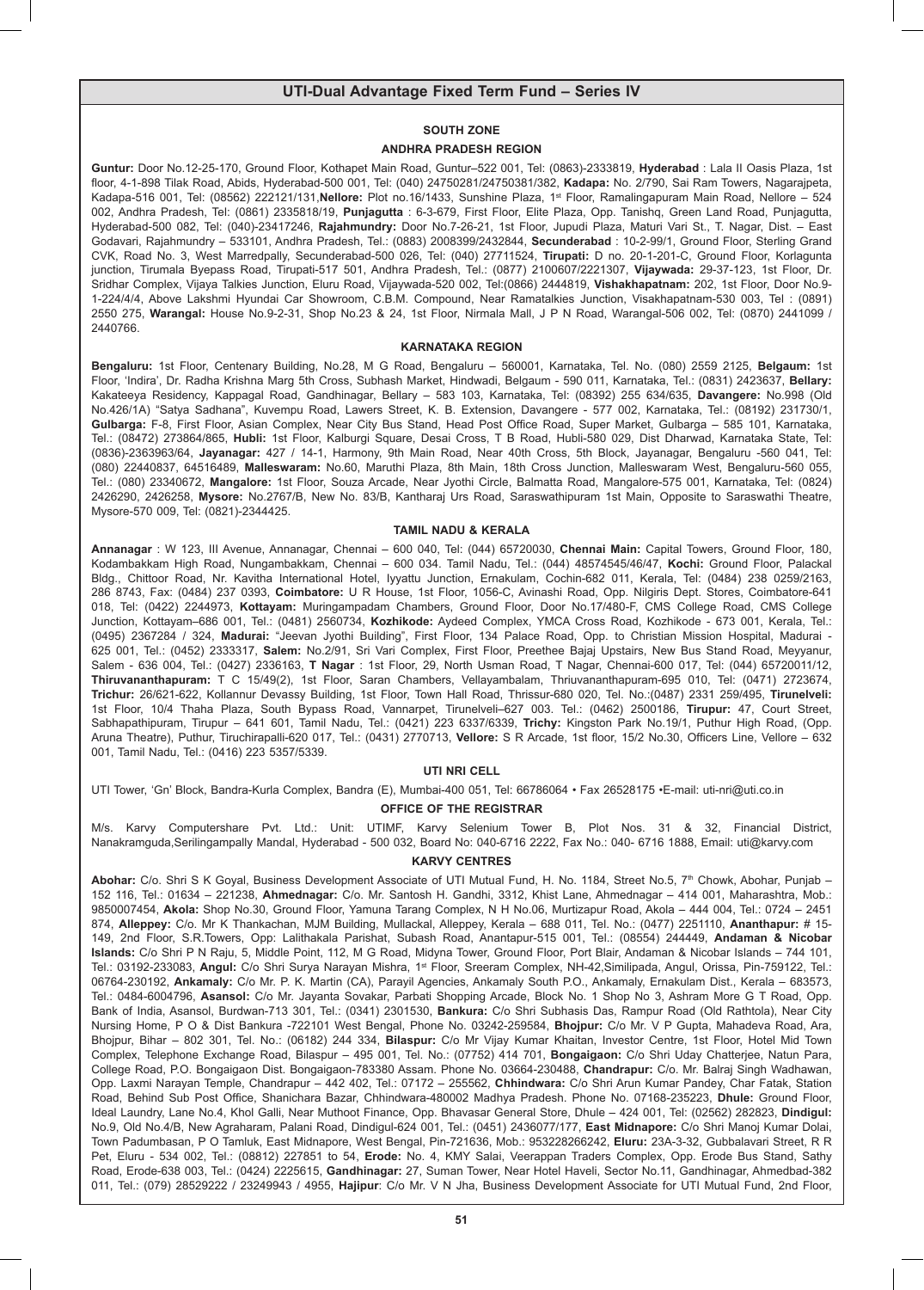## UTI-Dual Advantage Fixed Term Fund – Series IV

### SOUTH ZONE

#### ANDHRA PRADESH REGION

**Guntur:** Door No.12-25-170, Ground Floor, Kothapet Main Road, Guntur–522 001, Tel: (0863)-2333819, **Hyderabad** : Lala II Oasis Plaza, 1st floor, 4-1-898 Tilak Road, Abids, Hyderabad-500 001, Tel: (040) 24750281/24750381/382, **Kadapa:** No. 2/790, Sai Ram Towers, Nagarajpeta, Kadapa-516 001, Tel: (08562) 222121/131,**Nellore:** Plot no.16/1433, Sunshine Plaza, 1st Floor, Ramalingapuram Main Road, Nellore – 524 002, Andhra Pradesh, Tel: (0861) 2335818/19, **Punjagutta** : 6-3-679, First Floor, Elite Plaza, Opp. Tanishq, Green Land Road, Punjagutta, Hyderabad-500 082, Tel: (040)-23417246, **Rajahmundry:** Door No.7-26-21, 1st Floor, Jupudi Plaza, Maturi Vari St., T. Nagar, Dist. – East Godavari, Rajahmundry – 533101, Andhra Pradesh, Tel.: (0883) 2008399/2432844, **Secunderabad** : 10-2-99/1, Ground Floor, Sterling Grand CVK, Road No. 3, West Marredpally, Secunderabad-500 026, Tel: (040) 27711524, **Tirupati:** D no. 20-1-201-C, Ground Floor, Korlagunta junction, Tirumala Byepass Road, Tirupati-517 501, Andhra Pradesh, Tel.: (0877) 2100607/2221307, **Vijaywada:** 29-37-123, 1st Floor, Dr. Sridhar Complex, Vijaya Talkies Junction, Eluru Road, Vijaywada-520 002, Tel:(0866) 2444819, **Vishakhapatnam:** 202, 1st Floor, Door No.9-1-224/4/4, Above Lakshmi Hyundai Car Showroom, C.B.M. Compound, Near Ramatalkies Junction, Visakhapatnam-530 003, Tel : (0891) 2550 275, **Warangal:** House No.9-2-31, Shop No.23 & 24, 1st Floor, Nirmala Mall, J P N Road, Warangal-506 002, Tel: (0870) 2441099 / 2440766.

#### KARNATAKA REGION

**Bengaluru:** 1st Floor, Centenary Building, No.28, M G Road, Bengaluru – 560001, Karnataka, Tel. No. (080) 2559 2125, **Belgaum:** 1st Floor, 'Indira', Dr. Radha Krishna Marg 5th Cross, Subhash Market, Hindwadi, Belgaum - 590 011, Karnataka, Tel.: (0831) 2423637, **Bellary:** Kakateeya Residency, Kappagal Road, Gandhinagar, Bellary – 583 103, Karnataka, Tel.: (08392) 255 634/635, **Davangere:** No.998 (Old No.426/1A) "Satya Sadhana", Kuvempu Road, Lawers Street, K. B. Extension, Davangere - 577 002, Karnataka, Tel.: (08192) 231730/1, **Gulbarga:** F-8, First Floor, Asian Complex, Near City Bus Stand, Head Post Office Road, Super Market, Gulbarga – 585 101, Karnataka, Tel.: (08472) 273864/865, **Hubli:** 1st Floor, Kalburgi Square, Desai Cross, T B Road, Hubli-580 029, Dist Dharwad, Karnataka State, Tel: (0836)-2363963/64, **Jayanagar:** 427 / 14-1, Harmony, 9th Main Road, Near 40th Cross, 5th Block, Jayanagar, Bengaluru -560 041, Tel: (080) 22440837, 64516489, **Malleswaram:** No.60, Maruthi Plaza, 8th Main, 18th Cross Junction, Malleswaram West, Bengaluru-560 055, Tel.: (080) 23340672, **Mangalore:** 1st Floor, Souza Arcade, Near Jyothi Circle, Balmatta Road, Mangalore-575 001, Karnataka, Tel: (0824) 2426290, 2426258, **Mysore:** No.2767/B, New No. 83/B, Kantharaj Urs Road, Saraswathipuram 1st Main, Opposite to Saraswathi Theatre, Mysore-570 009, Tel: (0821)-2344425.

#### TAMIL NADU & KERALA

**Annanagar** : W 123, III Avenue, Annanagar, Chennai – 600 040, Tel: (044) 65720030, **Chennai Main:** Capital Towers, Ground Floor, 180, Kodambakkam High Road, Nungambakkam, Chennai – 600 034. Tamil Nadu, Tel.: (044) 48574545/46/47, **Kochi:** Ground Floor, Palackal Bldg., Chittoor Road, Nr. Kavitha International Hotel, Iyyattu Junction, Ernakulam, Cochin-682 011, Kerala, Tel: (0484) 238 0259/2163, 286 8743, Fax: (0484) 237 0393, **Coimbatore:** U R House, 1st Floor, 1056-C, Avinashi Road, Opp. Nilgiris Dept. Stores, Coimbatore-641 018, Tel: (0422) 2244973, **Kottayam:** Muringampadam Chambers, Ground Floor, Door No.17/480-F, CMS College Road, CMS College Junction, Kottayam–686 001, Tel.: (0481) 2560734, **Kozhikode:** Aydeed Complex, YMCA Cross Road, Kozhikode - 673 001, Kerala, Tel.: (0495) 2367284 / 324, **Madurai:** "Jeevan Jyothi Building", First Floor, 134 Palace Road, Opp. to Christian Mission Hospital, Madurai - 625 001, Tel.: (0452) 2333317, **Salem:** No.2/91, Sri Vari Complex, First Floor, Preethee Bajaj Upstairs, New Bus Stand Road, Meyyanur, Salem - 636 004, Tel.: (0427) 2336163, **T Nagar** : 1st Floor, 29, North Usman Road, T Nagar, Chennai-600 017, Tel: (044) 65720011/12, **Thiruvananthapuram:** T C 15/49(2), 1st Floor, Saran Chambers, Vellayambalam, Thriuvananthapuram-695 010, Tel: (0471) 2723674, **Trichur:** 26/621-622, Kollannur Devassy Building, 1st Floor, Town Hall Road, Thrissur-680 020, Tel. No.:(0487) 2331 259/495, **Tirunelveli:** 1st Floor, 10/4 Thaha Plaza, South Bypass Road, Vannarpet, Tirunelveli–627 003. Tel.: (0462) 2500186, **Tirupur:** 47, Court Street, Sabhapathipuram, Tirupur – 641 601, Tamil Nadu, Tel.: (0421) 223 6337/6339, **Trichy:** Kingston Park No.19/1, Puthur High Road, (Opp. Aruna Theatre), Puthur, Tiruchirapalli-620 017, Tel.: (0431) 2770713, **Vellore:** S R Arcade, 1st floor, 15/2 No.30, Officers Line, Vellore – 632 001, Tamil Nadu, Tel.: (0416) 223 5357/5339.

#### UTI NRI CELL

UTI Tower, 'Gn' Block, Bandra-Kurla Complex, Bandra (E), Mumbai-400 051, Tel: 66786064 • Fax 26528175 •E-mail: uti-nri@uti.co.in

#### OFFICE OF THE REGISTRAR

M/s. Karvy Computershare Pvt. Ltd.: Unit: UTIMF, Karvy Selenium Tower B, Plot Nos. 31 & 32, Financial District, Nanakramguda,Serilingampally Mandal, Hyderabad - 500 032, Board No: 040-6716 2222, Fax No.: 040- 6716 1888, Email: uti@karvy.com

#### KARVY CENTRES

**Abohar:** C/o. Shri S K Goyal, Business Development Associate of UTI Mutual Fund, H. No. 1184, Street No.5, 7th Chowk, Abohar, Punjab – 152 116, Tel.: 01634 – 221238, **Ahmednagar:** C/o. Mr. Santosh H. Gandhi, 3312, Khist Lane, Ahmednagar – 414 001, Maharashtra, Mob.: 9850007454, **Akola:** Shop No.30, Ground Floor, Yamuna Tarang Complex, N H No.06, Murtizapur Road, Akola – 444 004, Tel.: 0724 – 2451 874, **Alleppey:** C/o. Mr K Thankachan, MJM Building, Mullackal, Alleppey, Kerala – 688 011, Tel. No.: (0477) 2251110, **Ananthapur:** # 15-149, 2nd Floor, S.R.Towers, Opp: Lalithakala Parishat, Subash Road, Anantapur-515 001, Tel.: (08554) 244449, **Andaman & Nicobar Islands:** C/o Shri P N Raju, 5, Middle Point, 112, M G Road, Midyna Tower, Ground Floor, Port Blair, Andaman & Nicobar Islands – 744 101, Tel.: 03192-233083, **Angul:** C/o Shri Surya Narayan Mishra, 1st Floor, Sreeram Complex, NH-42,Similipada, Angul, Orissa, Pin-759122, Tel.: 06764-230192, **Ankamaly:** C/o Mr. P. K. Martin (CA), Parayil Agencies, Ankamaly South P.O., Ankamaly, Ernakulam Dist., Kerala – 683573, Tel.: 0484-6004796, **Asansol:** C/o. Mr. Jayanta Sovakar, Parbati Shopping Arcade, Block No. 1 Shop No 3, Ashram More G T Road, Opp. Bank of India, Asansol, Burdwan-713 301, Tel.: (0341) 2301530, **Bankura:** C/o Shri Subhasis Das, Rampur Road (Old Rathtola), Near City Nursing Home, P O & Dist Bankura -722101 West Bengal, Phone No. 03242-259584, **Bhojpur:** C/o Mr. V P Gupta, Mahadeva Road, Ara, Bhojpur, Bihar – 802 301, Tel. No.: (06182) 244 334, **Bilaspur:** C/o Mr Vijay Kumar Khaitan, Investor Centre, 1st Floor, Hotel Mid Town Complex, Telephone Exchange Road, Bilaspur – 495 001, Tel. No.: (07752) 414 701, **Bongaigaon:** C/o Shri Uday Chatterjee, Natun Para, College Road, P.O. Bongaigaon Dist. Bongaigaon-783380 Assam. Phone No. 03664-230488, **Chandrapur:** C/o. Mr. Balraj Singh Wadhawan, Opp. Laxmi Narayan Temple, Chandrapur – 442 402, Tel.: 07172 – 255562, **Chhindwara:** C/o Shri Arun Kumar Pandey, Char Fatak, Station Road, Behind Sub Post Office, Shanichara Bazar, Chhindwara-480002 Madhya Pradesh. Phone No. 07168-235223, **Dhule:** Ground Floor, Ideal Laundry, Lane No.4, Khol Galli, Near Muthoot Finance, Opp. Bhavasar General Store, Dhule – 424 001, Tel: (02562) 282823, **Dindigul:** No.9, Old No.4/B, New Agraharam, Palani Road, Dindigul-624 001, Tel.: (0451) 2436077/177, **East Midnapore:** C/o Shri Manoj Kumar Dolai, Town Padumbasan, P O Tamluk, East Midnapore, West Bengal, Pin-721636, Mob.: 953228266242, **Eluru:** 23A-3-32, Gubbalavari Street, R R Pet, Eluru - 534 002, Tel.: (08812) 227851 to 54, **Erode:** No. 4, KMY Salai, Veerappan Traders Complex, Opp. Erode Bus Stand, Sathy Road, Erode-638 003, Tel.: (0424) 2225615, **Gandhinagar:** 27, Suman Tower, Near Hotel Haveli, Sector No.11, Gandhinagar, Ahmedbad-382 011, Tel.: (079) 28529222 / 23249943 / 4955, **Hajipur**: C/o Mr. V N Jha, Business Development Associate for UTI Mutual Fund, 2nd Floor,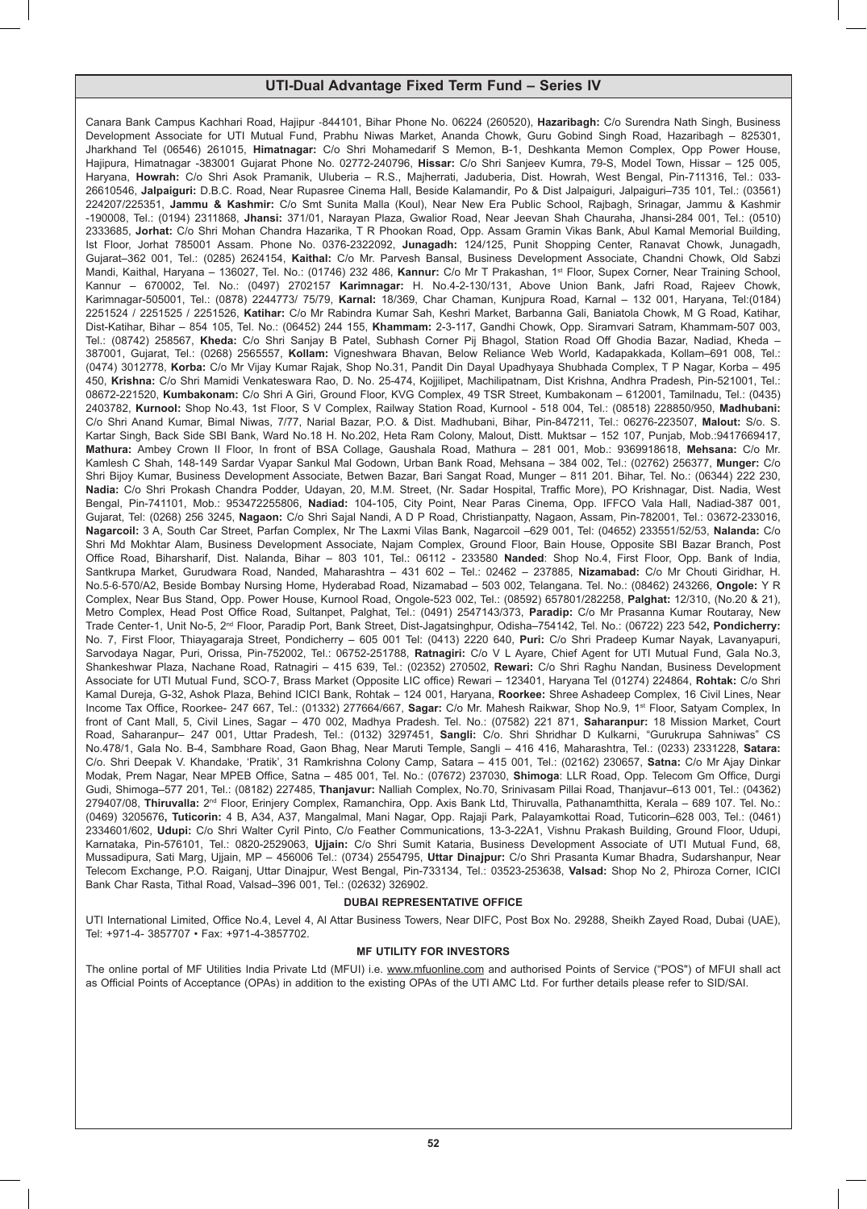Canara Bank Campus Kachhari Road, Hajipur -844101, Bihar Phone No. 06224 (260520), **Hazaribagh:** C/o Surendra Nath Singh, Business Development Associate for UTI Mutual Fund, Prabhu Niwas Market, Ananda Chowk, Guru Gobind Singh Road, Hazaribagh – 825301, Jharkhand Tel (06546) 261015, **Himatnagar:** C/o Shri Mohamedarif S Memon, B-1, Deshkanta Memon Complex, Opp Power House, Hajipura, Himatnagar -383001 Gujarat Phone No. 02772-240796, **Hissar:** C/o Shri Sanjeev Kumra, 79-S, Model Town, Hissar – 125 005, Haryana, **Howrah:** C/o Shri Asok Pramanik, Uluberia – R.S., Majherrati, Jaduberia, Dist. Howrah, West Bengal, Pin-711316, Tel.: 033-26610546, **Jalpaiguri:** D.B.C. Road, Near Rupasree Cinema Hall, Beside Kalamandir, Po & Dist Jalpaiguri, Jalpaiguri–735 101, Tel.: (03561) 224207/225351, **Jammu & Kashmir:** C/o Smt Sunita Malla (Koul), Near New Era Public School, Rajbagh, Srinagar, Jammu & Kashmir -190008, Tel.: (0194) 2311868, **Jhansi:** 371/01, Narayan Plaza, Gwalior Road, Near Jeevan Shah Chauraha, Jhansi-284 001, Tel.: (0510) 2333685, **Jorhat:** C/o Shri Mohan Chandra Hazarika, T R Phookan Road, Opp. Assam Gramin Vikas Bank, Abul Kamal Memorial Building, Ist Floor, Jorhat 785001 Assam. Phone No. 0376-2322092, **Junagadh:** 124/125, Punit Shopping Center, Ranavat Chowk, Junagadh, Gujarat–362 001, Tel.: (0285) 2624154, **Kaithal:** C/o Mr. Parvesh Bansal, Business Development Associate, Chandni Chowk, Old Sabzi Mandi, Kaithal, Haryana – 136027, Tel. No.: (01746) 232 486, **Kannur:** C/o Mr T Prakashan, 1st Floor, Supex Corner, Near Training School, Kannur – 670002, Tel. No.: (0497) 2702157 **Karimnagar:** H. No.4-2-130/131, Above Union Bank, Jafri Road, Rajeev Chowk, Karimnagar-505001, Tel.: (0878) 2244773/ 75/79, **Karnal:** 18/369, Char Chaman, Kunjpura Road, Karnal – 132 001, Haryana, Tel:(0184) 2251524 / 2251525 / 2251526, **Katihar:** C/o Mr Rabindra Kumar Sah, Keshri Market, Barbanna Gali, Baniatola Chowk, M G Road, Katihar, Dist-Katihar, Bihar – 854 105, Tel. No.: (06452) 244 155, **Khammam:** 2-3-117, Gandhi Chowk, Opp. Siramvari Satram, Khammam-507 003, Tel.: (08742) 258567, **Kheda:** C/o Shri Sanjay B Patel, Subhash Corner Pij Bhagol, Station Road Off Ghodia Bazar, Nadiad, Kheda – 387001, Gujarat, Tel.: (0268) 2565557, **Kollam:** Vigneshwara Bhavan, Below Reliance Web World, Kadapakkada, Kollam–691 008, Tel.: (0474) 3012778, **Korba:** C/o Mr Vijay Kumar Rajak, Shop No.31, Pandit Din Dayal Upadhyaya Shubhada Complex, T P Nagar, Korba – 495 450, **Krishna:** C/o Shri Mamidi Venkateswara Rao, D. No. 25-474, Kojjilipet, Machilipatnam, Dist Krishna, Andhra Pradesh, Pin-521001, Tel.: 08672-221520, **Kumbakonam:** C/o Shri A Giri, Ground Floor, KVG Complex, 49 TSR Street, Kumbakonam – 612001, Tamilnadu, Tel.: (0435) 2403782, **Kurnool:** Shop No.43, 1st Floor, S V Complex, Railway Station Road, Kurnool - 518 004, Tel.: (08518) 228850/950, **Madhubani:** C/o Shri Anand Kumar, Bimal Niwas, 7/77, Narial Bazar, P.O. & Dist. Madhubani, Bihar, Pin-847211, Tel.: 06276-223507, **Malout:** S/o. S. Kartar Singh, Back Side SBI Bank, Ward No.18 H. No.202, Heta Ram Colony, Malout, Distt. Muktsar – 152 107, Punjab, Mob.:9417669417, **Mathura:** Ambey Crown II Floor, In front of BSA Collage, Gaushala Road, Mathura – 281 001, Mob.: 9369918618, **Mehsana:** C/o Mr. Kamlesh C Shah, 148-149 Sardar Vyapar Sankul Mal Godown, Urban Bank Road, Mehsana – 384 002, Tel.: (02762) 256377, **Munger:** C/o Shri Bijoy Kumar, Business Development Associate, Betwen Bazar, Bari Sangat Road, Munger – 811 201. Bihar, Tel. No.: (06344) 222 230, **Nadia:** C/o Shri Prokash Chandra Podder, Udayan, 20, M.M. Street, (Nr. Sadar Hospital, Traffic More), PO Krishnagar, Dist. Nadia, West Bengal, Pin-741101, Mob.: 953472255806, **Nadiad:** 104-105, City Point, Near Paras Cinema, Opp. IFFCO Vala Hall, Nadiad-387 001, Gujarat, Tel: (0268) 256 3245, **Nagaon:** C/o Shri Sajal Nandi, A D P Road, Christianpatty, Nagaon, Assam, Pin-782001, Tel.: 03672-233016, **Nagarcoil:** 3 A, South Car Street, Parfan Complex, Nr The Laxmi Vilas Bank, Nagarcoil –629 001, Tel: (04652) 233551/52/53, **Nalanda:** C/o Shri Md Mokhtar Alam, Business Development Associate, Najam Complex, Ground Floor, Bain House, Opposite SBI Bazar Branch, Post Office Road, Biharsharif, Dist. Nalanda, Bihar – 803 101, Tel.: 06112 - 233580 **Nanded**: Shop No.4, First Floor, Opp. Bank of India, Santkrupa Market, Gurudwara Road, Nanded, Maharashtra – 431 602 – Tel.: 02462 – 237885, **Nizamabad:** C/o Mr Chouti Giridhar, H. No.5-6-570/A2, Beside Bombay Nursing Home, Hyderabad Road, Nizamabad – 503 002, Telangana. Tel. No.: (08462) 243266, **Ongole:** Y R Complex, Near Bus Stand, Opp. Power House, Kurnool Road, Ongole-523 002, Tel.: (08592) 657801/282258, **Palghat:** 12/310, (No.20 & 21), Metro Complex, Head Post Office Road, Sultanpet, Palghat, Tel.: (0491) 2547143/373, **Paradip:** C/o Mr Prasanna Kumar Routaray, New Trade Center-1, Unit No-5, 2nd Floor, Paradip Port, Bank Street, Dist-Jagatsinghpur, Odisha–754142, Tel. No.: (06722) 223 542**, Pondicherry:** No. 7, First Floor, Thiayagaraja Street, Pondicherry – 605 001 Tel: (0413) 2220 640, **Puri:** C/o Shri Pradeep Kumar Nayak, Lavanyapuri, Sarvodaya Nagar, Puri, Orissa, Pin-752002, Tel.: 06752-251788, **Ratnagiri:** C/o V L Ayare, Chief Agent for UTI Mutual Fund, Gala No.3, Shankeshwar Plaza, Nachane Road, Ratnagiri – 415 639, Tel.: (02352) 270502, **Rewari:** C/o Shri Raghu Nandan, Business Development Associate for UTI Mutual Fund, SCO-7, Brass Market (Opposite LIC office) Rewari – 123401, Haryana Tel (01274) 224864, **Rohtak:** C/o Shri Kamal Dureja, G-32, Ashok Plaza, Behind ICICI Bank, Rohtak – 124 001, Haryana, **Roorkee:** Shree Ashadeep Complex, 16 Civil Lines, Near Income Tax Office, Roorkee- 247 667, Tel.: (01332) 277664/667, **Sagar:** C/o Mr. Mahesh Raikwar, Shop No.9, 1st Floor, Satyam Complex, In front of Cant Mall, 5, Civil Lines, Sagar – 470 002, Madhya Pradesh. Tel. No.: (07582) 221 871, **Saharanpur:** 18 Mission Market, Court Road, Saharanpur– 247 001, Uttar Pradesh, Tel.: (0132) 3297451, **Sangli:** C/o. Shri Shridhar D Kulkarni, "Gurukrupa Sahniwas" CS No.478/1, Gala No. B-4, Sambhare Road, Gaon Bhag, Near Maruti Temple, Sangli – 416 416, Maharashtra, Tel.: (0233) 2331228, **Satara:** C/o. Shri Deepak V. Khandake, 'Pratik', 31 Ramkrishna Colony Camp, Satara – 415 001, Tel.: (02162) 230657, **Satna:** C/o Mr Ajay Dinkar Modak, Prem Nagar, Near MPEB Office, Satna – 485 001, Tel. No.: (07672) 237030, **Shimoga**: LLR Road, Opp. Telecom Gm Office, Durgi Gudi, Shimoga–577 201, Tel.: (08182) 227485, **Thanjavur:** Nalliah Complex, No.70, Srinivasam Pillai Road, Thanjavur–613 001, Tel.: (04362) 279407/08, **Thiruvalla:** 2nd Floor, Erinjery Complex, Ramanchira, Opp. Axis Bank Ltd, Thiruvalla, Pathanamthitta, Kerala – 689 107. Tel. No.: (0469) 3205676**, Tuticorin:** 4 B, A34, A37, Mangalmal, Mani Nagar, Opp. Rajaji Park, Palayamkottai Road, Tuticorin–628 003, Tel.: (0461) 2334601/602, **Udupi:** C/o Shri Walter Cyril Pinto, C/o Feather Communications, 13-3-22A1, Vishnu Prakash Building, Ground Floor, Udupi, Karnataka, Pin-576101, Tel.: 0820-2529063, **Ujjain:** C/o Shri Sumit Kataria, Business Development Associate of UTI Mutual Fund, 68, Mussadipura, Sati Marg, Ujjain, MP – 456006 Tel.: (0734) 2554795, **Uttar Dinajpur:** C/o Shri Prasanta Kumar Bhadra, Sudarshanpur, Near Telecom Exchange, P.O. Raiganj, Uttar Dinajpur, West Bengal, Pin-733134, Tel.: 03523-253638, **Valsad:** Shop No 2, Phiroza Corner, ICICI Bank Char Rasta, Tithal Road, Valsad–396 001, Tel.: (02632) 326902.

**DUBAI REPRESENTATIVE OFFICE**

UTI International Limited, Office No.4, Level 4, Al Attar Business Towers, Near DIFC, Post Box No. 29288, Sheikh Zayed Road, Dubai (UAE), Tel: +971-4- 3857707 • Fax: +971-4-3857702.

**MF UTILITY FOR INVESTORS**

The online portal of MF Utilities India Private Ltd (MFUI) i.e. www.mfuonline.com and authorised Points of Service ("POS") of MFUI shall act as Official Points of Acceptance (OPAs) in addition to the existing OPAs of the UTI AMC Ltd. For further details please refer to SID/SAI.